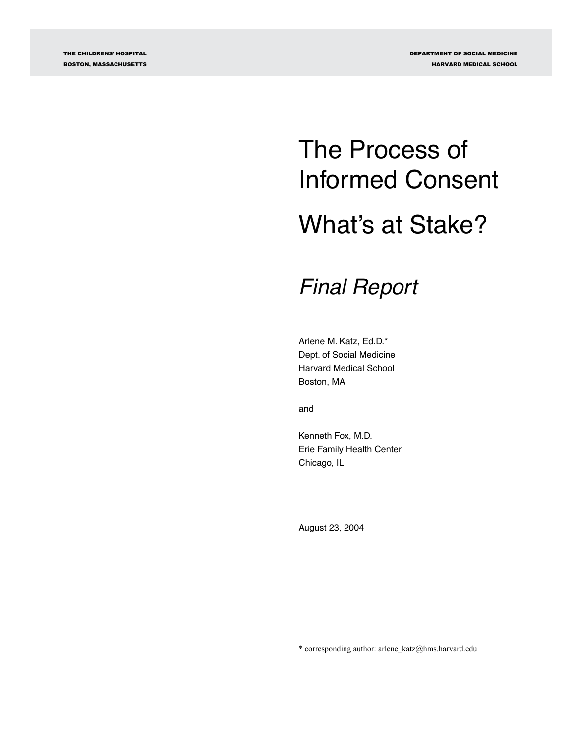THE CHILDRENS' HOSPITAL
BOSTON, MASSACHUSETTS

DEPARTMENT OF SOCIAL MEDICINE
HARVARD MEDICAL SCHOOL

# The Process of Informed Consent

# What's at Stake?

## *Final Report*

Arlene M. Katz, Ed.D.*
Dept. of Social Medicine
Harvard Medical School
Boston, MA

and

Kenneth Fox, M.D.
Erie Family Health Center
Chicago, IL

August 23, 2004

* corresponding author: arlene_katz@hms.harvard.edu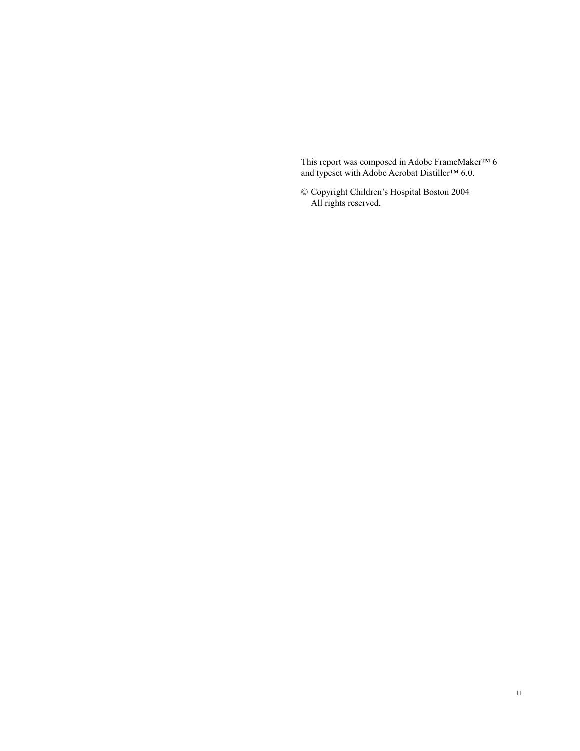This report was composed in Adobe FrameMaker™ 6 and typeset with Adobe Acrobat Distiller™ 6.0.

© Copyright Children's Hospital Boston 2004
All rights reserved.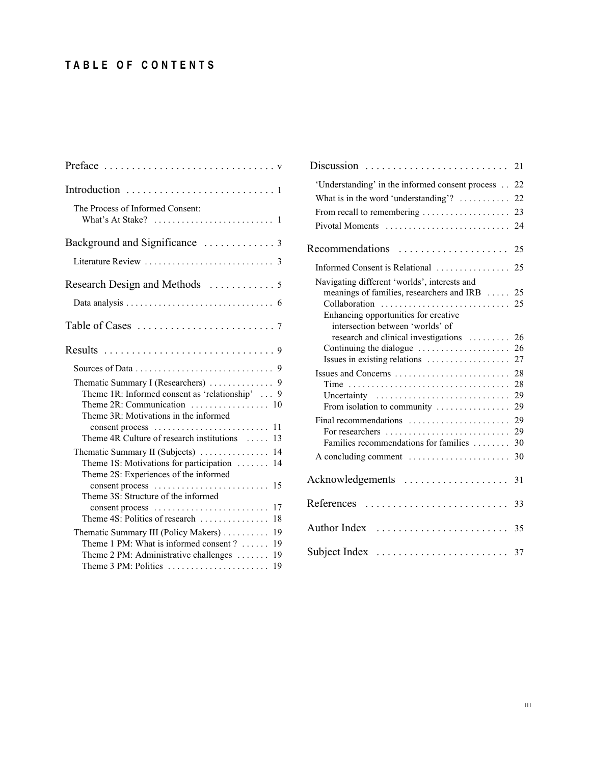# TABLE OF CONTENTS

Preface . . . . . . . . . . . . . . . . . . . . . . . . . . . . . . . v

Introduction . . . . . . . . . . . . . . . . . . . . . . . . . . . 1

- The Process of Informed Consent: What's At Stake? . . . . . . . . . . . . . . . . . . . . . . . . . 1

Background and Significance . . . . . . . . . . . . . 3

- Literature Review . . . . . . . . . . . . . . . . . . . . . . . . . . . 3

Research Design and Methods . . . . . . . . . . . . 5

- Data analysis . . . . . . . . . . . . . . . . . . . . . . . . . . . . . . . 6

Table of Cases . . . . . . . . . . . . . . . . . . . . . . . . . 7

Results . . . . . . . . . . . . . . . . . . . . . . . . . . . . . . . 9

- Sources of Data . . . . . . . . . . . . . . . . . . . . . . . . . . . . . 9
- Thematic Summary I (Researchers) . . . . . . . . . . . . . . 9
  - Theme 1R: Informed consent as 'relationship' . . . 9
  - Theme 2R: Communication . . . . . . . . . . . . . . . . . 10
  - Theme 3R: Motivations in the informed consent process . . . . . . . . . . . . . . . . . . . . . . . . . 11
  - Theme 4R Culture of research institutions . . . . . 13
- Thematic Summary II (Subjects) . . . . . . . . . . . . . . . 14
  - Theme 1S: Motivations for participation . . . . . . . 14
  - Theme 2S: Experiences of the informed consent process . . . . . . . . . . . . . . . . . . . . . . . . . 15
  - Theme 3S: Structure of the informed consent process . . . . . . . . . . . . . . . . . . . . . . . . . 17
  - Theme 4S: Politics of research . . . . . . . . . . . . . . . 18
- Thematic Summary III (Policy Makers) . . . . . . . . . . 19
  - Theme 1 PM: What is informed consent ? . . . . . . 19
  - Theme 2 PM: Administrative challenges . . . . . . . 19
  - Theme 3 PM: Politics . . . . . . . . . . . . . . . . . . . . . . 19

Discussion . . . . . . . . . . . . . . . . . . . . . . . . . . 21

- 'Understanding' in the informed consent process . . 22
- What is in the word 'understanding'? . . . . . . . . . . . 22
- From recall to remembering . . . . . . . . . . . . . . . . . . . 23
- Pivotal Moments . . . . . . . . . . . . . . . . . . . . . . . . . . . 24

Recommendations . . . . . . . . . . . . . . . . . . . . 25

- Informed Consent is Relational . . . . . . . . . . . . . . . . 25
- Navigating different 'worlds', interests and meanings of families, researchers and IRB . . . . . 25
  - Collaboration . . . . . . . . . . . . . . . . . . . . . . . . . . . . 25
  - Enhancing opportunities for creative intersection between 'worlds' of research and clinical investigations . . . . . . . . . 26
  - Continuing the dialogue . . . . . . . . . . . . . . . . . . . . 26
  - Issues in existing relations . . . . . . . . . . . . . . . . . . 27
- Issues and Concerns . . . . . . . . . . . . . . . . . . . . . . . . . 28
  - Time . . . . . . . . . . . . . . . . . . . . . . . . . . . . . . . . . . . 28
  - Uncertainty . . . . . . . . . . . . . . . . . . . . . . . . . . . . . 29
  - From isolation to community . . . . . . . . . . . . . . . . 29
- Final recommendations . . . . . . . . . . . . . . . . . . . . . . 29
  - For researchers . . . . . . . . . . . . . . . . . . . . . . . . . . . 29
  - Families recommendations for families . . . . . . . . 30
- A concluding comment . . . . . . . . . . . . . . . . . . . . . . 30

Acknowledgements . . . . . . . . . . . . . . . . . . . 31

References . . . . . . . . . . . . . . . . . . . . . . . . . . 33

Author Index . . . . . . . . . . . . . . . . . . . . . . . . 35

Subject Index . . . . . . . . . . . . . . . . . . . . . . . . 37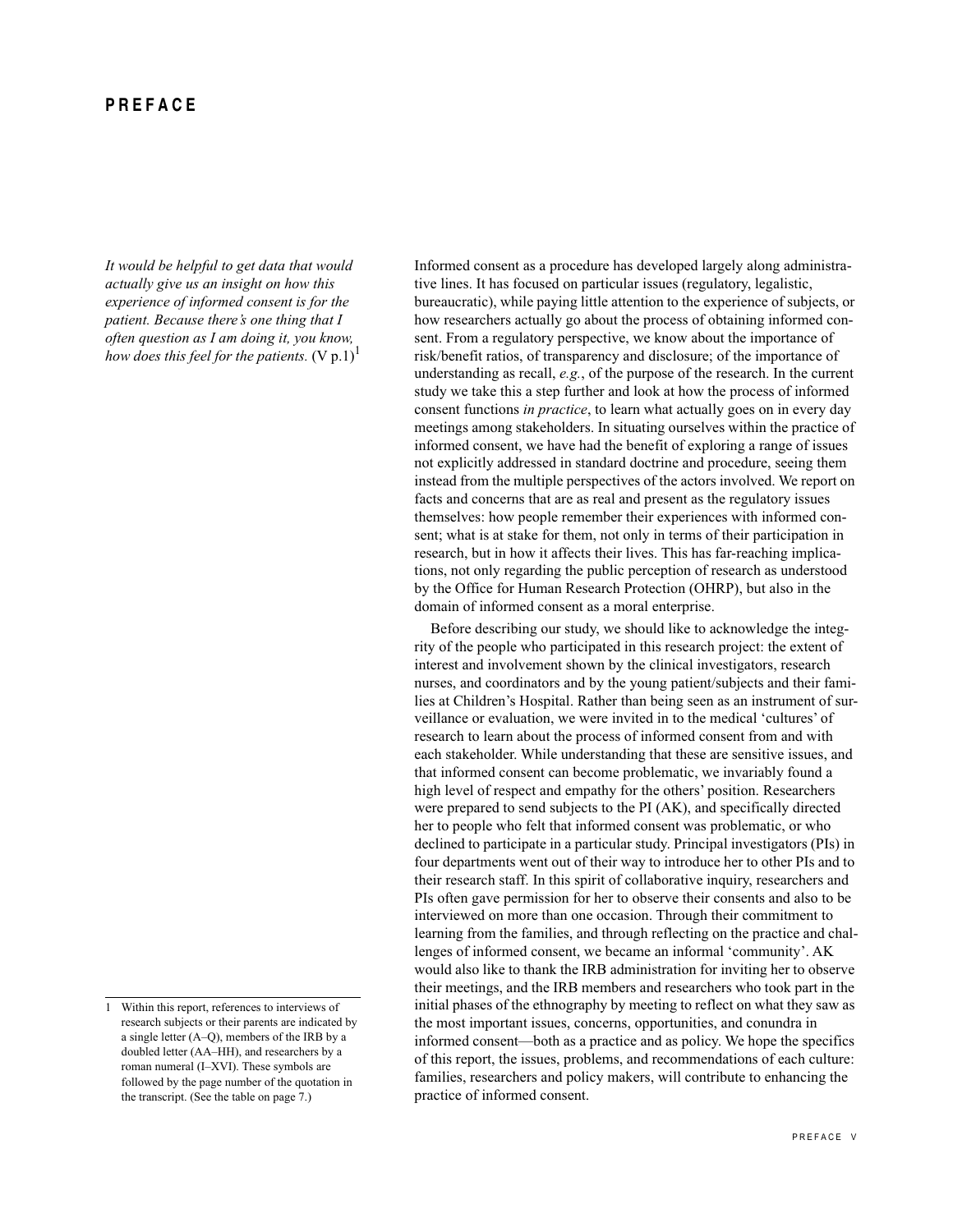# PREFACE

*It would be helpful to get data that would actually give us an insight on how this experience of informed consent is for the patient. Because there's one thing that I often question as I am doing it, you know, how does this feel for the patients.* (V p.1)[1]

Informed consent as a procedure has developed largely along administrative lines. It has focused on particular issues (regulatory, legalistic, bureaucratic), while paying little attention to the experience of subjects, or how researchers actually go about the process of obtaining informed consent. From a regulatory perspective, we know about the importance of risk/benefit ratios, of transparency and disclosure; of the importance of understanding as recall, *e.g.*, of the purpose of the research. In the current study we take this a step further and look at how the process of informed consent functions *in practice*, to learn what actually goes on in every day meetings among stakeholders. In situating ourselves within the practice of informed consent, we have had the benefit of exploring a range of issues not explicitly addressed in standard doctrine and procedure, seeing them instead from the multiple perspectives of the actors involved. We report on facts and concerns that are as real and present as the regulatory issues themselves: how people remember their experiences with informed consent; what is at stake for them, not only in terms of their participation in research, but in how it affects their lives. This has far-reaching implications, not only regarding the public perception of research as understood by the Office for Human Research Protection (OHRP), but also in the domain of informed consent as a moral enterprise.

Before describing our study, we should like to acknowledge the integrity of the people who participated in this research project: the extent of interest and involvement shown by the clinical investigators, research nurses, and coordinators and by the young patient/subjects and their families at Children's Hospital. Rather than being seen as an instrument of surveillance or evaluation, we were invited in to the medical 'cultures' of research to learn about the process of informed consent from and with each stakeholder. While understanding that these are sensitive issues, and that informed consent can become problematic, we invariably found a high level of respect and empathy for the others' position. Researchers were prepared to send subjects to the PI (AK), and specifically directed her to people who felt that informed consent was problematic, or who declined to participate in a particular study. Principal investigators (PIs) in four departments went out of their way to introduce her to other PIs and to their research staff. In this spirit of collaborative inquiry, researchers and PIs often gave permission for her to observe their consents and also to be interviewed on more than one occasion. Through their commitment to learning from the families, and through reflecting on the practice and challenges of informed consent, we became an informal 'community'. AK would also like to thank the IRB administration for inviting her to observe their meetings, and the IRB members and researchers who took part in the initial phases of the ethnography by meeting to reflect on what they saw as the most important issues, concerns, opportunities, and conundra in informed consent—both as a practice and as policy. We hope the specifics of this report, the issues, problems, and recommendations of each culture: families, researchers and policy makers, will contribute to enhancing the practice of informed consent.

[1] Within this report, references to interviews of research subjects or their parents are indicated by a single letter (A–Q), members of the IRB by a doubled letter (AA–HH), and researchers by a roman numeral (I–XVI). These symbols are followed by the page number of the quotation in the transcript. (See the table on page 7.)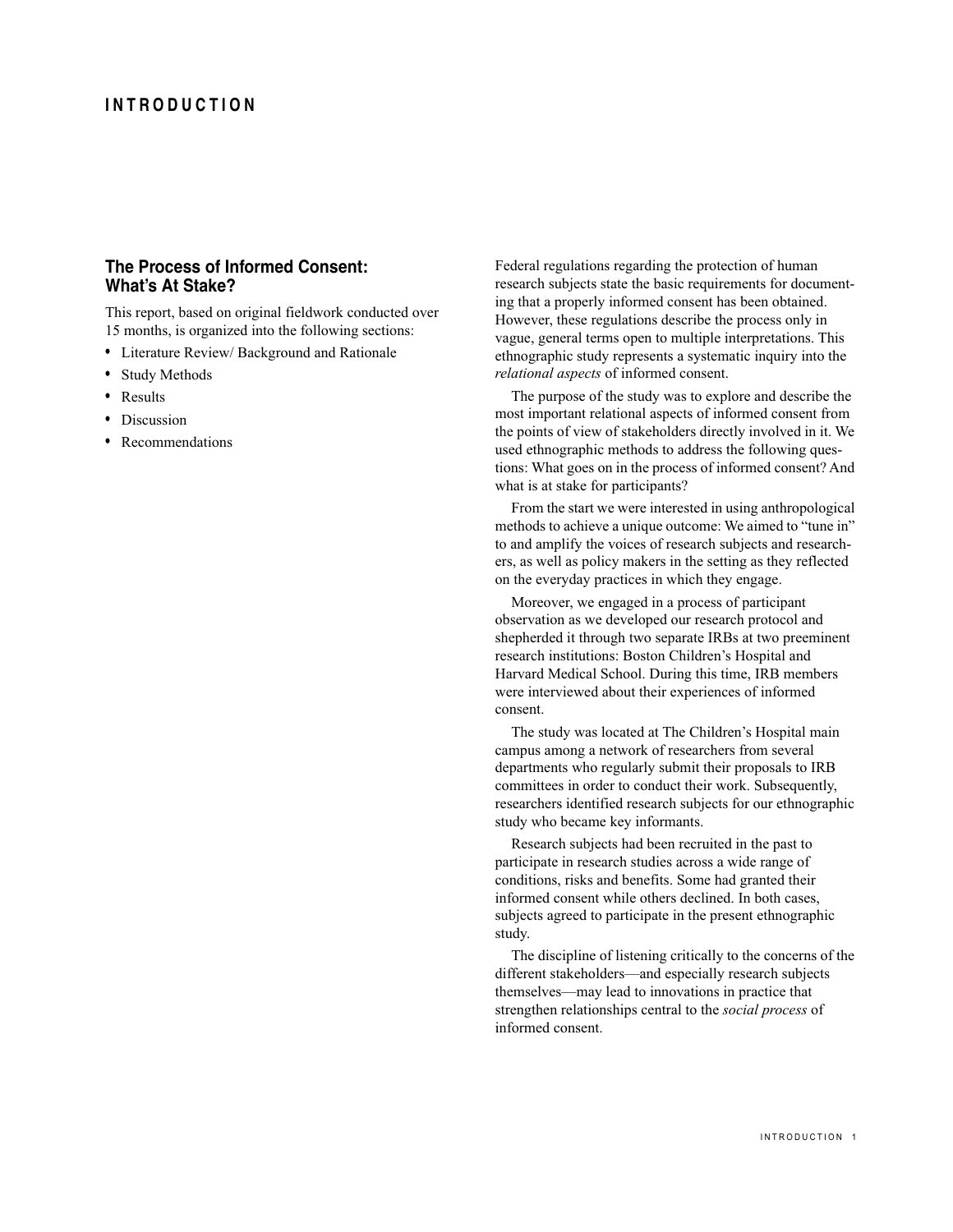# INTRODUCTION

## The Process of Informed Consent: What's At Stake?

This report, based on original fieldwork conducted over 15 months, is organized into the following sections:

- Literature Review/ Background and Rationale
- Study Methods
- Results
- Discussion
- Recommendations

Federal regulations regarding the protection of human research subjects state the basic requirements for documenting that a properly informed consent has been obtained. However, these regulations describe the process only in vague, general terms open to multiple interpretations. This ethnographic study represents a systematic inquiry into the *relational aspects* of informed consent.

The purpose of the study was to explore and describe the most important relational aspects of informed consent from the points of view of stakeholders directly involved in it. We used ethnographic methods to address the following questions: What goes on in the process of informed consent? And what is at stake for participants?

From the start we were interested in using anthropological methods to achieve a unique outcome: We aimed to "tune in" to and amplify the voices of research subjects and researchers, as well as policy makers in the setting as they reflected on the everyday practices in which they engage.

Moreover, we engaged in a process of participant observation as we developed our research protocol and shepherded it through two separate IRBs at two preeminent research institutions: Boston Children's Hospital and Harvard Medical School. During this time, IRB members were interviewed about their experiences of informed consent.

The study was located at The Children's Hospital main campus among a network of researchers from several departments who regularly submit their proposals to IRB committees in order to conduct their work. Subsequently, researchers identified research subjects for our ethnographic study who became key informants.

Research subjects had been recruited in the past to participate in research studies across a wide range of conditions, risks and benefits. Some had granted their informed consent while others declined. In both cases, subjects agreed to participate in the present ethnographic study.

The discipline of listening critically to the concerns of the different stakeholders—and especially research subjects themselves—may lead to innovations in practice that strengthen relationships central to the *social process* of informed consent.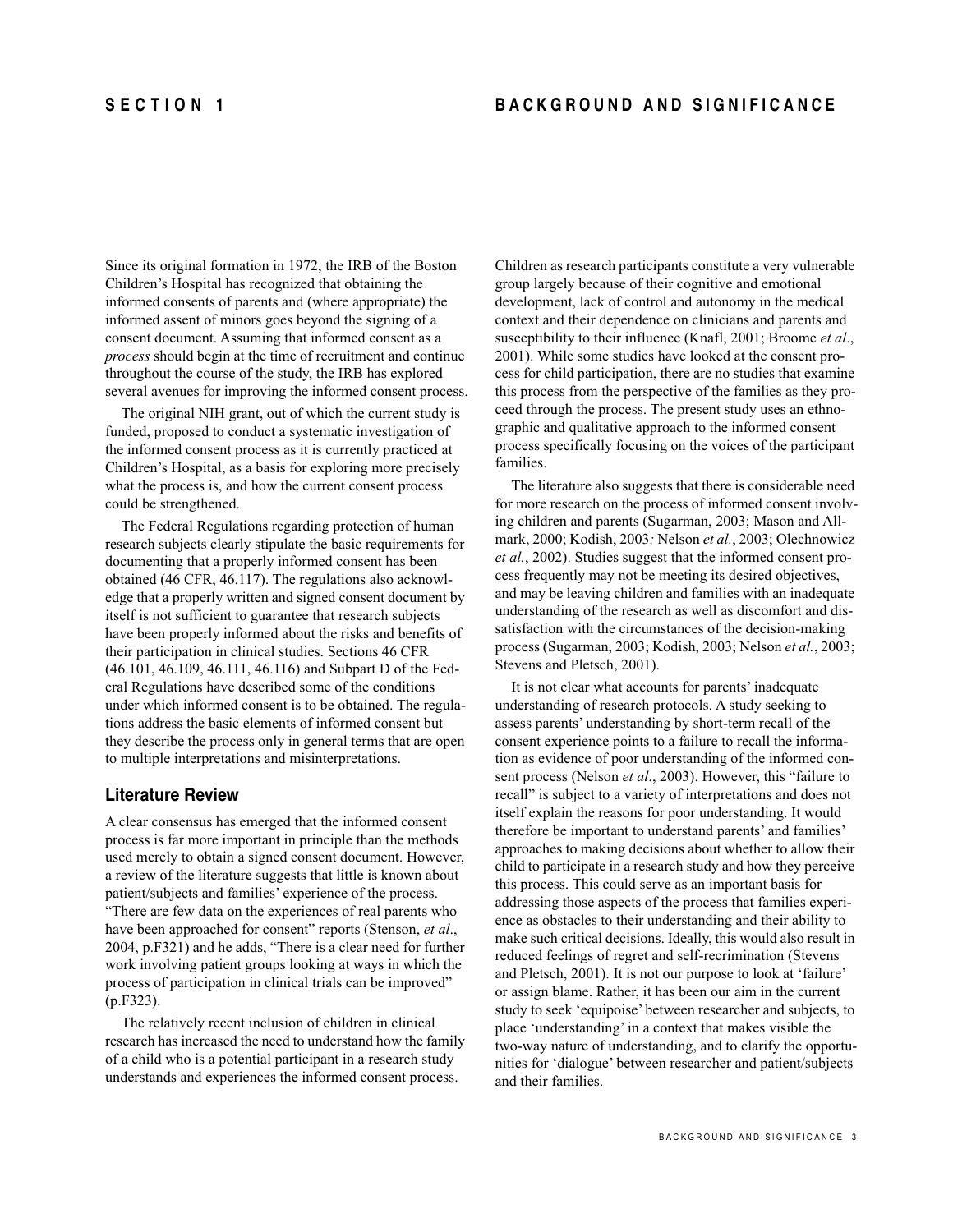# SECTION 1 BACKGROUND AND SIGNIFICANCE

Since its original formation in 1972, the IRB of the Boston Children's Hospital has recognized that obtaining the informed consents of parents and (where appropriate) the informed assent of minors goes beyond the signing of a consent document. Assuming that informed consent as a *process* should begin at the time of recruitment and continue throughout the course of the study, the IRB has explored several avenues for improving the informed consent process.

The original NIH grant, out of which the current study is funded, proposed to conduct a systematic investigation of the informed consent process as it is currently practiced at Children's Hospital, as a basis for exploring more precisely what the process is, and how the current consent process could be strengthened.

The Federal Regulations regarding protection of human research subjects clearly stipulate the basic requirements for documenting that a properly informed consent has been obtained (46 CFR, 46.117). The regulations also acknowledge that a properly written and signed consent document by itself is not sufficient to guarantee that research subjects have been properly informed about the risks and benefits of their participation in clinical studies. Sections 46 CFR (46.101, 46.109, 46.111, 46.116) and Subpart D of the Federal Regulations have described some of the conditions under which informed consent is to be obtained. The regulations address the basic elements of informed consent but they describe the process only in general terms that are open to multiple interpretations and misinterpretations.

## Literature Review

A clear consensus has emerged that the informed consent process is far more important in principle than the methods used merely to obtain a signed consent document. However, a review of the literature suggests that little is known about patient/subjects and families' experience of the process. "There are few data on the experiences of real parents who have been approached for consent" reports (Stenson, *et al*., 2004, p.F321) and he adds, "There is a clear need for further work involving patient groups looking at ways in which the process of participation in clinical trials can be improved" (p.F323).

The relatively recent inclusion of children in clinical research has increased the need to understand how the family of a child who is a potential participant in a research study understands and experiences the informed consent process.

Children as research participants constitute a very vulnerable group largely because of their cognitive and emotional development, lack of control and autonomy in the medical context and their dependence on clinicians and parents and susceptibility to their influence (Knafl, 2001; Broome *et al*., 2001). While some studies have looked at the consent process for child participation, there are no studies that examine this process from the perspective of the families as they proceed through the process. The present study uses an ethnographic and qualitative approach to the informed consent process specifically focusing on the voices of the participant families.

The literature also suggests that there is considerable need for more research on the process of informed consent involving children and parents (Sugarman, 2003; Mason and Allmark, 2000; Kodish, 2003*;* Nelson *et al.*, 2003; Olechnowicz *et al.*, 2002). Studies suggest that the informed consent process frequently may not be meeting its desired objectives, and may be leaving children and families with an inadequate understanding of the research as well as discomfort and dissatisfaction with the circumstances of the decision-making process (Sugarman, 2003; Kodish, 2003; Nelson *et al.*, 2003; Stevens and Pletsch, 2001).

It is not clear what accounts for parents' inadequate understanding of research protocols. A study seeking to assess parents' understanding by short-term recall of the consent experience points to a failure to recall the information as evidence of poor understanding of the informed consent process (Nelson *et al*., 2003). However, this "failure to recall" is subject to a variety of interpretations and does not itself explain the reasons for poor understanding. It would therefore be important to understand parents' and families' approaches to making decisions about whether to allow their child to participate in a research study and how they perceive this process. This could serve as an important basis for addressing those aspects of the process that families experience as obstacles to their understanding and their ability to make such critical decisions. Ideally, this would also result in reduced feelings of regret and self-recrimination (Stevens and Pletsch, 2001). It is not our purpose to look at 'failure' or assign blame. Rather, it has been our aim in the current study to seek 'equipoise' between researcher and subjects, to place 'understanding' in a context that makes visible the two-way nature of understanding, and to clarify the opportunities for 'dialogue' between researcher and patient/subjects and their families.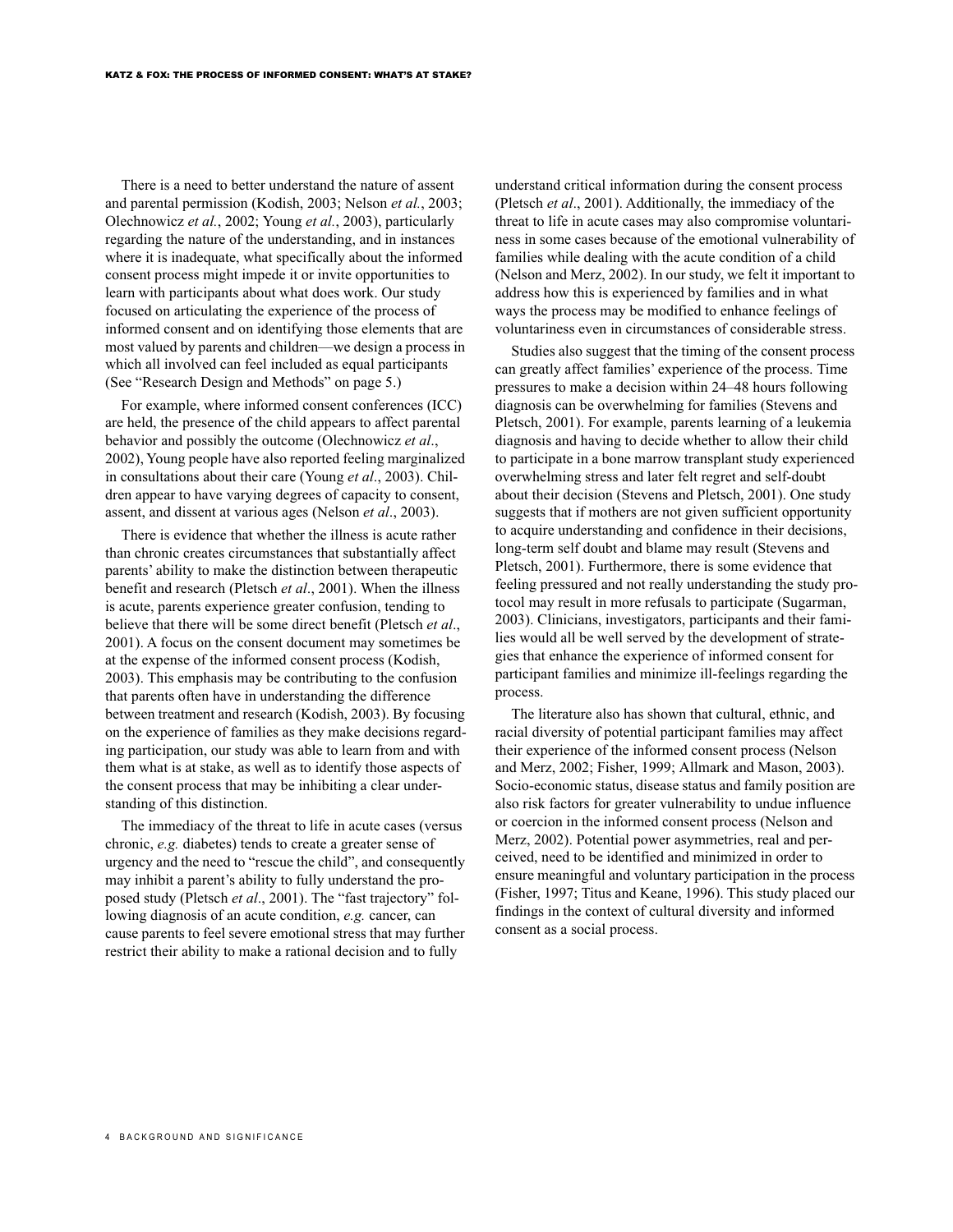There is a need to better understand the nature of assent and parental permission (Kodish, 2003; Nelson *et al.*, 2003; Olechnowicz *et al.*, 2002; Young *et al.*, 2003), particularly regarding the nature of the understanding, and in instances where it is inadequate, what specifically about the informed consent process might impede it or invite opportunities to learn with participants about what does work. Our study focused on articulating the experience of the process of informed consent and on identifying those elements that are most valued by parents and children—we design a process in which all involved can feel included as equal participants (See "Research Design and Methods" on page 5.)

For example, where informed consent conferences (ICC) are held, the presence of the child appears to affect parental behavior and possibly the outcome (Olechnowicz *et al*., 2002), Young people have also reported feeling marginalized in consultations about their care (Young *et al*., 2003). Children appear to have varying degrees of capacity to consent, assent, and dissent at various ages (Nelson *et al*., 2003).

There is evidence that whether the illness is acute rather than chronic creates circumstances that substantially affect parents' ability to make the distinction between therapeutic benefit and research (Pletsch *et al*., 2001). When the illness is acute, parents experience greater confusion, tending to believe that there will be some direct benefit (Pletsch *et al*., 2001). A focus on the consent document may sometimes be at the expense of the informed consent process (Kodish, 2003). This emphasis may be contributing to the confusion that parents often have in understanding the difference between treatment and research (Kodish, 2003). By focusing on the experience of families as they make decisions regarding participation, our study was able to learn from and with them what is at stake, as well as to identify those aspects of the consent process that may be inhibiting a clear understanding of this distinction.

The immediacy of the threat to life in acute cases (versus chronic, *e.g.* diabetes) tends to create a greater sense of urgency and the need to "rescue the child", and consequently may inhibit a parent's ability to fully understand the proposed study (Pletsch *et al*., 2001). The "fast trajectory" following diagnosis of an acute condition, *e.g.* cancer, can cause parents to feel severe emotional stress that may further restrict their ability to make a rational decision and to fully understand critical information during the consent process (Pletsch *et al*., 2001). Additionally, the immediacy of the threat to life in acute cases may also compromise voluntariness in some cases because of the emotional vulnerability of families while dealing with the acute condition of a child (Nelson and Merz, 2002). In our study, we felt it important to address how this is experienced by families and in what ways the process may be modified to enhance feelings of voluntariness even in circumstances of considerable stress.

Studies also suggest that the timing of the consent process can greatly affect families' experience of the process. Time pressures to make a decision within 24–48 hours following diagnosis can be overwhelming for families (Stevens and Pletsch, 2001). For example, parents learning of a leukemia diagnosis and having to decide whether to allow their child to participate in a bone marrow transplant study experienced overwhelming stress and later felt regret and self-doubt about their decision (Stevens and Pletsch, 2001). One study suggests that if mothers are not given sufficient opportunity to acquire understanding and confidence in their decisions, long-term self doubt and blame may result (Stevens and Pletsch, 2001). Furthermore, there is some evidence that feeling pressured and not really understanding the study protocol may result in more refusals to participate (Sugarman, 2003). Clinicians, investigators, participants and their families would all be well served by the development of strategies that enhance the experience of informed consent for participant families and minimize ill-feelings regarding the process.

The literature also has shown that cultural, ethnic, and racial diversity of potential participant families may affect their experience of the informed consent process (Nelson and Merz, 2002; Fisher, 1999; Allmark and Mason, 2003). Socio-economic status, disease status and family position are also risk factors for greater vulnerability to undue influence or coercion in the informed consent process (Nelson and Merz, 2002). Potential power asymmetries, real and perceived, need to be identified and minimized in order to ensure meaningful and voluntary participation in the process (Fisher, 1997; Titus and Keane, 1996). This study placed our findings in the context of cultural diversity and informed consent as a social process.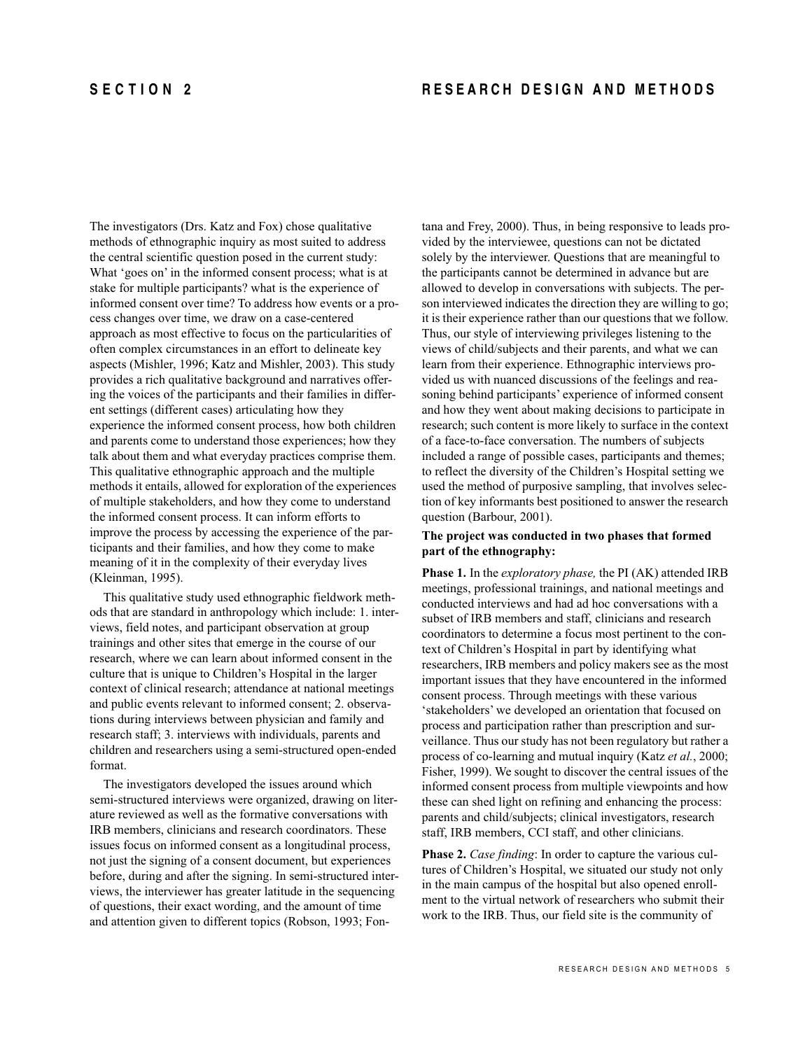# SECTION 2 RESEARCH DESIGN AND METHODS

The investigators (Drs. Katz and Fox) chose qualitative methods of ethnographic inquiry as most suited to address the central scientific question posed in the current study: What 'goes on' in the informed consent process; what is at stake for multiple participants? what is the experience of informed consent over time? To address how events or a process changes over time, we draw on a case-centered approach as most effective to focus on the particularities of often complex circumstances in an effort to delineate key aspects (Mishler, 1996; Katz and Mishler, 2003). This study provides a rich qualitative background and narratives offering the voices of the participants and their families in different settings (different cases) articulating how they experience the informed consent process, how both children and parents come to understand those experiences; how they talk about them and what everyday practices comprise them. This qualitative ethnographic approach and the multiple methods it entails, allowed for exploration of the experiences of multiple stakeholders, and how they come to understand the informed consent process. It can inform efforts to improve the process by accessing the experience of the participants and their families, and how they come to make meaning of it in the complexity of their everyday lives (Kleinman, 1995).

This qualitative study used ethnographic fieldwork methods that are standard in anthropology which include: 1. interviews, field notes, and participant observation at group trainings and other sites that emerge in the course of our research, where we can learn about informed consent in the culture that is unique to Children's Hospital in the larger context of clinical research; attendance at national meetings and public events relevant to informed consent; 2. observations during interviews between physician and family and research staff; 3. interviews with individuals, parents and children and researchers using a semi-structured open-ended format.

The investigators developed the issues around which semi-structured interviews were organized, drawing on literature reviewed as well as the formative conversations with IRB members, clinicians and research coordinators. These issues focus on informed consent as a longitudinal process, not just the signing of a consent document, but experiences before, during and after the signing. In semi-structured interviews, the interviewer has greater latitude in the sequencing of questions, their exact wording, and the amount of time and attention given to different topics (Robson, 1993; Fontana and Frey, 2000). Thus, in being responsive to leads provided by the interviewee, questions can not be dictated solely by the interviewer. Questions that are meaningful to the participants cannot be determined in advance but are allowed to develop in conversations with subjects. The person interviewed indicates the direction they are willing to go; it is their experience rather than our questions that we follow. Thus, our style of interviewing privileges listening to the views of child/subjects and their parents, and what we can learn from their experience. Ethnographic interviews provided us with nuanced discussions of the feelings and reasoning behind participants' experience of informed consent and how they went about making decisions to participate in research; such content is more likely to surface in the context of a face-to-face conversation. The numbers of subjects included a range of possible cases, participants and themes; to reflect the diversity of the Children's Hospital setting we used the method of purposive sampling, that involves selection of key informants best positioned to answer the research question (Barbour, 2001).

**The project was conducted in two phases that formed part of the ethnography:**

**Phase 1.** In the *exploratory phase,* the PI (AK) attended IRB meetings, professional trainings, and national meetings and conducted interviews and had ad hoc conversations with a subset of IRB members and staff, clinicians and research coordinators to determine a focus most pertinent to the context of Children's Hospital in part by identifying what researchers, IRB members and policy makers see as the most important issues that they have encountered in the informed consent process. Through meetings with these various 'stakeholders' we developed an orientation that focused on process and participation rather than prescription and surveillance. Thus our study has not been regulatory but rather a process of co-learning and mutual inquiry (Katz *et al.*, 2000; Fisher, 1999). We sought to discover the central issues of the informed consent process from multiple viewpoints and how these can shed light on refining and enhancing the process: parents and child/subjects; clinical investigators, research staff, IRB members, CCI staff, and other clinicians.

**Phase 2.** *Case finding*: In order to capture the various cultures of Children's Hospital, we situated our study not only in the main campus of the hospital but also opened enrollment to the virtual network of researchers who submit their work to the IRB. Thus, our field site is the community of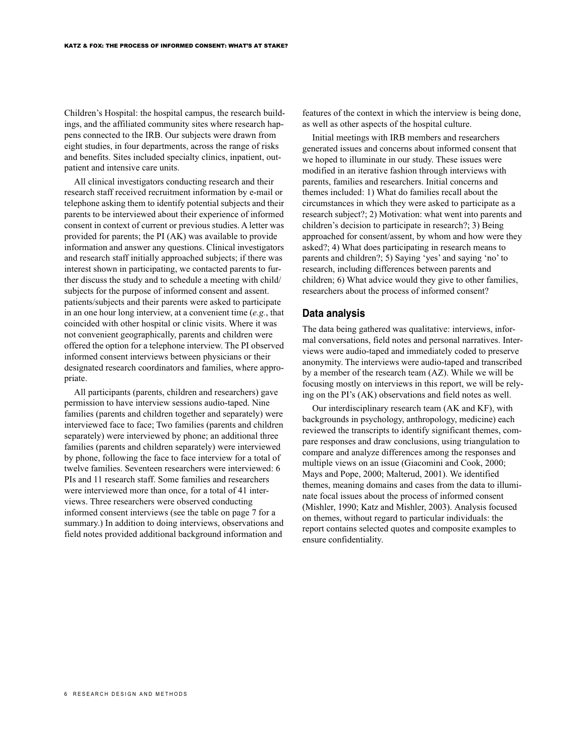Children's Hospital: the hospital campus, the research buildings, and the affiliated community sites where research happens connected to the IRB. Our subjects were drawn from eight studies, in four departments, across the range of risks and benefits. Sites included specialty clinics, inpatient, outpatient and intensive care units.

All clinical investigators conducting research and their research staff received recruitment information by e-mail or telephone asking them to identify potential subjects and their parents to be interviewed about their experience of informed consent in context of current or previous studies. A letter was provided for parents; the PI (AK) was available to provide information and answer any questions. Clinical investigators and research staff initially approached subjects; if there was interest shown in participating, we contacted parents to further discuss the study and to schedule a meeting with child/subjects for the purpose of informed consent and assent. patients/subjects and their parents were asked to participate in an one hour long interview, at a convenient time (*e.g.*, that coincided with other hospital or clinic visits. Where it was not convenient geographically, parents and children were offered the option for a telephone interview. The PI observed informed consent interviews between physicians or their designated research coordinators and families, where appropriate.

All participants (parents, children and researchers) gave permission to have interview sessions audio-taped. Nine families (parents and children together and separately) were interviewed face to face; Two families (parents and children separately) were interviewed by phone; an additional three families (parents and children separately) were interviewed by phone, following the face to face interview for a total of twelve families. Seventeen researchers were interviewed: 6 PIs and 11 research staff. Some families and researchers were interviewed more than once, for a total of 41 interviews. Three researchers were observed conducting informed consent interviews (see the table on page 7 for a summary.) In addition to doing interviews, observations and field notes provided additional background information and features of the context in which the interview is being done, as well as other aspects of the hospital culture.

Initial meetings with IRB members and researchers generated issues and concerns about informed consent that we hoped to illuminate in our study. These issues were modified in an iterative fashion through interviews with parents, families and researchers. Initial concerns and themes included: 1) What do families recall about the circumstances in which they were asked to participate as a research subject?; 2) Motivation: what went into parents and children's decision to participate in research?; 3) Being approached for consent/assent, by whom and how were they asked?; 4) What does participating in research means to parents and children?; 5) Saying 'yes' and saying 'no' to research, including differences between parents and children; 6) What advice would they give to other families, researchers about the process of informed consent?

## Data analysis

The data being gathered was qualitative: interviews, informal conversations, field notes and personal narratives. Interviews were audio-taped and immediately coded to preserve anonymity. The interviews were audio-taped and transcribed by a member of the research team (AZ). While we will be focusing mostly on interviews in this report, we will be relying on the PI's (AK) observations and field notes as well.

Our interdisciplinary research team (AK and KF), with backgrounds in psychology, anthropology, medicine) each reviewed the transcripts to identify significant themes, compare responses and draw conclusions, using triangulation to compare and analyze differences among the responses and multiple views on an issue (Giacomini and Cook, 2000; Mays and Pope, 2000; Malterud, 2001). We identified themes, meaning domains and cases from the data to illuminate focal issues about the process of informed consent (Mishler, 1990; Katz and Mishler, 2003). Analysis focused on themes, without regard to particular individuals: the report contains selected quotes and composite examples to ensure confidentiality.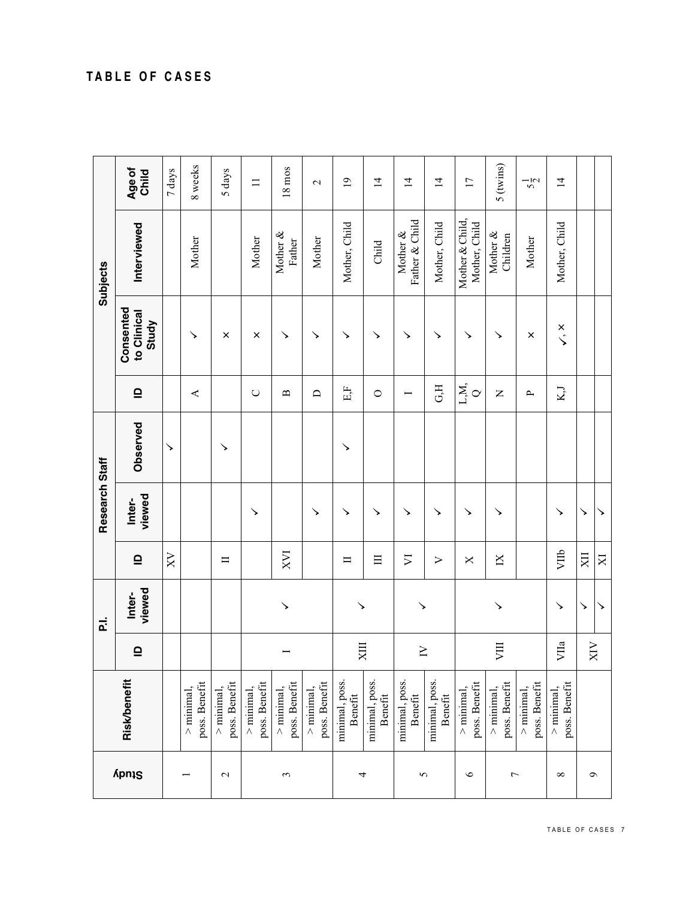# TABLE OF CASES

| Study | Risk/benefit | P.I. | | Research Staff | | | Subjects | | | |
|---|---|---|---|---|---|---|---|---|---|---|
| | | ID | Inter-viewed | ID | Inter-viewed | Observed | ID | Consented to Clinical Study | Interviewed | Age of Child |
| 1 | | | | XV | | ✓ | | | | 7 days |
| | > minimal, poss. Benefit | | | | | | A | ✓ | Mother | 8 weeks |
| 2 | > minimal, poss. Benefit | | | II | | ✓ | | × | | 5 days |
| 3 | > minimal, poss. Benefit | I | ✓ | | ✓ | | C | × | Mother | 11 |
| | > minimal, poss. Benefit | | | XVI | | | B | ✓ | Mother & Father | 18 mos |
| | > minimal, poss. Benefit | | | | ✓ | | D | ✓ | Mother | 2 |
| 4 | minimal, poss. Benefit | XIII | ✓ | II | ✓ | ✓ | E,F | ✓ | Mother, Child | 19 |
| | minimal, poss. Benefit | | | III | ✓ | | O | ✓ | Child | 14 |
| 5 | minimal, poss. Benefit | IV | ✓ | VI | ✓ | | I | ✓ | Mother & Father & Child | 14 |
| | minimal, poss. Benefit | | | V | ✓ | | G,H | ✓ | Mother, Child | 14 |
| 6 | > minimal, poss. Benefit | VIII | ✓ | X | ✓ | | L,M, Q | ✓ | Mother & Child, Mother, Child | 17 |
| 7 | > minimal, poss. Benefit | | | IX | ✓ | | N | ✓ | Mother & Children | 5 (twins) |
| | > minimal, poss. Benefit | | | | | | P | × | Mother | $5\frac{1}{2}$ |
| 8 | > minimal, poss. Benefit | VIIa | ✓ | VIIb | ✓ | | K,J | ✓, × | Mother, Child | 14 |
| 9 | | XIV | ✓ | XII | ✓ | | | | | |
| | | | ✓ | XI | ✓ | | | | | |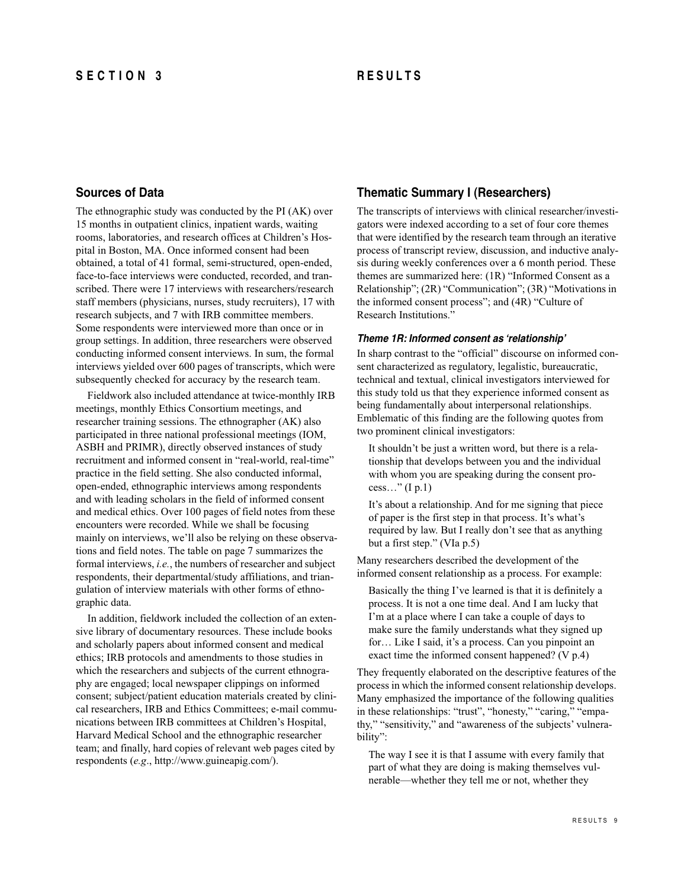# SECTION 3 RESULTS

## Sources of Data

The ethnographic study was conducted by the PI (AK) over 15 months in outpatient clinics, inpatient wards, waiting rooms, laboratories, and research offices at Children's Hospital in Boston, MA. Once informed consent had been obtained, a total of 41 formal, semi-structured, open-ended, face-to-face interviews were conducted, recorded, and transcribed. There were 17 interviews with researchers/research staff members (physicians, nurses, study recruiters), 17 with research subjects, and 7 with IRB committee members. Some respondents were interviewed more than once or in group settings. In addition, three researchers were observed conducting informed consent interviews. In sum, the formal interviews yielded over 600 pages of transcripts, which were subsequently checked for accuracy by the research team.

Fieldwork also included attendance at twice-monthly IRB meetings, monthly Ethics Consortium meetings, and researcher training sessions. The ethnographer (AK) also participated in three national professional meetings (IOM, ASBH and PRIMR), directly observed instances of study recruitment and informed consent in "real-world, real-time" practice in the field setting. She also conducted informal, open-ended, ethnographic interviews among respondents and with leading scholars in the field of informed consent and medical ethics. Over 100 pages of field notes from these encounters were recorded. While we shall be focusing mainly on interviews, we'll also be relying on these observations and field notes. The table on page 7 summarizes the formal interviews, *i.e.*, the numbers of researcher and subject respondents, their departmental/study affiliations, and triangulation of interview materials with other forms of ethnographic data.

In addition, fieldwork included the collection of an extensive library of documentary resources. These include books and scholarly papers about informed consent and medical ethics; IRB protocols and amendments to those studies in which the researchers and subjects of the current ethnography are engaged; local newspaper clippings on informed consent; subject/patient education materials created by clinical researchers, IRB and Ethics Committees; e-mail communications between IRB committees at Children's Hospital, Harvard Medical School and the ethnographic researcher team; and finally, hard copies of relevant web pages cited by respondents (*e.g*., http://www.guineapig.com/).

## Thematic Summary I (Researchers)

The transcripts of interviews with clinical researcher/investigators were indexed according to a set of four core themes that were identified by the research team through an iterative process of transcript review, discussion, and inductive analysis during weekly conferences over a 6 month period. These themes are summarized here: (1R) "Informed Consent as a Relationship"; (2R) "Communication"; (3R) "Motivations in the informed consent process"; and (4R) "Culture of Research Institutions."

### *Theme 1R: Informed consent as 'relationship'*

In sharp contrast to the "official" discourse on informed consent characterized as regulatory, legalistic, bureaucratic, technical and textual, clinical investigators interviewed for this study told us that they experience informed consent as being fundamentally about interpersonal relationships. Emblematic of this finding are the following quotes from two prominent clinical investigators:

> It shouldn't be just a written word, but there is a relationship that develops between you and the individual with whom you are speaking during the consent process…" (I p.1)

> It's about a relationship. And for me signing that piece of paper is the first step in that process. It's what's required by law. But I really don't see that as anything but a first step." (VIa p.5)

Many researchers described the development of the informed consent relationship as a process. For example:

> Basically the thing I've learned is that it is definitely a process. It is not a one time deal. And I am lucky that I'm at a place where I can take a couple of days to make sure the family understands what they signed up for… Like I said, it's a process. Can you pinpoint an exact time the informed consent happened? (V p.4)

They frequently elaborated on the descriptive features of the process in which the informed consent relationship develops. Many emphasized the importance of the following qualities in these relationships: "trust", "honesty," "caring," "empathy," "sensitivity," and "awareness of the subjects' vulnerability":

> The way I see it is that I assume with every family that part of what they are doing is making themselves vulnerable—whether they tell me or not, whether they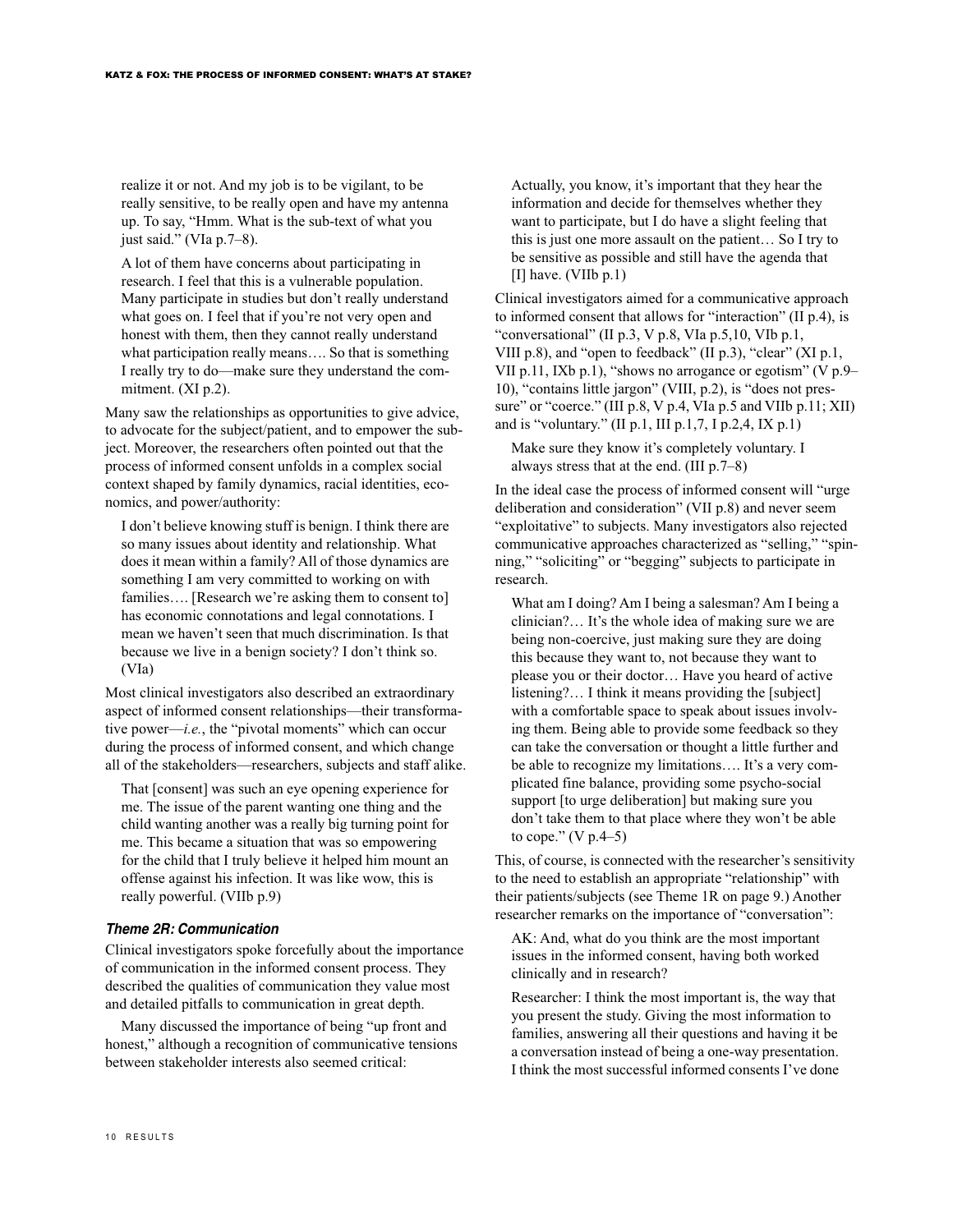realize it or not. And my job is to be vigilant, to be really sensitive, to be really open and have my antenna up. To say, "Hmm. What is the sub-text of what you just said." (VIa p.7–8).

> A lot of them have concerns about participating in research. I feel that this is a vulnerable population. Many participate in studies but don't really understand what goes on. I feel that if you're not very open and honest with them, then they cannot really understand what participation really means…. So that is something I really try to do—make sure they understand the commitment. (XI p.2).

Many saw the relationships as opportunities to give advice, to advocate for the subject/patient, and to empower the subject. Moreover, the researchers often pointed out that the process of informed consent unfolds in a complex social context shaped by family dynamics, racial identities, economics, and power/authority:

> I don't believe knowing stuff is benign. I think there are so many issues about identity and relationship. What does it mean within a family? All of those dynamics are something I am very committed to working on with families…. [Research we're asking them to consent to] has economic connotations and legal connotations. I mean we haven't seen that much discrimination. Is that because we live in a benign society? I don't think so. (VIa)

Most clinical investigators also described an extraordinary aspect of informed consent relationships—their transformative power—*i.e.*, the "pivotal moments" which can occur during the process of informed consent, and which change all of the stakeholders—researchers, subjects and staff alike.

> That [consent] was such an eye opening experience for me. The issue of the parent wanting one thing and the child wanting another was a really big turning point for me. This became a situation that was so empowering for the child that I truly believe it helped him mount an offense against his infection. It was like wow, this is really powerful. (VIIb p.9)

### *Theme 2R: Communication*

Clinical investigators spoke forcefully about the importance of communication in the informed consent process. They described the qualities of communication they value most and detailed pitfalls to communication in great depth.

Many discussed the importance of being "up front and honest," although a recognition of communicative tensions between stakeholder interests also seemed critical:

> Actually, you know, it's important that they hear the information and decide for themselves whether they want to participate, but I do have a slight feeling that this is just one more assault on the patient… So I try to be sensitive as possible and still have the agenda that [I] have. (VIIb p.1)

Clinical investigators aimed for a communicative approach to informed consent that allows for "interaction" (II p.4), is "conversational" (II p.3, V p.8, VIa p.5,10, VIb p.1, VIII p.8), and "open to feedback" (II p.3), "clear" (XI p.1, VII p.11, IXb p.1), "shows no arrogance or egotism" (V p.9–10), "contains little jargon" (VIII, p.2), is "does not pressure" or "coerce." (III p.8, V p.4, VIa p.5 and VIIb p.11; XII) and is "voluntary." (II p.1, III p.1,7, I p.2,4, IX p.1)

> Make sure they know it's completely voluntary. I always stress that at the end. (III p.7–8)

In the ideal case the process of informed consent will "urge deliberation and consideration" (VII p.8) and never seem "exploitative" to subjects. Many investigators also rejected communicative approaches characterized as "selling," "spinning," "soliciting" or "begging" subjects to participate in research.

> What am I doing? Am I being a salesman? Am I being a clinician?… It's the whole idea of making sure we are being non-coercive, just making sure they are doing this because they want to, not because they want to please you or their doctor… Have you heard of active listening?… I think it means providing the [subject] with a comfortable space to speak about issues involving them. Being able to provide some feedback so they can take the conversation or thought a little further and be able to recognize my limitations…. It's a very complicated fine balance, providing some psycho-social support [to urge deliberation] but making sure you don't take them to that place where they won't be able to cope." (V p.4–5)

This, of course, is connected with the researcher's sensitivity to the need to establish an appropriate "relationship" with their patients/subjects (see Theme 1R on page 9.) Another researcher remarks on the importance of "conversation":

> AK: And, what do you think are the most important issues in the informed consent, having both worked clinically and in research?
>
> Researcher: I think the most important is, the way that you present the study. Giving the most information to families, answering all their questions and having it be a conversation instead of being a one-way presentation. I think the most successful informed consents I've done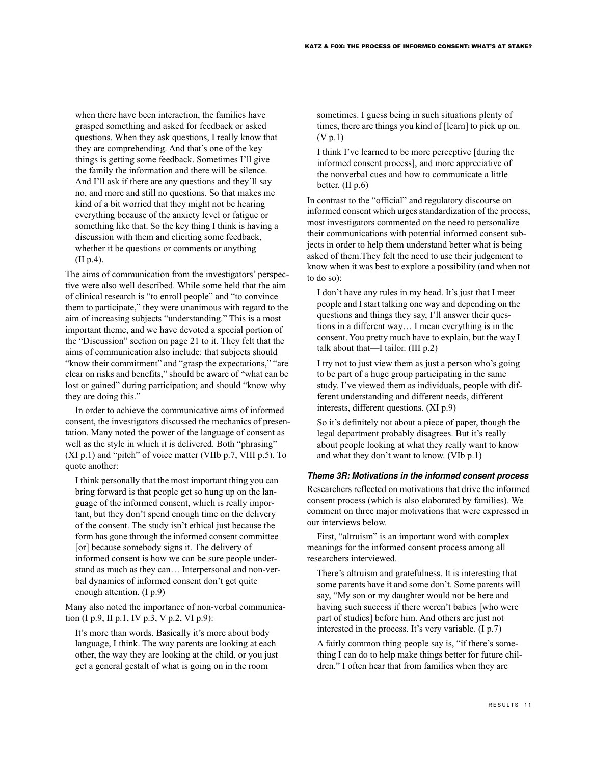when there have been interaction, the families have grasped something and asked for feedback or asked questions. When they ask questions, I really know that they are comprehending. And that's one of the key things is getting some feedback. Sometimes I'll give the family the information and there will be silence. And I'll ask if there are any questions and they'll say no, and more and still no questions. So that makes me kind of a bit worried that they might not be hearing everything because of the anxiety level or fatigue or something like that. So the key thing I think is having a discussion with them and eliciting some feedback, whether it be questions or comments or anything (II p.4).

The aims of communication from the investigators' perspective were also well described. While some held that the aim of clinical research is "to enroll people" and "to convince them to participate," they were unanimous with regard to the aim of increasing subjects "understanding." This is a most important theme, and we have devoted a special portion of the "Discussion" section on page 21 to it. They felt that the aims of communication also include: that subjects should "know their commitment" and "grasp the expectations," "are clear on risks and benefits," should be aware of "what can be lost or gained" during participation; and should "know why they are doing this."

In order to achieve the communicative aims of informed consent, the investigators discussed the mechanics of presentation. Many noted the power of the language of consent as well as the style in which it is delivered. Both "phrasing" (XI p.1) and "pitch" of voice matter (VIIb p.7, VIII p.5). To quote another:

> I think personally that the most important thing you can bring forward is that people get so hung up on the language of the informed consent, which is really important, but they don't spend enough time on the delivery of the consent. The study isn't ethical just because the form has gone through the informed consent committee [or] because somebody signs it. The delivery of informed consent is how we can be sure people understand as much as they can… Interpersonal and non-verbal dynamics of informed consent don't get quite enough attention. (I p.9)

Many also noted the importance of non-verbal communication (I p.9, II p.1, IV p.3, V p.2, VI p.9):

> It's more than words. Basically it's more about body language, I think. The way parents are looking at each other, the way they are looking at the child, or you just get a general gestalt of what is going on in the room sometimes. I guess being in such situations plenty of times, there are things you kind of [learn] to pick up on. (V p.1)

> I think I've learned to be more perceptive [during the informed consent process], and more appreciative of the nonverbal cues and how to communicate a little better. (II p.6)

In contrast to the "official" and regulatory discourse on informed consent which urges standardization of the process, most investigators commented on the need to personalize their communications with potential informed consent subjects in order to help them understand better what is being asked of them.They felt the need to use their judgement to know when it was best to explore a possibility (and when not to do so):

> I don't have any rules in my head. It's just that I meet people and I start talking one way and depending on the questions and things they say, I'll answer their questions in a different way… I mean everything is in the consent. You pretty much have to explain, but the way I talk about that—I tailor. (III p.2)

> I try not to just view them as just a person who's going to be part of a huge group participating in the same study. I've viewed them as individuals, people with different understanding and different needs, different interests, different questions. (XI p.9)

> So it's definitely not about a piece of paper, though the legal department probably disagrees. But it's really about people looking at what they really want to know and what they don't want to know. (VIb p.1)

#### *Theme 3R: Motivations in the informed consent process*

Researchers reflected on motivations that drive the informed consent process (which is also elaborated by families). We comment on three major motivations that were expressed in our interviews below.

First, "altruism" is an important word with complex meanings for the informed consent process among all researchers interviewed.

> There's altruism and gratefulness. It is interesting that some parents have it and some don't. Some parents will say, "My son or my daughter would not be here and having such success if there weren't babies [who were part of studies] before him. And others are just not interested in the process. It's very variable. (I p.7)

> A fairly common thing people say is, "if there's something I can do to help make things better for future children." I often hear that from families when they are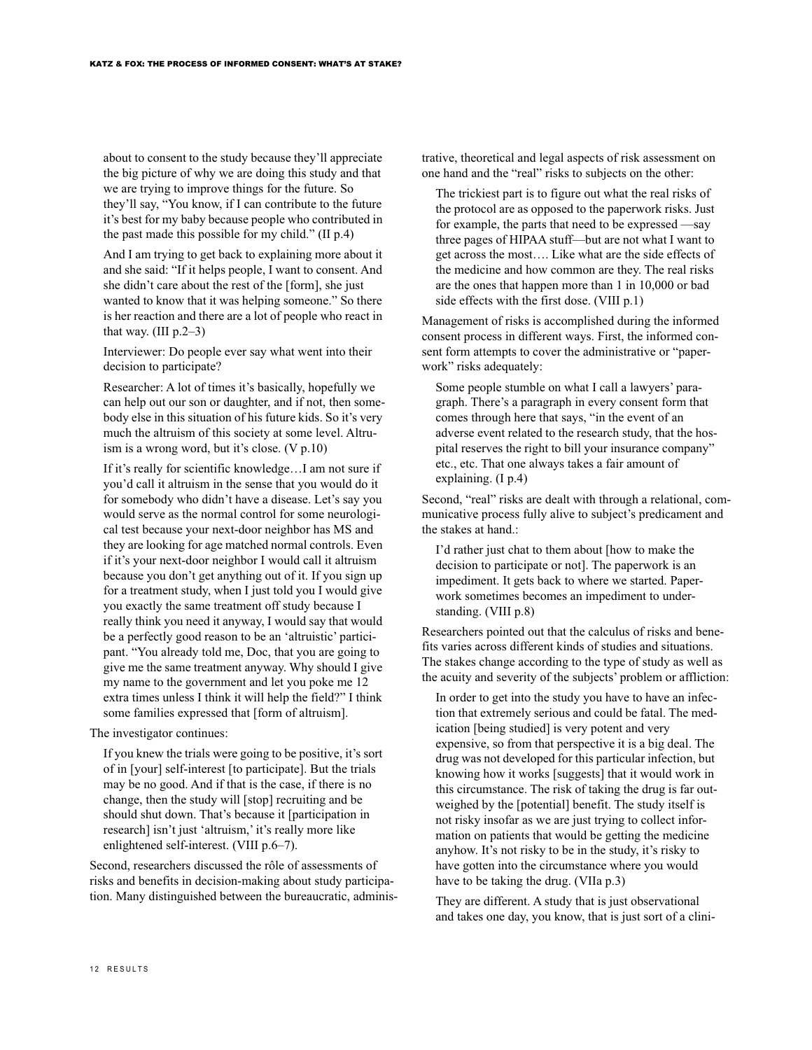about to consent to the study because they'll appreciate the big picture of why we are doing this study and that we are trying to improve things for the future. So they'll say, "You know, if I can contribute to the future it's best for my baby because people who contributed in the past made this possible for my child." (II p.4)

And I am trying to get back to explaining more about it and she said: "If it helps people, I want to consent. And she didn't care about the rest of the [form], she just wanted to know that it was helping someone." So there is her reaction and there are a lot of people who react in that way. (III p.2–3)

Interviewer: Do people ever say what went into their decision to participate?

Researcher: A lot of times it's basically, hopefully we can help out our son or daughter, and if not, then somebody else in this situation of his future kids. So it's very much the altruism of this society at some level. Altruism is a wrong word, but it's close. (V p.10)

If it's really for scientific knowledge…I am not sure if you'd call it altruism in the sense that you would do it for somebody who didn't have a disease. Let's say you would serve as the normal control for some neurological test because your next-door neighbor has MS and they are looking for age matched normal controls. Even if it's your next-door neighbor I would call it altruism because you don't get anything out of it. If you sign up for a treatment study, when I just told you I would give you exactly the same treatment off study because I really think you need it anyway, I would say that would be a perfectly good reason to be an 'altruistic' participant. "You already told me, Doc, that you are going to give me the same treatment anyway. Why should I give my name to the government and let you poke me 12 extra times unless I think it will help the field?" I think some families expressed that [form of altruism].

The investigator continues:

If you knew the trials were going to be positive, it's sort of in [your] self-interest [to participate]. But the trials may be no good. And if that is the case, if there is no change, then the study will [stop] recruiting and be should shut down. That's because it [participation in research] isn't just 'altruism,' it's really more like enlightened self-interest. (VIII p.6–7).

Second, researchers discussed the rôle of assessments of risks and benefits in decision-making about study participation. Many distinguished between the bureaucratic, administrative, theoretical and legal aspects of risk assessment on one hand and the "real" risks to subjects on the other:

The trickiest part is to figure out what the real risks of the protocol are as opposed to the paperwork risks. Just for example, the parts that need to be expressed —say three pages of HIPAA stuff—but are not what I want to get across the most…. Like what are the side effects of the medicine and how common are they. The real risks are the ones that happen more than 1 in 10,000 or bad side effects with the first dose. (VIII p.1)

Management of risks is accomplished during the informed consent process in different ways. First, the informed consent form attempts to cover the administrative or "paperwork" risks adequately:

Some people stumble on what I call a lawyers' paragraph. There's a paragraph in every consent form that comes through here that says, "in the event of an adverse event related to the research study, that the hospital reserves the right to bill your insurance company" etc., etc. That one always takes a fair amount of explaining. (I p.4)

Second, "real" risks are dealt with through a relational, communicative process fully alive to subject's predicament and the stakes at hand.:

I'd rather just chat to them about [how to make the decision to participate or not]. The paperwork is an impediment. It gets back to where we started. Paperwork sometimes becomes an impediment to understanding. (VIII p.8)

Researchers pointed out that the calculus of risks and benefits varies across different kinds of studies and situations. The stakes change according to the type of study as well as the acuity and severity of the subjects' problem or affliction:

In order to get into the study you have to have an infection that extremely serious and could be fatal. The medication [being studied] is very potent and very expensive, so from that perspective it is a big deal. The drug was not developed for this particular infection, but knowing how it works [suggests] that it would work in this circumstance. The risk of taking the drug is far outweighed by the [potential] benefit. The study itself is not risky insofar as we are just trying to collect information on patients that would be getting the medicine anyhow. It's not risky to be in the study, it's risky to have gotten into the circumstance where you would have to be taking the drug. (VIIa p.3)

They are different. A study that is just observational and takes one day, you know, that is just sort of a clini-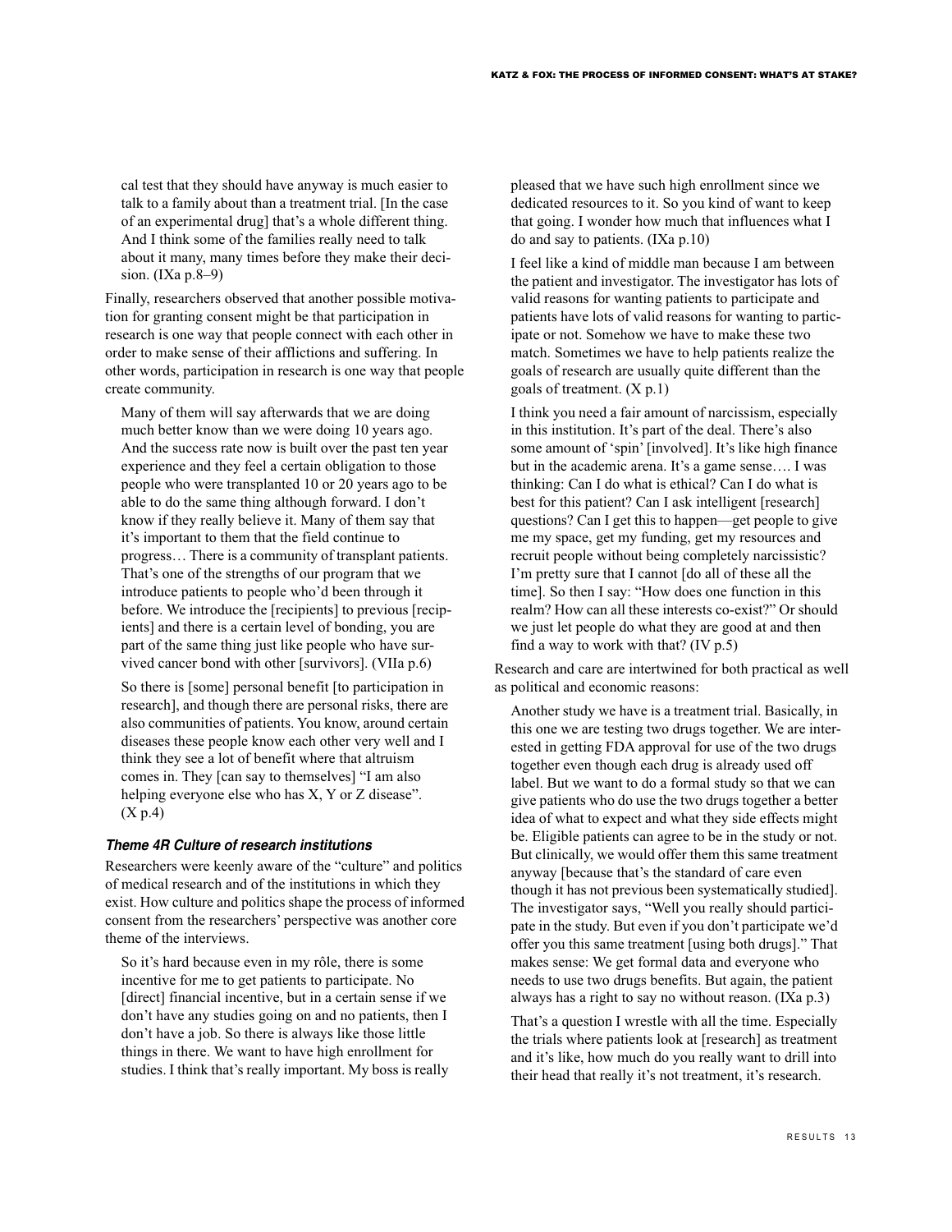cal test that they should have anyway is much easier to talk to a family about than a treatment trial. [In the case of an experimental drug] that's a whole different thing. And I think some of the families really need to talk about it many, many times before they make their decision. (IXa p.8–9)

Finally, researchers observed that another possible motivation for granting consent might be that participation in research is one way that people connect with each other in order to make sense of their afflictions and suffering. In other words, participation in research is one way that people create community.

> Many of them will say afterwards that we are doing much better know than we were doing 10 years ago. And the success rate now is built over the past ten year experience and they feel a certain obligation to those people who were transplanted 10 or 20 years ago to be able to do the same thing although forward. I don't know if they really believe it. Many of them say that it's important to them that the field continue to progress… There is a community of transplant patients. That's one of the strengths of our program that we introduce patients to people who'd been through it before. We introduce the [recipients] to previous [recipients] and there is a certain level of bonding, you are part of the same thing just like people who have survived cancer bond with other [survivors]. (VIIa p.6)

> So there is [some] personal benefit [to participation in research], and though there are personal risks, there are also communities of patients. You know, around certain diseases these people know each other very well and I think they see a lot of benefit where that altruism comes in. They [can say to themselves] "I am also helping everyone else who has X, Y or Z disease". (X p.4)

### *Theme 4R Culture of research institutions*

Researchers were keenly aware of the "culture" and politics of medical research and of the institutions in which they exist. How culture and politics shape the process of informed consent from the researchers' perspective was another core theme of the interviews.

> So it's hard because even in my rôle, there is some incentive for me to get patients to participate. No [direct] financial incentive, but in a certain sense if we don't have any studies going on and no patients, then I don't have a job. So there is always like those little things in there. We want to have high enrollment for studies. I think that's really important. My boss is really pleased that we have such high enrollment since we dedicated resources to it. So you kind of want to keep that going. I wonder how much that influences what I do and say to patients. (IXa p.10)

> I feel like a kind of middle man because I am between the patient and investigator. The investigator has lots of valid reasons for wanting patients to participate and patients have lots of valid reasons for wanting to participate or not. Somehow we have to make these two match. Sometimes we have to help patients realize the goals of research are usually quite different than the goals of treatment. (X p.1)

> I think you need a fair amount of narcissism, especially in this institution. It's part of the deal. There's also some amount of 'spin' [involved]. It's like high finance but in the academic arena. It's a game sense…. I was thinking: Can I do what is ethical? Can I do what is best for this patient? Can I ask intelligent [research] questions? Can I get this to happen—get people to give me my space, get my funding, get my resources and recruit people without being completely narcissistic? I'm pretty sure that I cannot [do all of these all the time]. So then I say: "How does one function in this realm? How can all these interests co-exist?" Or should we just let people do what they are good at and then find a way to work with that? (IV p.5)

Research and care are intertwined for both practical as well as political and economic reasons:

> Another study we have is a treatment trial. Basically, in this one we are testing two drugs together. We are interested in getting FDA approval for use of the two drugs together even though each drug is already used off label. But we want to do a formal study so that we can give patients who do use the two drugs together a better idea of what to expect and what they side effects might be. Eligible patients can agree to be in the study or not. But clinically, we would offer them this same treatment anyway [because that's the standard of care even though it has not previous been systematically studied]. The investigator says, "Well you really should participate in the study. But even if you don't participate we'd offer you this same treatment [using both drugs]." That makes sense: We get formal data and everyone who needs to use two drugs benefits. But again, the patient always has a right to say no without reason. (IXa p.3)

> That's a question I wrestle with all the time. Especially the trials where patients look at [research] as treatment and it's like, how much do you really want to drill into their head that really it's not treatment, it's research.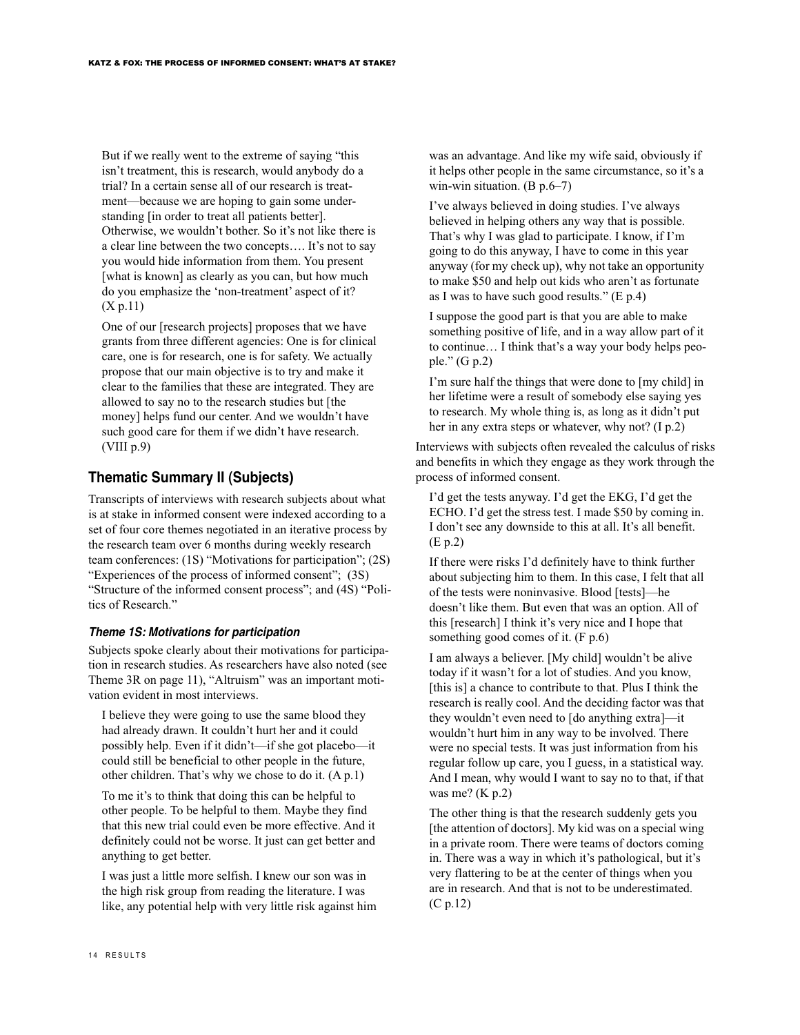But if we really went to the extreme of saying "this isn't treatment, this is research, would anybody do a trial? In a certain sense all of our research is treatment—because we are hoping to gain some understanding [in order to treat all patients better]. Otherwise, we wouldn't bother. So it's not like there is a clear line between the two concepts…. It's not to say you would hide information from them. You present [what is known] as clearly as you can, but how much do you emphasize the 'non-treatment' aspect of it? (X p.11)

One of our [research projects] proposes that we have grants from three different agencies: One is for clinical care, one is for research, one is for safety. We actually propose that our main objective is to try and make it clear to the families that these are integrated. They are allowed to say no to the research studies but [the money] helps fund our center. And we wouldn't have such good care for them if we didn't have research. (VIII p.9)

## Thematic Summary II (Subjects)

Transcripts of interviews with research subjects about what is at stake in informed consent were indexed according to a set of four core themes negotiated in an iterative process by the research team over 6 months during weekly research team conferences: (1S) "Motivations for participation"; (2S) "Experiences of the process of informed consent"; (3S) "Structure of the informed consent process"; and (4S) "Politics of Research."

### *Theme 1S: Motivations for participation*

Subjects spoke clearly about their motivations for participation in research studies. As researchers have also noted (see Theme 3R on page 11), "Altruism" was an important motivation evident in most interviews.

I believe they were going to use the same blood they had already drawn. It couldn't hurt her and it could possibly help. Even if it didn't—if she got placebo—it could still be beneficial to other people in the future, other children. That's why we chose to do it. (A p.1)

To me it's to think that doing this can be helpful to other people. To be helpful to them. Maybe they find that this new trial could even be more effective. And it definitely could not be worse. It just can get better and anything to get better.

I was just a little more selfish. I knew our son was in the high risk group from reading the literature. I was like, any potential help with very little risk against him was an advantage. And like my wife said, obviously if it helps other people in the same circumstance, so it's a win-win situation. (B p.6–7)

I've always believed in doing studies. I've always believed in helping others any way that is possible. That's why I was glad to participate. I know, if I'm going to do this anyway, I have to come in this year anyway (for my check up), why not take an opportunity to make $50 and help out kids who aren't as fortunate as I was to have such good results." (E p.4)

I suppose the good part is that you are able to make something positive of life, and in a way allow part of it to continue… I think that's a way your body helps people." (G p.2)

I'm sure half the things that were done to [my child] in her lifetime were a result of somebody else saying yes to research. My whole thing is, as long as it didn't put her in any extra steps or whatever, why not? (I p.2)

Interviews with subjects often revealed the calculus of risks and benefits in which they engage as they work through the process of informed consent.

I'd get the tests anyway. I'd get the EKG, I'd get the ECHO. I'd get the stress test. I made $50 by coming in. I don't see any downside to this at all. It's all benefit. (E p.2)

If there were risks I'd definitely have to think further about subjecting him to them. In this case, I felt that all of the tests were noninvasive. Blood [tests]—he doesn't like them. But even that was an option. All of this [research] I think it's very nice and I hope that something good comes of it. (F p.6)

I am always a believer. [My child] wouldn't be alive today if it wasn't for a lot of studies. And you know, [this is] a chance to contribute to that. Plus I think the research is really cool. And the deciding factor was that they wouldn't even need to [do anything extra]—it wouldn't hurt him in any way to be involved. There were no special tests. It was just information from his regular follow up care, you I guess, in a statistical way. And I mean, why would I want to say no to that, if that was me? (K p.2)

The other thing is that the research suddenly gets you [the attention of doctors]. My kid was on a special wing in a private room. There were teams of doctors coming in. There was a way in which it's pathological, but it's very flattering to be at the center of things when you are in research. And that is not to be underestimated. (C p.12)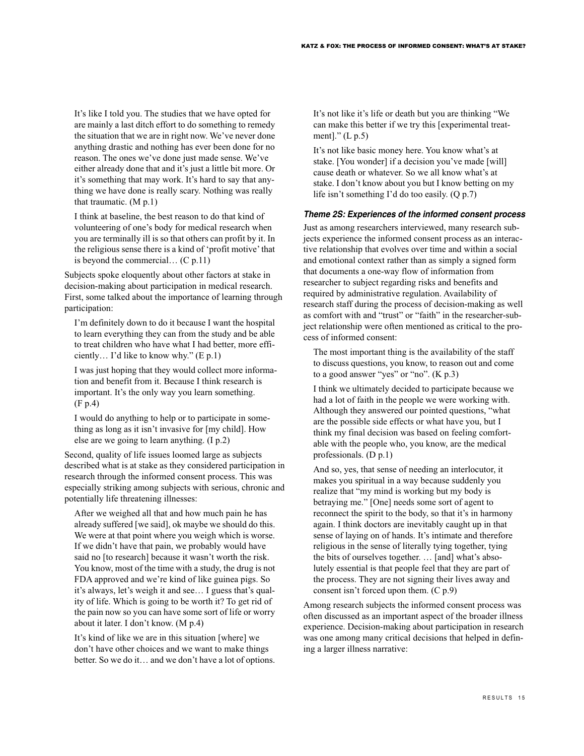> It's like I told you. The studies that we have opted for are mainly a last ditch effort to do something to remedy the situation that we are in right now. We've never done anything drastic and nothing has ever been done for no reason. The ones we've done just made sense. We've either already done that and it's just a little bit more. Or it's something that may work. It's hard to say that anything we have done is really scary. Nothing was really that traumatic. (M p.1)

> I think at baseline, the best reason to do that kind of volunteering of one's body for medical research when you are terminally ill is so that others can profit by it. In the religious sense there is a kind of 'profit motive' that is beyond the commercial… (C p.11)

Subjects spoke eloquently about other factors at stake in decision-making about participation in medical research. First, some talked about the importance of learning through participation:

> I'm definitely down to do it because I want the hospital to learn everything they can from the study and be able to treat children who have what I had better, more efficiently… I'd like to know why." (E p.1)

> I was just hoping that they would collect more information and benefit from it. Because I think research is important. It's the only way you learn something. (F p.4)

> I would do anything to help or to participate in something as long as it isn't invasive for [my child]. How else are we going to learn anything. (I p.2)

Second, quality of life issues loomed large as subjects described what is at stake as they considered participation in research through the informed consent process. This was especially striking among subjects with serious, chronic and potentially life threatening illnesses:

> After we weighed all that and how much pain he has already suffered [we said], ok maybe we should do this. We were at that point where you weigh which is worse. If we didn't have that pain, we probably would have said no [to research] because it wasn't worth the risk. You know, most of the time with a study, the drug is not FDA approved and we're kind of like guinea pigs. So it's always, let's weigh it and see… I guess that's quality of life. Which is going to be worth it? To get rid of the pain now so you can have some sort of life or worry about it later. I don't know. (M p.4)

> It's kind of like we are in this situation [where] we don't have other choices and we want to make things better. So we do it… and we don't have a lot of options. It's not like it's life or death but you are thinking "We can make this better if we try this [experimental treatment]." (L p.5)

> It's not like basic money here. You know what's at stake. [You wonder] if a decision you've made [will] cause death or whatever. So we all know what's at stake. I don't know about you but I know betting on my life isn't something I'd do too easily. (Q p.7)

#### *Theme 2S: Experiences of the informed consent process*

Just as among researchers interviewed, many research subjects experience the informed consent process as an interactive relationship that evolves over time and within a social and emotional context rather than as simply a signed form that documents a one-way flow of information from researcher to subject regarding risks and benefits and required by administrative regulation. Availability of research staff during the process of decision-making as well as comfort with and "trust" or "faith" in the researcher-subject relationship were often mentioned as critical to the process of informed consent:

> The most important thing is the availability of the staff to discuss questions, you know, to reason out and come to a good answer "yes" or "no". (K p.3)

> I think we ultimately decided to participate because we had a lot of faith in the people we were working with. Although they answered our pointed questions, "what are the possible side effects or what have you, but I think my final decision was based on feeling comfortable with the people who, you know, are the medical professionals. (D p.1)

> And so, yes, that sense of needing an interlocutor, it makes you spiritual in a way because suddenly you realize that "my mind is working but my body is betraying me." [One] needs some sort of agent to reconnect the spirit to the body, so that it's in harmony again. I think doctors are inevitably caught up in that sense of laying on of hands. It's intimate and therefore religious in the sense of literally tying together, tying the bits of ourselves together. … [and] what's absolutely essential is that people feel that they are part of the process. They are not signing their lives away and consent isn't forced upon them. (C p.9)

Among research subjects the informed consent process was often discussed as an important aspect of the broader illness experience. Decision-making about participation in research was one among many critical decisions that helped in defining a larger illness narrative: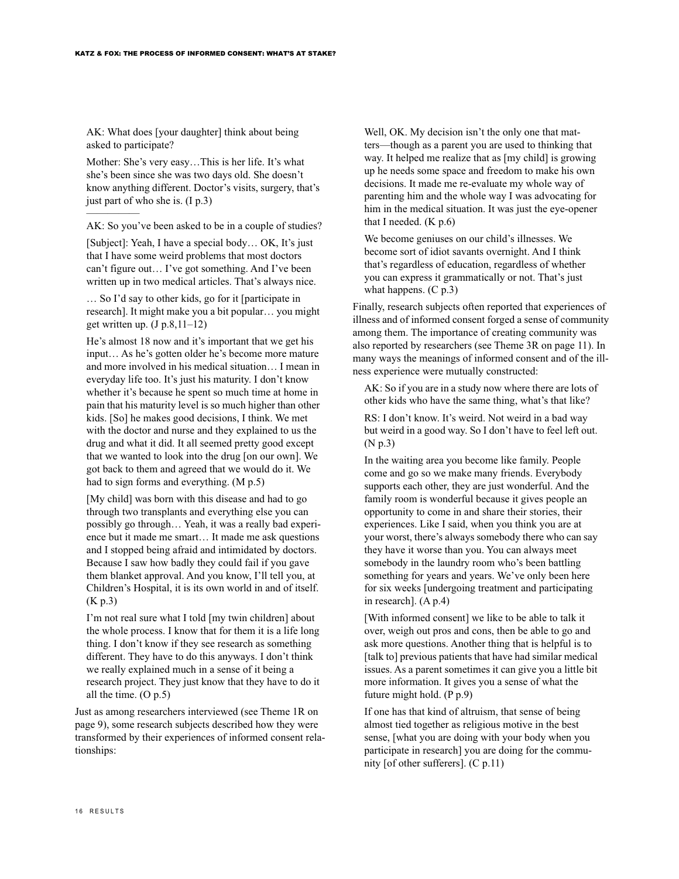AK: What does [your daughter] think about being asked to participate?

Mother: She's very easy…This is her life. It's what she's been since she was two days old. She doesn't know anything different. Doctor's visits, surgery, that's just part of who she is. (I p.3)

---

AK: So you've been asked to be in a couple of studies?

[Subject]: Yeah, I have a special body… OK, It's just that I have some weird problems that most doctors can't figure out… I've got something. And I've been written up in two medical articles. That's always nice.

… So I'd say to other kids, go for it [participate in research]. It might make you a bit popular… you might get written up. (J p.8,11–12)

He's almost 18 now and it's important that we get his input… As he's gotten older he's become more mature and more involved in his medical situation… I mean in everyday life too. It's just his maturity. I don't know whether it's because he spent so much time at home in pain that his maturity level is so much higher than other kids. [So] he makes good decisions, I think. We met with the doctor and nurse and they explained to us the drug and what it did. It all seemed pretty good except that we wanted to look into the drug [on our own]. We got back to them and agreed that we would do it. We had to sign forms and everything. (M p.5)

[My child] was born with this disease and had to go through two transplants and everything else you can possibly go through… Yeah, it was a really bad experience but it made me smart… It made me ask questions and I stopped being afraid and intimidated by doctors. Because I saw how badly they could fail if you gave them blanket approval. And you know, I'll tell you, at Children's Hospital, it is its own world in and of itself. (K p.3)

I'm not real sure what I told [my twin children] about the whole process. I know that for them it is a life long thing. I don't know if they see research as something different. They have to do this anyways. I don't think we really explained much in a sense of it being a research project. They just know that they have to do it all the time. (O p.5)

Just as among researchers interviewed (see Theme 1R on page 9), some research subjects described how they were transformed by their experiences of informed consent relationships:

Well, OK. My decision isn't the only one that matters—though as a parent you are used to thinking that way. It helped me realize that as [my child] is growing up he needs some space and freedom to make his own decisions. It made me re-evaluate my whole way of parenting him and the whole way I was advocating for him in the medical situation. It was just the eye-opener that I needed. (K p.6)

We become geniuses on our child's illnesses. We become sort of idiot savants overnight. And I think that's regardless of education, regardless of whether you can express it grammatically or not. That's just what happens. (C p.3)

Finally, research subjects often reported that experiences of illness and of informed consent forged a sense of community among them. The importance of creating community was also reported by researchers (see Theme 3R on page 11). In many ways the meanings of informed consent and of the illness experience were mutually constructed:

AK: So if you are in a study now where there are lots of other kids who have the same thing, what's that like?

RS: I don't know. It's weird. Not weird in a bad way but weird in a good way. So I don't have to feel left out. (N p.3)

In the waiting area you become like family. People come and go so we make many friends. Everybody supports each other, they are just wonderful. And the family room is wonderful because it gives people an opportunity to come in and share their stories, their experiences. Like I said, when you think you are at your worst, there's always somebody there who can say they have it worse than you. You can always meet somebody in the laundry room who's been battling something for years and years. We've only been here for six weeks [undergoing treatment and participating in research]. (A p.4)

[With informed consent] we like to be able to talk it over, weigh out pros and cons, then be able to go and ask more questions. Another thing that is helpful is to [talk to] previous patients that have had similar medical issues. As a parent sometimes it can give you a little bit more information. It gives you a sense of what the future might hold. (P p.9)

If one has that kind of altruism, that sense of being almost tied together as religious motive in the best sense, [what you are doing with your body when you participate in research] you are doing for the community [of other sufferers]. (C p.11)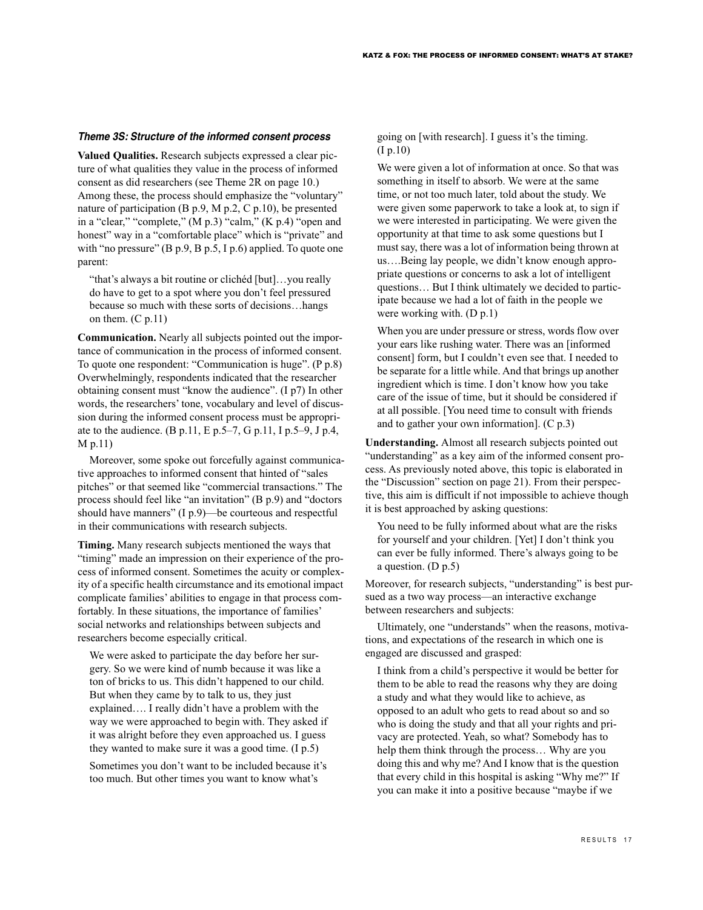### *Theme 3S: Structure of the informed consent process*

**Valued Qualities.** Research subjects expressed a clear picture of what qualities they value in the process of informed consent as did researchers (see Theme 2R on page 10.) Among these, the process should emphasize the "voluntary" nature of participation (B p.9, M p.2, C p.10), be presented in a "clear," "complete," (M p.3) "calm," (K p.4) "open and honest" way in a "comfortable place" which is "private" and with "no pressure" (B p.9, B p.5, I p.6) applied. To quote one parent:

> "that's always a bit routine or clichéd [but]…you really do have to get to a spot where you don't feel pressured because so much with these sorts of decisions…hangs on them. (C p.11)

**Communication.** Nearly all subjects pointed out the importance of communication in the process of informed consent. To quote one respondent: "Communication is huge". (P p.8) Overwhelmingly, respondents indicated that the researcher obtaining consent must "know the audience". (I p7) In other words, the researchers' tone, vocabulary and level of discussion during the informed consent process must be appropriate to the audience. (B p.11, E p.5–7, G p.11, I p.5–9, J p.4, M p.11)

Moreover, some spoke out forcefully against communicative approaches to informed consent that hinted of "sales pitches" or that seemed like "commercial transactions." The process should feel like "an invitation" (B p.9) and "doctors should have manners" (I p.9)—be courteous and respectful in their communications with research subjects.

**Timing.** Many research subjects mentioned the ways that "timing" made an impression on their experience of the process of informed consent. Sometimes the acuity or complexity of a specific health circumstance and its emotional impact complicate families' abilities to engage in that process comfortably. In these situations, the importance of families' social networks and relationships between subjects and researchers become especially critical.

> We were asked to participate the day before her surgery. So we were kind of numb because it was like a ton of bricks to us. This didn't happened to our child. But when they came by to talk to us, they just explained…. I really didn't have a problem with the way we were approached to begin with. They asked if it was alright before they even approached us. I guess they wanted to make sure it was a good time. (I p.5)

> Sometimes you don't want to be included because it's too much. But other times you want to know what's going on [with research]. I guess it's the timing. (I p.10)

> We were given a lot of information at once. So that was something in itself to absorb. We were at the same time, or not too much later, told about the study. We were given some paperwork to take a look at, to sign if we were interested in participating. We were given the opportunity at that time to ask some questions but I must say, there was a lot of information being thrown at us….Being lay people, we didn't know enough appropriate questions or concerns to ask a lot of intelligent questions… But I think ultimately we decided to participate because we had a lot of faith in the people we were working with. (D p.1)

> When you are under pressure or stress, words flow over your ears like rushing water. There was an [informed consent] form, but I couldn't even see that. I needed to be separate for a little while. And that brings up another ingredient which is time. I don't know how you take care of the issue of time, but it should be considered if at all possible. [You need time to consult with friends and to gather your own information]. (C p.3)

**Understanding.** Almost all research subjects pointed out "understanding" as a key aim of the informed consent process. As previously noted above, this topic is elaborated in the "Discussion" section on page 21). From their perspective, this aim is difficult if not impossible to achieve though it is best approached by asking questions:

> You need to be fully informed about what are the risks for yourself and your children. [Yet] I don't think you can ever be fully informed. There's always going to be a question. (D p.5)

Moreover, for research subjects, "understanding" is best pursued as a two way process—an interactive exchange between researchers and subjects:

> Ultimately, one "understands" when the reasons, motivations, and expectations of the research in which one is engaged are discussed and grasped:

> I think from a child's perspective it would be better for them to be able to read the reasons why they are doing a study and what they would like to achieve, as opposed to an adult who gets to read about so and so who is doing the study and that all your rights and privacy are protected. Yeah, so what? Somebody has to help them think through the process… Why are you doing this and why me? And I know that is the question that every child in this hospital is asking "Why me?" If you can make it into a positive because "maybe if we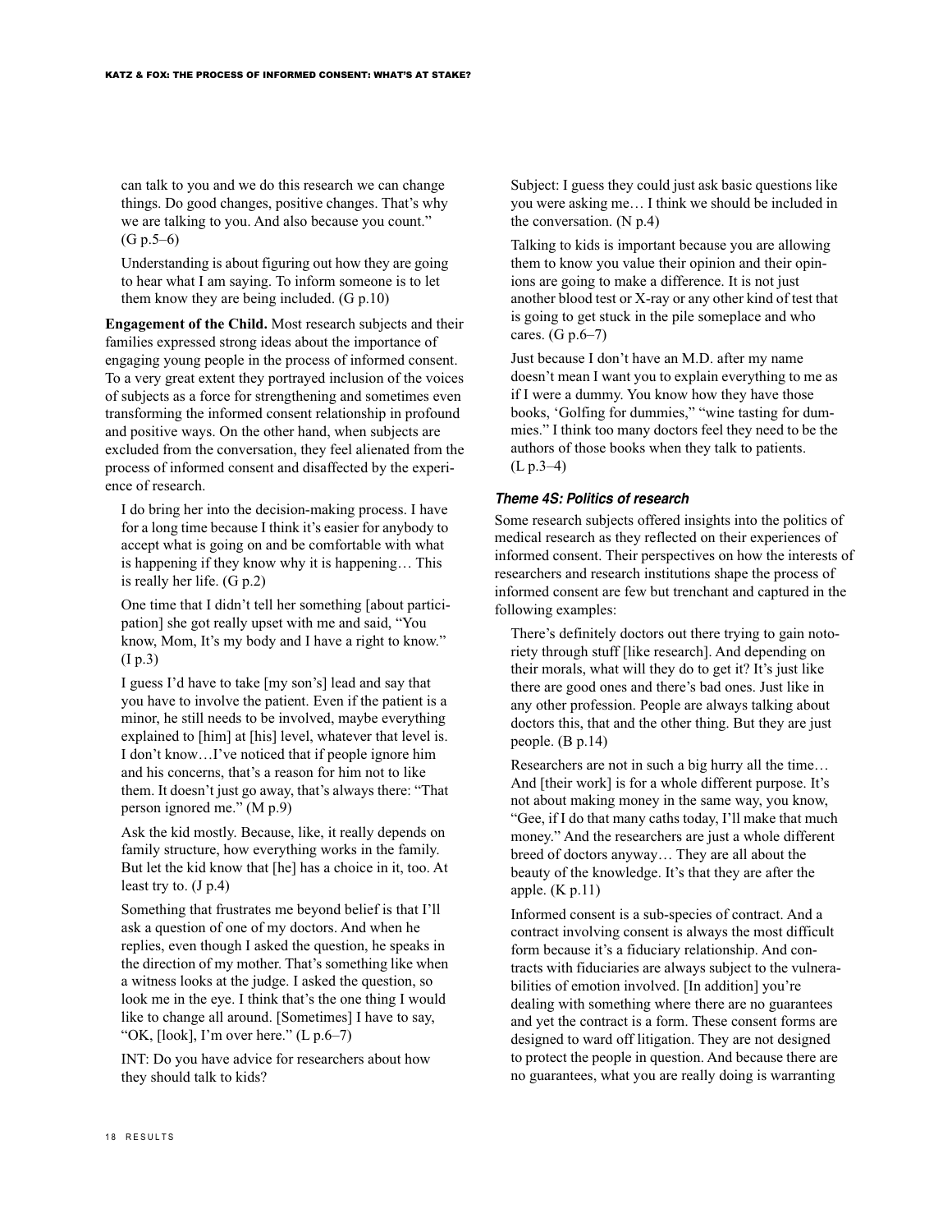can talk to you and we do this research we can change things. Do good changes, positive changes. That's why we are talking to you. And also because you count." (G p.5–6)

Understanding is about figuring out how they are going to hear what I am saying. To inform someone is to let them know they are being included. (G p.10)

**Engagement of the Child.** Most research subjects and their families expressed strong ideas about the importance of engaging young people in the process of informed consent. To a very great extent they portrayed inclusion of the voices of subjects as a force for strengthening and sometimes even transforming the informed consent relationship in profound and positive ways. On the other hand, when subjects are excluded from the conversation, they feel alienated from the process of informed consent and disaffected by the experience of research.

> I do bring her into the decision-making process. I have for a long time because I think it's easier for anybody to accept what is going on and be comfortable with what is happening if they know why it is happening… This is really her life. (G p.2)

> One time that I didn't tell her something [about participation] she got really upset with me and said, "You know, Mom, It's my body and I have a right to know." (I p.3)

> I guess I'd have to take [my son's] lead and say that you have to involve the patient. Even if the patient is a minor, he still needs to be involved, maybe everything explained to [him] at [his] level, whatever that level is. I don't know…I've noticed that if people ignore him and his concerns, that's a reason for him not to like them. It doesn't just go away, that's always there: "That person ignored me." (M p.9)

> Ask the kid mostly. Because, like, it really depends on family structure, how everything works in the family. But let the kid know that [he] has a choice in it, too. At least try to. (J p.4)

> Something that frustrates me beyond belief is that I'll ask a question of one of my doctors. And when he replies, even though I asked the question, he speaks in the direction of my mother. That's something like when a witness looks at the judge. I asked the question, so look me in the eye. I think that's the one thing I would like to change all around. [Sometimes] I have to say, "OK, [look], I'm over here." (L p.6–7)

> INT: Do you have advice for researchers about how they should talk to kids?
>
> Subject: I guess they could just ask basic questions like you were asking me… I think we should be included in the conversation. (N p.4)

> Talking to kids is important because you are allowing them to know you value their opinion and their opinions are going to make a difference. It is not just another blood test or X-ray or any other kind of test that is going to get stuck in the pile someplace and who cares. (G p.6–7)

> Just because I don't have an M.D. after my name doesn't mean I want you to explain everything to me as if I were a dummy. You know how they have those books, 'Golfing for dummies," "wine tasting for dummies." I think too many doctors feel they need to be the authors of those books when they talk to patients. (L p.3–4)

### *Theme 4S: Politics of research*

Some research subjects offered insights into the politics of medical research as they reflected on their experiences of informed consent. Their perspectives on how the interests of researchers and research institutions shape the process of informed consent are few but trenchant and captured in the following examples:

> There's definitely doctors out there trying to gain notoriety through stuff [like research]. And depending on their morals, what will they do to get it? It's just like there are good ones and there's bad ones. Just like in any other profession. People are always talking about doctors this, that and the other thing. But they are just people. (B p.14)

> Researchers are not in such a big hurry all the time… And [their work] is for a whole different purpose. It's not about making money in the same way, you know, "Gee, if I do that many caths today, I'll make that much money." And the researchers are just a whole different breed of doctors anyway… They are all about the beauty of the knowledge. It's that they are after the apple. (K p.11)

> Informed consent is a sub-species of contract. And a contract involving consent is always the most difficult form because it's a fiduciary relationship. And contracts with fiduciaries are always subject to the vulnerabilities of emotion involved. [In addition] you're dealing with something where there are no guarantees and yet the contract is a form. These consent forms are designed to ward off litigation. They are not designed to protect the people in question. And because there are no guarantees, what you are really doing is warranting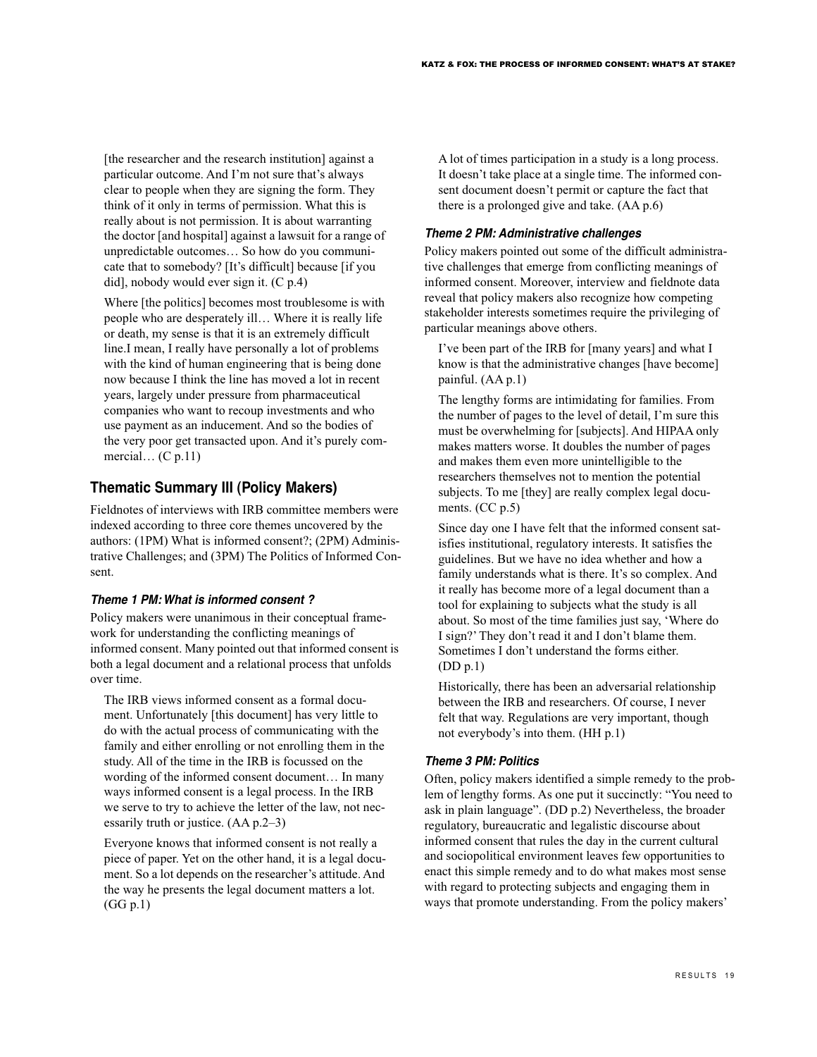[the researcher and the research institution] against a particular outcome. And I'm not sure that's always clear to people when they are signing the form. They think of it only in terms of permission. What this is really about is not permission. It is about warranting the doctor [and hospital] against a lawsuit for a range of unpredictable outcomes… So how do you communicate that to somebody? [It's difficult] because [if you did], nobody would ever sign it. (C p.4)

Where [the politics] becomes most troublesome is with people who are desperately ill… Where it is really life or death, my sense is that it is an extremely difficult line.I mean, I really have personally a lot of problems with the kind of human engineering that is being done now because I think the line has moved a lot in recent years, largely under pressure from pharmaceutical companies who want to recoup investments and who use payment as an inducement. And so the bodies of the very poor get transacted upon. And it's purely commercial… (C p.11)

## Thematic Summary III (Policy Makers)

Fieldnotes of interviews with IRB committee members were indexed according to three core themes uncovered by the authors: (1PM) What is informed consent?; (2PM) Administrative Challenges; and (3PM) The Politics of Informed Consent.

### *Theme 1 PM: What is informed consent ?*

Policy makers were unanimous in their conceptual framework for understanding the conflicting meanings of informed consent. Many pointed out that informed consent is both a legal document and a relational process that unfolds over time.

The IRB views informed consent as a formal document. Unfortunately [this document] has very little to do with the actual process of communicating with the family and either enrolling or not enrolling them in the study. All of the time in the IRB is focussed on the wording of the informed consent document… In many ways informed consent is a legal process. In the IRB we serve to try to achieve the letter of the law, not necessarily truth or justice. (AA p.2–3)

Everyone knows that informed consent is not really a piece of paper. Yet on the other hand, it is a legal document. So a lot depends on the researcher's attitude. And the way he presents the legal document matters a lot. (GG p.1)

A lot of times participation in a study is a long process. It doesn't take place at a single time. The informed consent document doesn't permit or capture the fact that there is a prolonged give and take. (AA p.6)

### *Theme 2 PM: Administrative challenges*

Policy makers pointed out some of the difficult administrative challenges that emerge from conflicting meanings of informed consent. Moreover, interview and fieldnote data reveal that policy makers also recognize how competing stakeholder interests sometimes require the privileging of particular meanings above others.

I've been part of the IRB for [many years] and what I know is that the administrative changes [have become] painful. (AA p.1)

The lengthy forms are intimidating for families. From the number of pages to the level of detail, I'm sure this must be overwhelming for [subjects]. And HIPAA only makes matters worse. It doubles the number of pages and makes them even more unintelligible to the researchers themselves not to mention the potential subjects. To me [they] are really complex legal documents. (CC p.5)

Since day one I have felt that the informed consent satisfies institutional, regulatory interests. It satisfies the guidelines. But we have no idea whether and how a family understands what is there. It's so complex. And it really has become more of a legal document than a tool for explaining to subjects what the study is all about. So most of the time families just say, 'Where do I sign?' They don't read it and I don't blame them. Sometimes I don't understand the forms either. (DD p.1)

Historically, there has been an adversarial relationship between the IRB and researchers. Of course, I never felt that way. Regulations are very important, though not everybody's into them. (HH p.1)

### *Theme 3 PM: Politics*

Often, policy makers identified a simple remedy to the problem of lengthy forms. As one put it succinctly: "You need to ask in plain language". (DD p.2) Nevertheless, the broader regulatory, bureaucratic and legalistic discourse about informed consent that rules the day in the current cultural and sociopolitical environment leaves few opportunities to enact this simple remedy and to do what makes most sense with regard to protecting subjects and engaging them in ways that promote understanding. From the policy makers'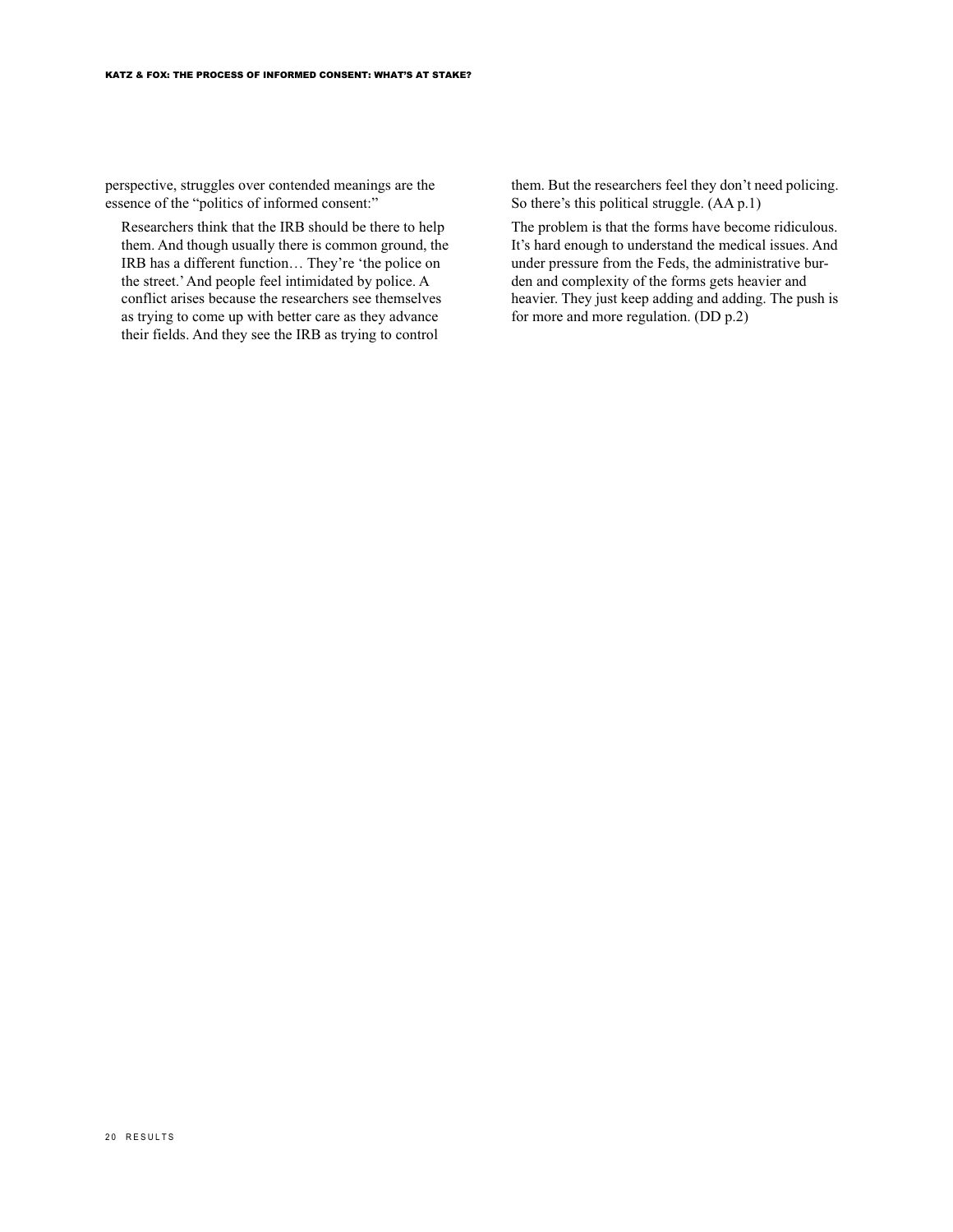perspective, struggles over contended meanings are the essence of the "politics of informed consent:"

> Researchers think that the IRB should be there to help them. And though usually there is common ground, the IRB has a different function… They're 'the police on the street.' And people feel intimidated by police. A conflict arises because the researchers see themselves as trying to come up with better care as they advance their fields. And they see the IRB as trying to control them. But the researchers feel they don't need policing. So there's this political struggle. (AA p.1)

> The problem is that the forms have become ridiculous. It's hard enough to understand the medical issues. And under pressure from the Feds, the administrative burden and complexity of the forms gets heavier and heavier. They just keep adding and adding. The push is for more and more regulation. (DD p.2)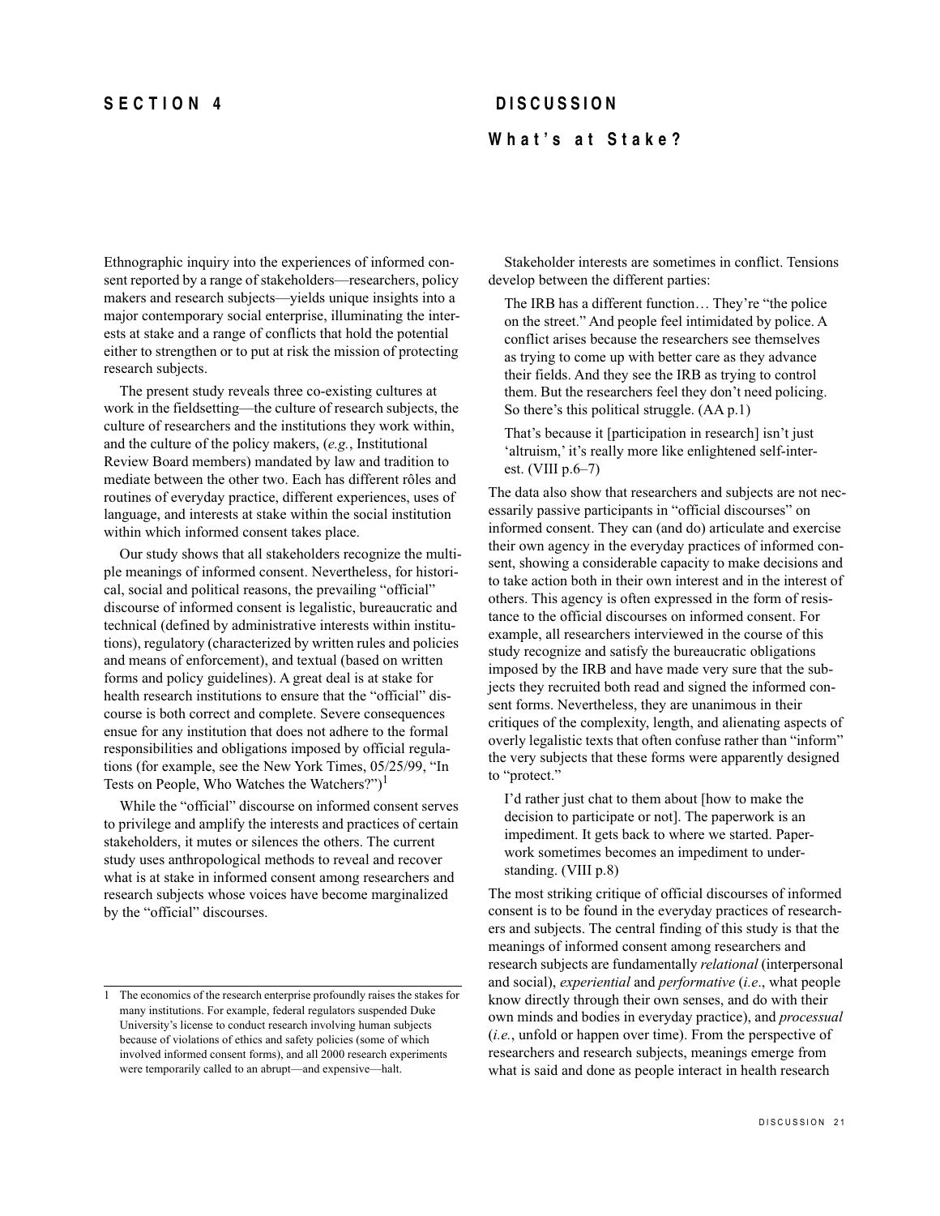# SECTION 4 DISCUSSION

## What's at Stake?

Ethnographic inquiry into the experiences of informed consent reported by a range of stakeholders—researchers, policy makers and research subjects—yields unique insights into a major contemporary social enterprise, illuminating the interests at stake and a range of conflicts that hold the potential either to strengthen or to put at risk the mission of protecting research subjects.

The present study reveals three co-existing cultures at work in the fieldsetting—the culture of research subjects, the culture of researchers and the institutions they work within, and the culture of the policy makers, (*e.g.*, Institutional Review Board members) mandated by law and tradition to mediate between the other two. Each has different rôles and routines of everyday practice, different experiences, uses of language, and interests at stake within the social institution within which informed consent takes place.

Our study shows that all stakeholders recognize the multiple meanings of informed consent. Nevertheless, for historical, social and political reasons, the prevailing "official" discourse of informed consent is legalistic, bureaucratic and technical (defined by administrative interests within institutions), regulatory (characterized by written rules and policies and means of enforcement), and textual (based on written forms and policy guidelines). A great deal is at stake for health research institutions to ensure that the "official" discourse is both correct and complete. Severe consequences ensue for any institution that does not adhere to the formal responsibilities and obligations imposed by official regulations (for example, see the New York Times, 05/25/99, "In Tests on People, Who Watches the Watchers?")[1]

While the "official" discourse on informed consent serves to privilege and amplify the interests and practices of certain stakeholders, it mutes or silences the others. The current study uses anthropological methods to reveal and recover what is at stake in informed consent among researchers and research subjects whose voices have become marginalized by the "official" discourses.

Stakeholder interests are sometimes in conflict. Tensions develop between the different parties:

> The IRB has a different function… They're "the police on the street." And people feel intimidated by police. A conflict arises because the researchers see themselves as trying to come up with better care as they advance their fields. And they see the IRB as trying to control them. But the researchers feel they don't need policing. So there's this political struggle. (AA p.1)

> That's because it [participation in research] isn't just 'altruism,' it's really more like enlightened self-interest. (VIII p.6–7)

The data also show that researchers and subjects are not necessarily passive participants in "official discourses" on informed consent. They can (and do) articulate and exercise their own agency in the everyday practices of informed consent, showing a considerable capacity to make decisions and to take action both in their own interest and in the interest of others. This agency is often expressed in the form of resistance to the official discourses on informed consent. For example, all researchers interviewed in the course of this study recognize and satisfy the bureaucratic obligations imposed by the IRB and have made very sure that the subjects they recruited both read and signed the informed consent forms. Nevertheless, they are unanimous in their critiques of the complexity, length, and alienating aspects of overly legalistic texts that often confuse rather than "inform" the very subjects that these forms were apparently designed to "protect."

> I'd rather just chat to them about [how to make the decision to participate or not]. The paperwork is an impediment. It gets back to where we started. Paperwork sometimes becomes an impediment to understanding. (VIII p.8)

The most striking critique of official discourses of informed consent is to be found in the everyday practices of researchers and subjects. The central finding of this study is that the meanings of informed consent among researchers and research subjects are fundamentally *relational* (interpersonal and social), *experiential* and *performative* (*i.e*., what people know directly through their own senses, and do with their own minds and bodies in everyday practice), and *processual* (*i.e.*, unfold or happen over time). From the perspective of researchers and research subjects, meanings emerge from what is said and done as people interact in health research

---

1 The economics of the research enterprise profoundly raises the stakes for many institutions. For example, federal regulators suspended Duke University's license to conduct research involving human subjects because of violations of ethics and safety policies (some of which involved informed consent forms), and all 2000 research experiments were temporarily called to an abrupt—and expensive—halt.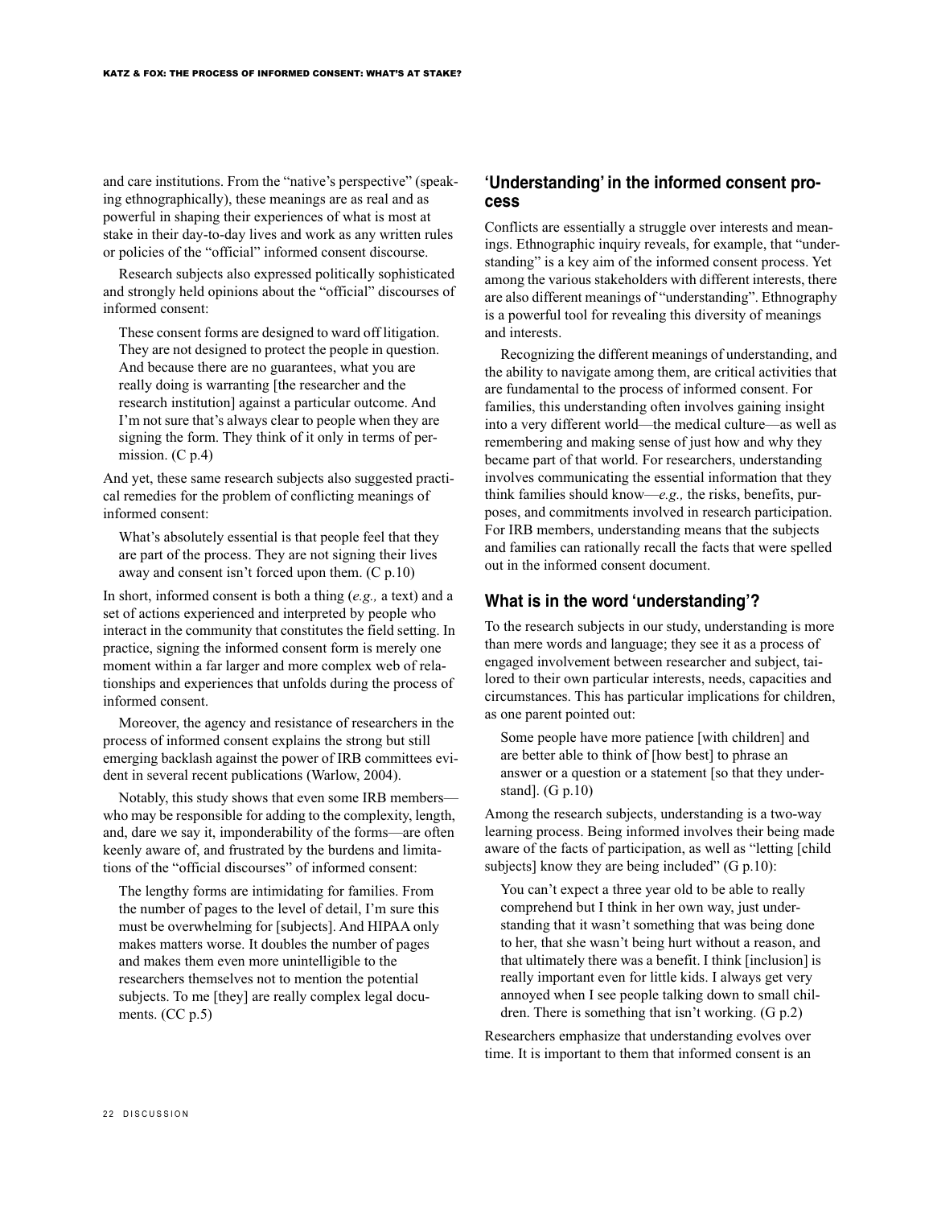and care institutions. From the "native's perspective" (speaking ethnographically), these meanings are as real and as powerful in shaping their experiences of what is most at stake in their day-to-day lives and work as any written rules or policies of the "official" informed consent discourse.

Research subjects also expressed politically sophisticated and strongly held opinions about the "official" discourses of informed consent:

> These consent forms are designed to ward off litigation. They are not designed to protect the people in question. And because there are no guarantees, what you are really doing is warranting [the researcher and the research institution] against a particular outcome. And I'm not sure that's always clear to people when they are signing the form. They think of it only in terms of permission. (C p.4)

And yet, these same research subjects also suggested practical remedies for the problem of conflicting meanings of informed consent:

> What's absolutely essential is that people feel that they are part of the process. They are not signing their lives away and consent isn't forced upon them. (C p.10)

In short, informed consent is both a thing (*e.g.,* a text) and a set of actions experienced and interpreted by people who interact in the community that constitutes the field setting. In practice, signing the informed consent form is merely one moment within a far larger and more complex web of relationships and experiences that unfolds during the process of informed consent.

Moreover, the agency and resistance of researchers in the process of informed consent explains the strong but still emerging backlash against the power of IRB committees evident in several recent publications (Warlow, 2004).

Notably, this study shows that even some IRB members—who may be responsible for adding to the complexity, length, and, dare we say it, imponderability of the forms—are often keenly aware of, and frustrated by the burdens and limitations of the "official discourses" of informed consent:

> The lengthy forms are intimidating for families. From the number of pages to the level of detail, I'm sure this must be overwhelming for [subjects]. And HIPAA only makes matters worse. It doubles the number of pages and makes them even more unintelligible to the researchers themselves not to mention the potential subjects. To me [they] are really complex legal documents. (CC p.5)

## 'Understanding' in the informed consent process

Conflicts are essentially a struggle over interests and meanings. Ethnographic inquiry reveals, for example, that "understanding" is a key aim of the informed consent process. Yet among the various stakeholders with different interests, there are also different meanings of "understanding". Ethnography is a powerful tool for revealing this diversity of meanings and interests.

Recognizing the different meanings of understanding, and the ability to navigate among them, are critical activities that are fundamental to the process of informed consent. For families, this understanding often involves gaining insight into a very different world—the medical culture—as well as remembering and making sense of just how and why they became part of that world. For researchers, understanding involves communicating the essential information that they think families should know—*e.g.,* the risks, benefits, purposes, and commitments involved in research participation. For IRB members, understanding means that the subjects and families can rationally recall the facts that were spelled out in the informed consent document.

## What is in the word 'understanding'?

To the research subjects in our study, understanding is more than mere words and language; they see it as a process of engaged involvement between researcher and subject, tailored to their own particular interests, needs, capacities and circumstances. This has particular implications for children, as one parent pointed out:

> Some people have more patience [with children] and are better able to think of [how best] to phrase an answer or a question or a statement [so that they understand]. (G p.10)

Among the research subjects, understanding is a two-way learning process. Being informed involves their being made aware of the facts of participation, as well as "letting [child subjects] know they are being included" (G p.10):

> You can't expect a three year old to be able to really comprehend but I think in her own way, just understanding that it wasn't something that was being done to her, that she wasn't being hurt without a reason, and that ultimately there was a benefit. I think [inclusion] is really important even for little kids. I always get very annoyed when I see people talking down to small children. There is something that isn't working. (G p.2)

Researchers emphasize that understanding evolves over time. It is important to them that informed consent is an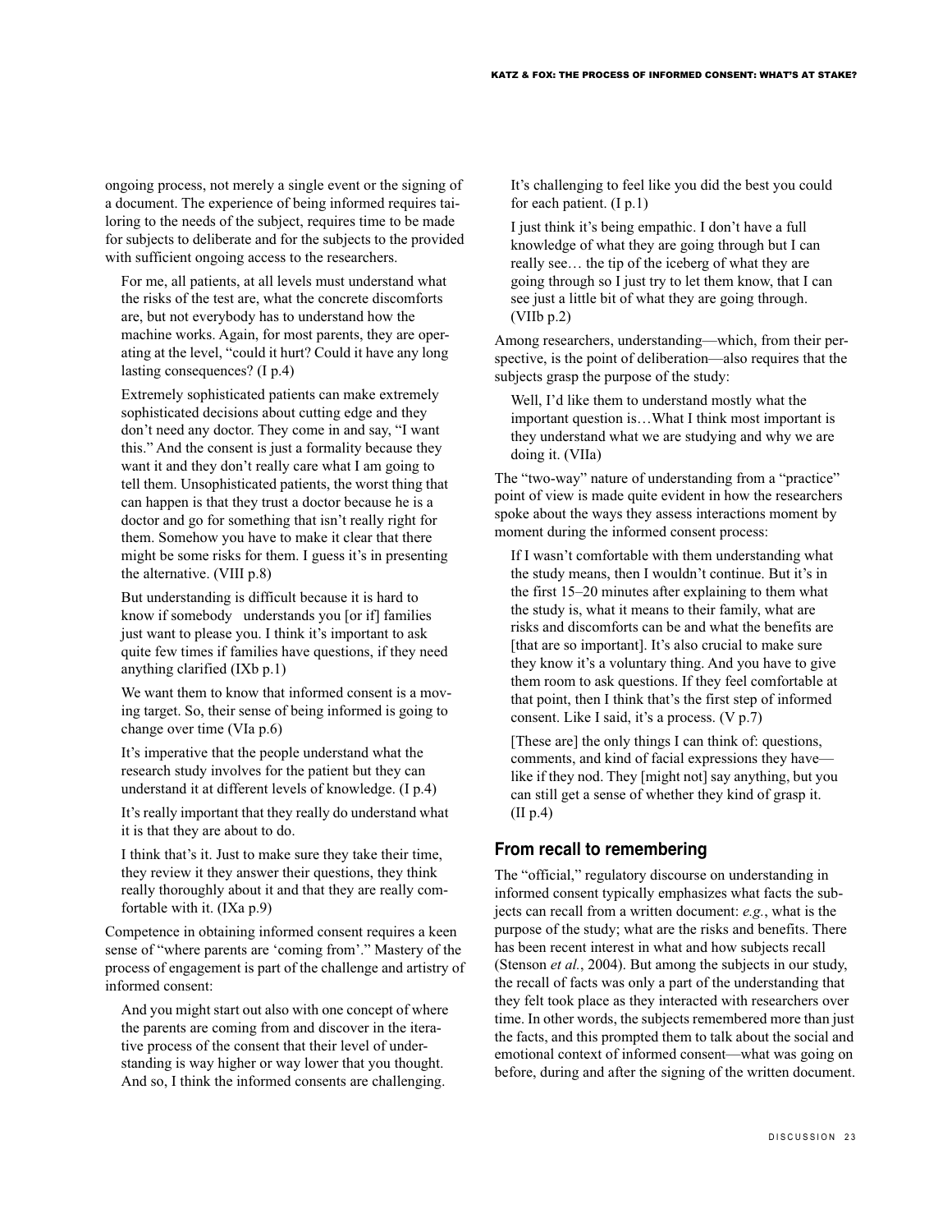ongoing process, not merely a single event or the signing of a document. The experience of being informed requires tailoring to the needs of the subject, requires time to be made for subjects to deliberate and for the subjects to the provided with sufficient ongoing access to the researchers.

> For me, all patients, at all levels must understand what the risks of the test are, what the concrete discomforts are, but not everybody has to understand how the machine works. Again, for most parents, they are operating at the level, "could it hurt? Could it have any long lasting consequences? (I p.4)

> Extremely sophisticated patients can make extremely sophisticated decisions about cutting edge and they don't need any doctor. They come in and say, "I want this." And the consent is just a formality because they want it and they don't really care what I am going to tell them. Unsophisticated patients, the worst thing that can happen is that they trust a doctor because he is a doctor and go for something that isn't really right for them. Somehow you have to make it clear that there might be some risks for them. I guess it's in presenting the alternative. (VIII p.8)

> But understanding is difficult because it is hard to know if somebody understands you [or if] families just want to please you. I think it's important to ask quite few times if families have questions, if they need anything clarified (IXb p.1)

> We want them to know that informed consent is a moving target. So, their sense of being informed is going to change over time (VIa p.6)

> It's imperative that the people understand what the research study involves for the patient but they can understand it at different levels of knowledge. (I p.4)

> It's really important that they really do understand what it is that they are about to do.

> I think that's it. Just to make sure they take their time, they review it they answer their questions, they think really thoroughly about it and that they are really comfortable with it. (IXa p.9)

Competence in obtaining informed consent requires a keen sense of "where parents are 'coming from'." Mastery of the process of engagement is part of the challenge and artistry of informed consent:

> And you might start out also with one concept of where the parents are coming from and discover in the iterative process of the consent that their level of understanding is way higher or way lower that you thought. And so, I think the informed consents are challenging. It's challenging to feel like you did the best you could for each patient. (I p.1)

> I just think it's being empathic. I don't have a full knowledge of what they are going through but I can really see… the tip of the iceberg of what they are going through so I just try to let them know, that I can see just a little bit of what they are going through. (VIIb p.2)

Among researchers, understanding—which, from their perspective, is the point of deliberation—also requires that the subjects grasp the purpose of the study:

> Well, I'd like them to understand mostly what the important question is…What I think most important is they understand what we are studying and why we are doing it. (VIIa)

The "two-way" nature of understanding from a "practice" point of view is made quite evident in how the researchers spoke about the ways they assess interactions moment by moment during the informed consent process:

> If I wasn't comfortable with them understanding what the study means, then I wouldn't continue. But it's in the first 15–20 minutes after explaining to them what the study is, what it means to their family, what are risks and discomforts can be and what the benefits are [that are so important]. It's also crucial to make sure they know it's a voluntary thing. And you have to give them room to ask questions. If they feel comfortable at that point, then I think that's the first step of informed consent. Like I said, it's a process. (V p.7)

> [These are] the only things I can think of: questions, comments, and kind of facial expressions they have—like if they nod. They [might not] say anything, but you can still get a sense of whether they kind of grasp it. (II p.4)

### From recall to remembering

The "official," regulatory discourse on understanding in informed consent typically emphasizes what facts the subjects can recall from a written document: *e.g.*, what is the purpose of the study; what are the risks and benefits. There has been recent interest in what and how subjects recall (Stenson *et al.*, 2004). But among the subjects in our study, the recall of facts was only a part of the understanding that they felt took place as they interacted with researchers over time. In other words, the subjects remembered more than just the facts, and this prompted them to talk about the social and emotional context of informed consent—what was going on before, during and after the signing of the written document.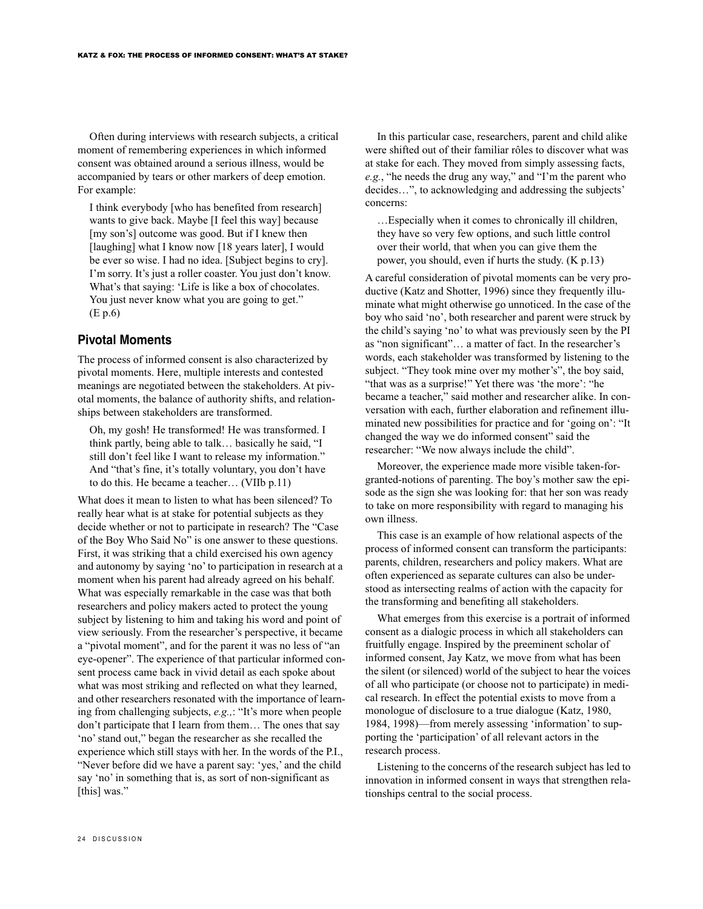Often during interviews with research subjects, a critical moment of remembering experiences in which informed consent was obtained around a serious illness, would be accompanied by tears or other markers of deep emotion. For example:

> I think everybody [who has benefited from research] wants to give back. Maybe [I feel this way] because [my son's] outcome was good. But if I knew then [laughing] what I know now [18 years later], I would be ever so wise. I had no idea. [Subject begins to cry]. I'm sorry. It's just a roller coaster. You just don't know. What's that saying: 'Life is like a box of chocolates. You just never know what you are going to get." (E p.6)

## Pivotal Moments

The process of informed consent is also characterized by pivotal moments. Here, multiple interests and contested meanings are negotiated between the stakeholders. At pivotal moments, the balance of authority shifts, and relationships between stakeholders are transformed.

> Oh, my gosh! He transformed! He was transformed. I think partly, being able to talk… basically he said, "I still don't feel like I want to release my information." And "that's fine, it's totally voluntary, you don't have to do this. He became a teacher… (VIIb p.11)

What does it mean to listen to what has been silenced? To really hear what is at stake for potential subjects as they decide whether or not to participate in research? The "Case of the Boy Who Said No" is one answer to these questions. First, it was striking that a child exercised his own agency and autonomy by saying 'no' to participation in research at a moment when his parent had already agreed on his behalf. What was especially remarkable in the case was that both researchers and policy makers acted to protect the young subject by listening to him and taking his word and point of view seriously. From the researcher's perspective, it became a "pivotal moment", and for the parent it was no less of "an eye-opener". The experience of that particular informed consent process came back in vivid detail as each spoke about what was most striking and reflected on what they learned, and other researchers resonated with the importance of learning from challenging subjects, *e.g.,*: "It's more when people don't participate that I learn from them… The ones that say 'no' stand out," began the researcher as she recalled the experience which still stays with her. In the words of the P.I., "Never before did we have a parent say: 'yes,' and the child say 'no' in something that is, as sort of non-significant as [this] was."

In this particular case, researchers, parent and child alike were shifted out of their familiar rôles to discover what was at stake for each. They moved from simply assessing facts, *e.g.*, "he needs the drug any way," and "I'm the parent who decides…", to acknowledging and addressing the subjects' concerns:

> …Especially when it comes to chronically ill children, they have so very few options, and such little control over their world, that when you can give them the power, you should, even if hurts the study. (K p.13)

A careful consideration of pivotal moments can be very productive (Katz and Shotter, 1996) since they frequently illuminate what might otherwise go unnoticed. In the case of the boy who said 'no', both researcher and parent were struck by the child's saying 'no' to what was previously seen by the PI as "non significant"… a matter of fact. In the researcher's words, each stakeholder was transformed by listening to the subject. "They took mine over my mother's", the boy said, "that was as a surprise!" Yet there was 'the more': "he became a teacher," said mother and researcher alike. In conversation with each, further elaboration and refinement illuminated new possibilities for practice and for 'going on': "It changed the way we do informed consent" said the researcher: "We now always include the child".

Moreover, the experience made more visible taken-for-granted-notions of parenting. The boy's mother saw the episode as the sign she was looking for: that her son was ready to take on more responsibility with regard to managing his own illness.

This case is an example of how relational aspects of the process of informed consent can transform the participants: parents, children, researchers and policy makers. What are often experienced as separate cultures can also be understood as intersecting realms of action with the capacity for the transforming and benefiting all stakeholders.

What emerges from this exercise is a portrait of informed consent as a dialogic process in which all stakeholders can fruitfully engage. Inspired by the preeminent scholar of informed consent, Jay Katz, we move from what has been the silent (or silenced) world of the subject to hear the voices of all who participate (or choose not to participate) in medical research. In effect the potential exists to move from a monologue of disclosure to a true dialogue (Katz, 1980, 1984, 1998)—from merely assessing 'information' to supporting the 'participation' of all relevant actors in the research process.

Listening to the concerns of the research subject has led to innovation in informed consent in ways that strengthen relationships central to the social process.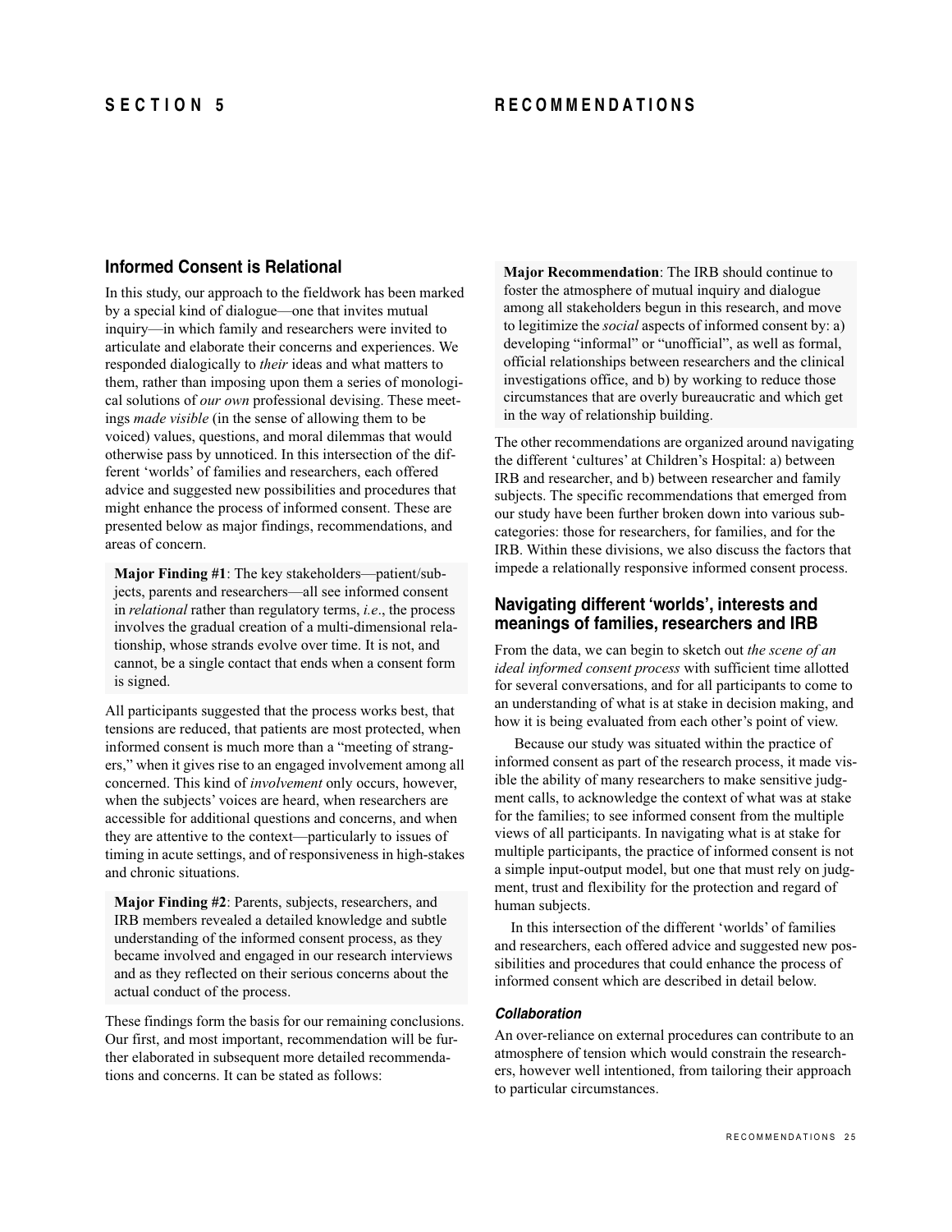// SECTION 5 RECOMMENDATIONS

# SECTION 5 RECOMMENDATIONS

## Informed Consent is Relational

In this study, our approach to the fieldwork has been marked by a special kind of dialogue—one that invites mutual inquiry—in which family and researchers were invited to articulate and elaborate their concerns and experiences. We responded dialogically to *their* ideas and what matters to them, rather than imposing upon them a series of monological solutions of *our own* professional devising. These meetings *made visible* (in the sense of allowing them to be voiced) values, questions, and moral dilemmas that would otherwise pass by unnoticed. In this intersection of the different 'worlds' of families and researchers, each offered advice and suggested new possibilities and procedures that might enhance the process of informed consent. These are presented below as major findings, recommendations, and areas of concern.

**Major Finding #1**: The key stakeholders—patient/subjects, parents and researchers—all see informed consent in *relational* rather than regulatory terms, *i.e*., the process involves the gradual creation of a multi-dimensional relationship, whose strands evolve over time. It is not, and cannot, be a single contact that ends when a consent form is signed.

All participants suggested that the process works best, that tensions are reduced, that patients are most protected, when informed consent is much more than a "meeting of strangers," when it gives rise to an engaged involvement among all concerned. This kind of *involvement* only occurs, however, when the subjects' voices are heard, when researchers are accessible for additional questions and concerns, and when they are attentive to the context—particularly to issues of timing in acute settings, and of responsiveness in high-stakes and chronic situations.

**Major Finding #2**: Parents, subjects, researchers, and IRB members revealed a detailed knowledge and subtle understanding of the informed consent process, as they became involved and engaged in our research interviews and as they reflected on their serious concerns about the actual conduct of the process.

These findings form the basis for our remaining conclusions. Our first, and most important, recommendation will be further elaborated in subsequent more detailed recommendations and concerns. It can be stated as follows:

**Major Recommendation**: The IRB should continue to foster the atmosphere of mutual inquiry and dialogue among all stakeholders begun in this research, and move to legitimize the *social* aspects of informed consent by: a) developing "informal" or "unofficial", as well as formal, official relationships between researchers and the clinical investigations office, and b) by working to reduce those circumstances that are overly bureaucratic and which get in the way of relationship building.

The other recommendations are organized around navigating the different 'cultures' at Children's Hospital: a) between IRB and researcher, and b) between researcher and family subjects. The specific recommendations that emerged from our study have been further broken down into various subcategories: those for researchers, for families, and for the IRB. Within these divisions, we also discuss the factors that impede a relationally responsive informed consent process.

## Navigating different 'worlds', interests and meanings of families, researchers and IRB

From the data, we can begin to sketch out *the scene of an ideal informed consent process* with sufficient time allotted for several conversations, and for all participants to come to an understanding of what is at stake in decision making, and how it is being evaluated from each other's point of view.

Because our study was situated within the practice of informed consent as part of the research process, it made visible the ability of many researchers to make sensitive judgment calls, to acknowledge the context of what was at stake for the families; to see informed consent from the multiple views of all participants. In navigating what is at stake for multiple participants, the practice of informed consent is not a simple input-output model, but one that must rely on judgment, trust and flexibility for the protection and regard of human subjects.

In this intersection of the different 'worlds' of families and researchers, each offered advice and suggested new possibilities and procedures that could enhance the process of informed consent which are described in detail below.

### *Collaboration*

An over-reliance on external procedures can contribute to an atmosphere of tension which would constrain the researchers, however well intentioned, from tailoring their approach to particular circumstances.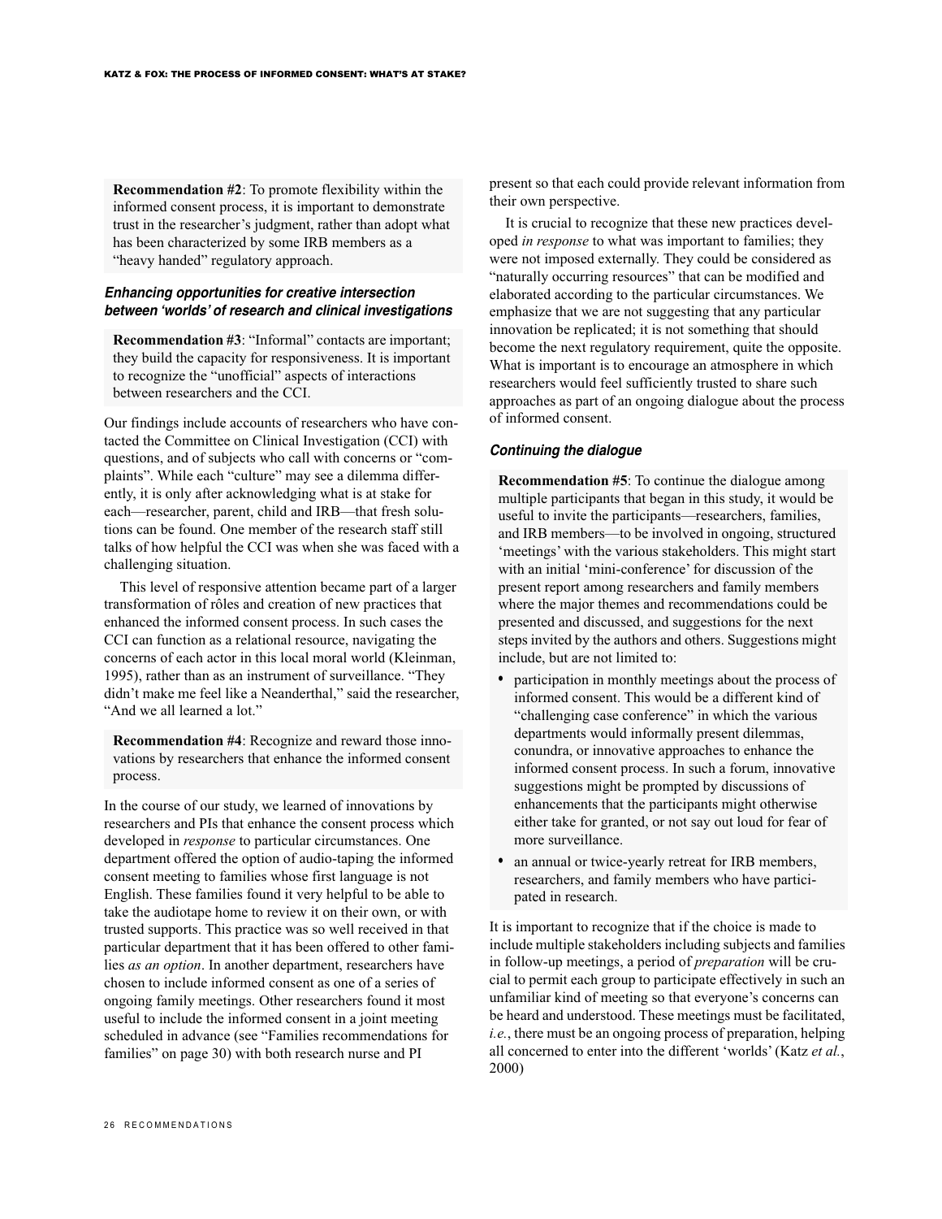**Recommendation #2**: To promote flexibility within the informed consent process, it is important to demonstrate trust in the researcher's judgment, rather than adopt what has been characterized by some IRB members as a "heavy handed" regulatory approach.

### *Enhancing opportunities for creative intersection between 'worlds' of research and clinical investigations*

**Recommendation #3**: "Informal" contacts are important; they build the capacity for responsiveness. It is important to recognize the "unofficial" aspects of interactions between researchers and the CCI.

Our findings include accounts of researchers who have contacted the Committee on Clinical Investigation (CCI) with questions, and of subjects who call with concerns or "complaints". While each "culture" may see a dilemma differently, it is only after acknowledging what is at stake for each—researcher, parent, child and IRB—that fresh solutions can be found. One member of the research staff still talks of how helpful the CCI was when she was faced with a challenging situation.

This level of responsive attention became part of a larger transformation of rôles and creation of new practices that enhanced the informed consent process. In such cases the CCI can function as a relational resource, navigating the concerns of each actor in this local moral world (Kleinman, 1995), rather than as an instrument of surveillance. "They didn't make me feel like a Neanderthal," said the researcher, "And we all learned a lot."

**Recommendation #4**: Recognize and reward those innovations by researchers that enhance the informed consent process.

In the course of our study, we learned of innovations by researchers and PIs that enhance the consent process which developed in *response* to particular circumstances. One department offered the option of audio-taping the informed consent meeting to families whose first language is not English. These families found it very helpful to be able to take the audiotape home to review it on their own, or with trusted supports. This practice was so well received in that particular department that it has been offered to other families *as an option*. In another department, researchers have chosen to include informed consent as one of a series of ongoing family meetings. Other researchers found it most useful to include the informed consent in a joint meeting scheduled in advance (see "Families recommendations for families" on page 30) with both research nurse and PI present so that each could provide relevant information from their own perspective.

It is crucial to recognize that these new practices developed *in response* to what was important to families; they were not imposed externally. They could be considered as "naturally occurring resources" that can be modified and elaborated according to the particular circumstances. We emphasize that we are not suggesting that any particular innovation be replicated; it is not something that should become the next regulatory requirement, quite the opposite. What is important is to encourage an atmosphere in which researchers would feel sufficiently trusted to share such approaches as part of an ongoing dialogue about the process of informed consent.

### *Continuing the dialogue*

**Recommendation #5**: To continue the dialogue among multiple participants that began in this study, it would be useful to invite the participants—researchers, families, and IRB members—to be involved in ongoing, structured 'meetings' with the various stakeholders. This might start with an initial 'mini-conference' for discussion of the present report among researchers and family members where the major themes and recommendations could be presented and discussed, and suggestions for the next steps invited by the authors and others. Suggestions might include, but are not limited to:

- participation in monthly meetings about the process of informed consent. This would be a different kind of "challenging case conference" in which the various departments would informally present dilemmas, conundra, or innovative approaches to enhance the informed consent process. In such a forum, innovative suggestions might be prompted by discussions of enhancements that the participants might otherwise either take for granted, or not say out loud for fear of more surveillance.
- an annual or twice-yearly retreat for IRB members, researchers, and family members who have participated in research.

It is important to recognize that if the choice is made to include multiple stakeholders including subjects and families in follow-up meetings, a period of *preparation* will be crucial to permit each group to participate effectively in such an unfamiliar kind of meeting so that everyone's concerns can be heard and understood. These meetings must be facilitated, *i.e.*, there must be an ongoing process of preparation, helping all concerned to enter into the different 'worlds' (Katz *et al.*, 2000)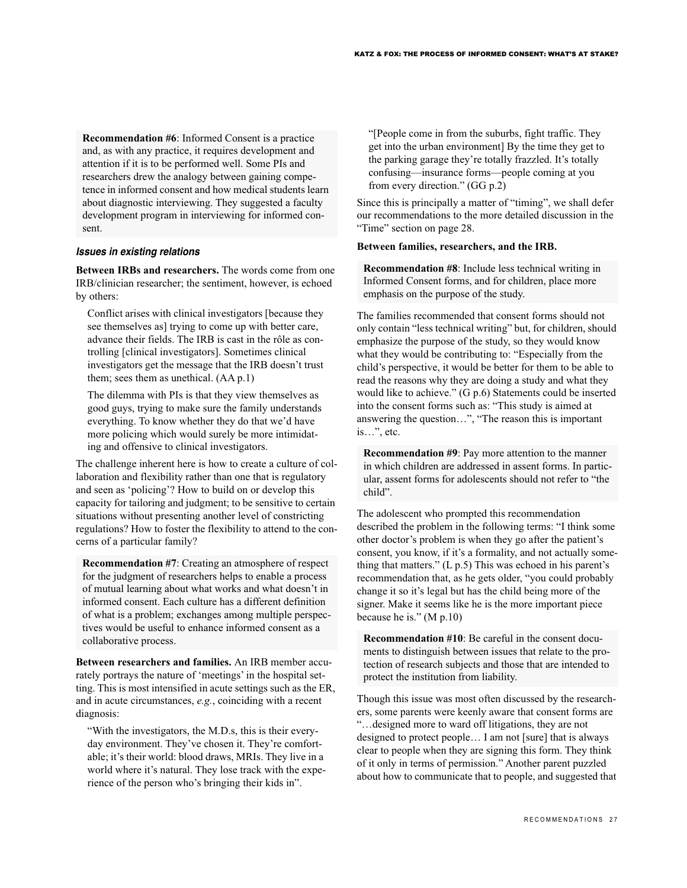**Recommendation #6**: Informed Consent is a practice and, as with any practice, it requires development and attention if it is to be performed well. Some PIs and researchers drew the analogy between gaining competence in informed consent and how medical students learn about diagnostic interviewing. They suggested a faculty development program in interviewing for informed consent.

### *Issues in existing relations*

**Between IRBs and researchers.** The words come from one IRB/clinician researcher; the sentiment, however, is echoed by others:

> Conflict arises with clinical investigators [because they see themselves as] trying to come up with better care, advance their fields. The IRB is cast in the rôle as controlling [clinical investigators]. Sometimes clinical investigators get the message that the IRB doesn't trust them; sees them as unethical. (AA p.1)
>
> The dilemma with PIs is that they view themselves as good guys, trying to make sure the family understands everything. To know whether they do that we'd have more policing which would surely be more intimidating and offensive to clinical investigators.

The challenge inherent here is how to create a culture of collaboration and flexibility rather than one that is regulatory and seen as 'policing'? How to build on or develop this capacity for tailoring and judgment; to be sensitive to certain situations without presenting another level of constricting regulations? How to foster the flexibility to attend to the concerns of a particular family?

**Recommendation #7**: Creating an atmosphere of respect for the judgment of researchers helps to enable a process of mutual learning about what works and what doesn't in informed consent. Each culture has a different definition of what is a problem; exchanges among multiple perspectives would be useful to enhance informed consent as a collaborative process.

**Between researchers and families.** An IRB member accurately portrays the nature of 'meetings' in the hospital setting. This is most intensified in acute settings such as the ER, and in acute circumstances, *e.g.*, coinciding with a recent diagnosis:

> "With the investigators, the M.D.s, this is their everyday environment. They've chosen it. They're comfortable; it's their world: blood draws, MRIs. They live in a world where it's natural. They lose track with the experience of the person who's bringing their kids in".
>
> "[People come in from the suburbs, fight traffic. They get into the urban environment] By the time they get to the parking garage they're totally frazzled. It's totally confusing—insurance forms—people coming at you from every direction." (GG p.2)

Since this is principally a matter of "timing", we shall defer our recommendations to the more detailed discussion in the "Time" section on page 28.

**Between families, researchers, and the IRB.**

**Recommendation #8**: Include less technical writing in Informed Consent forms, and for children, place more emphasis on the purpose of the study.

The families recommended that consent forms should not only contain "less technical writing" but, for children, should emphasize the purpose of the study, so they would know what they would be contributing to: "Especially from the child's perspective, it would be better for them to be able to read the reasons why they are doing a study and what they would like to achieve." (G p.6) Statements could be inserted into the consent forms such as: "This study is aimed at answering the question…", "The reason this is important is…", etc.

**Recommendation #9**: Pay more attention to the manner in which children are addressed in assent forms. In particular, assent forms for adolescents should not refer to "the child".

The adolescent who prompted this recommendation described the problem in the following terms: "I think some other doctor's problem is when they go after the patient's consent, you know, if it's a formality, and not actually something that matters." (L p.5) This was echoed in his parent's recommendation that, as he gets older, "you could probably change it so it's legal but has the child being more of the signer. Make it seems like he is the more important piece because he is." (M p.10)

**Recommendation #10**: Be careful in the consent documents to distinguish between issues that relate to the protection of research subjects and those that are intended to protect the institution from liability.

Though this issue was most often discussed by the researchers, some parents were keenly aware that consent forms are "…designed more to ward off litigations, they are not designed to protect people… I am not [sure] that is always clear to people when they are signing this form. They think of it only in terms of permission." Another parent puzzled about how to communicate that to people, and suggested that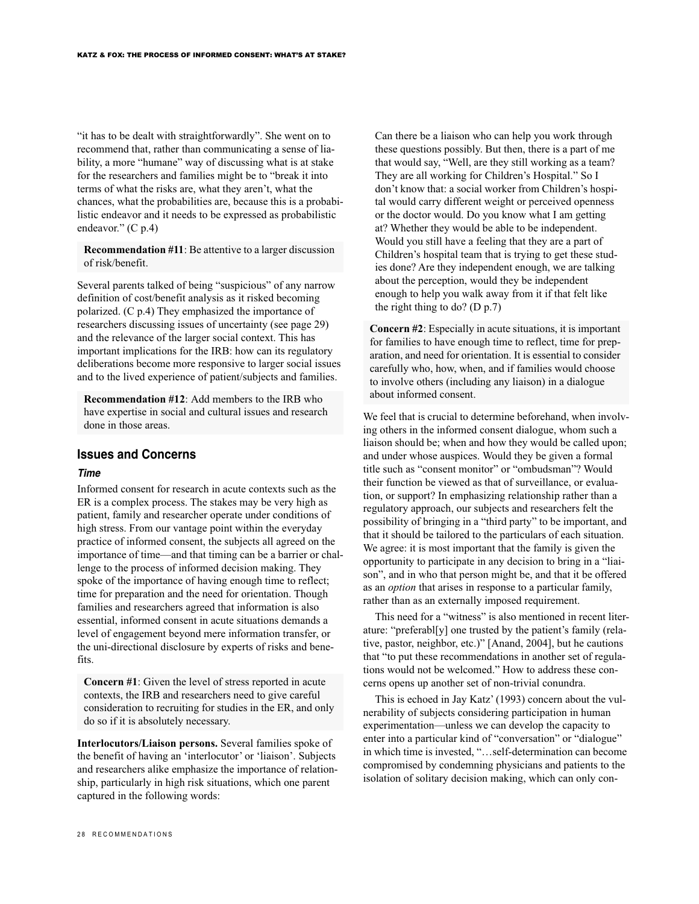"it has to be dealt with straightforwardly". She went on to recommend that, rather than communicating a sense of liability, a more "humane" way of discussing what is at stake for the researchers and families might be to "break it into terms of what the risks are, what they aren't, what the chances, what the probabilities are, because this is a probabilistic endeavor and it needs to be expressed as probabilistic endeavor." (C p.4)

**Recommendation #11**: Be attentive to a larger discussion of risk/benefit.

Several parents talked of being "suspicious" of any narrow definition of cost/benefit analysis as it risked becoming polarized. (C p.4) They emphasized the importance of researchers discussing issues of uncertainty (see page 29) and the relevance of the larger social context. This has important implications for the IRB: how can its regulatory deliberations become more responsive to larger social issues and to the lived experience of patient/subjects and families.

**Recommendation #12**: Add members to the IRB who have expertise in social and cultural issues and research done in those areas.

## Issues and Concerns

### *Time*

Informed consent for research in acute contexts such as the ER is a complex process. The stakes may be very high as patient, family and researcher operate under conditions of high stress. From our vantage point within the everyday practice of informed consent, the subjects all agreed on the importance of time—and that timing can be a barrier or challenge to the process of informed decision making. They spoke of the importance of having enough time to reflect; time for preparation and the need for orientation. Though families and researchers agreed that information is also essential, informed consent in acute situations demands a level of engagement beyond mere information transfer, or the uni-directional disclosure by experts of risks and benefits.

**Concern #1**: Given the level of stress reported in acute contexts, the IRB and researchers need to give careful consideration to recruiting for studies in the ER, and only do so if it is absolutely necessary.

**Interlocutors/Liaison persons.** Several families spoke of the benefit of having an 'interlocutor' or 'liaison'. Subjects and researchers alike emphasize the importance of relationship, particularly in high risk situations, which one parent captured in the following words:

> Can there be a liaison who can help you work through these questions possibly. But then, there is a part of me that would say, "Well, are they still working as a team? They are all working for Children's Hospital." So I don't know that: a social worker from Children's hospital would carry different weight or perceived openness or the doctor would. Do you know what I am getting at? Whether they would be able to be independent. Would you still have a feeling that they are a part of Children's hospital team that is trying to get these studies done? Are they independent enough, we are talking about the perception, would they be independent enough to help you walk away from it if that felt like the right thing to do? (D p.7)

**Concern #2**: Especially in acute situations, it is important for families to have enough time to reflect, time for preparation, and need for orientation. It is essential to consider carefully who, how, when, and if families would choose to involve others (including any liaison) in a dialogue about informed consent.

We feel that is crucial to determine beforehand, when involving others in the informed consent dialogue, whom such a liaison should be; when and how they would be called upon; and under whose auspices. Would they be given a formal title such as "consent monitor" or "ombudsman"? Would their function be viewed as that of surveillance, or evaluation, or support? In emphasizing relationship rather than a regulatory approach, our subjects and researchers felt the possibility of bringing in a "third party" to be important, and that it should be tailored to the particulars of each situation. We agree: it is most important that the family is given the opportunity to participate in any decision to bring in a "liaison", and in who that person might be, and that it be offered as an *option* that arises in response to a particular family, rather than as an externally imposed requirement.

This need for a "witness" is also mentioned in recent literature: "preferabl[y] one trusted by the patient's family (relative, pastor, neighbor, etc.)" [Anand, 2004], but he cautions that "to put these recommendations in another set of regulations would not be welcomed." How to address these concerns opens up another set of non-trivial conundra.

This is echoed in Jay Katz' (1993) concern about the vulnerability of subjects considering participation in human experimentation—unless we can develop the capacity to enter into a particular kind of "conversation" or "dialogue" in which time is invested, "…self-determination can become compromised by condemning physicians and patients to the isolation of solitary decision making, which can only con-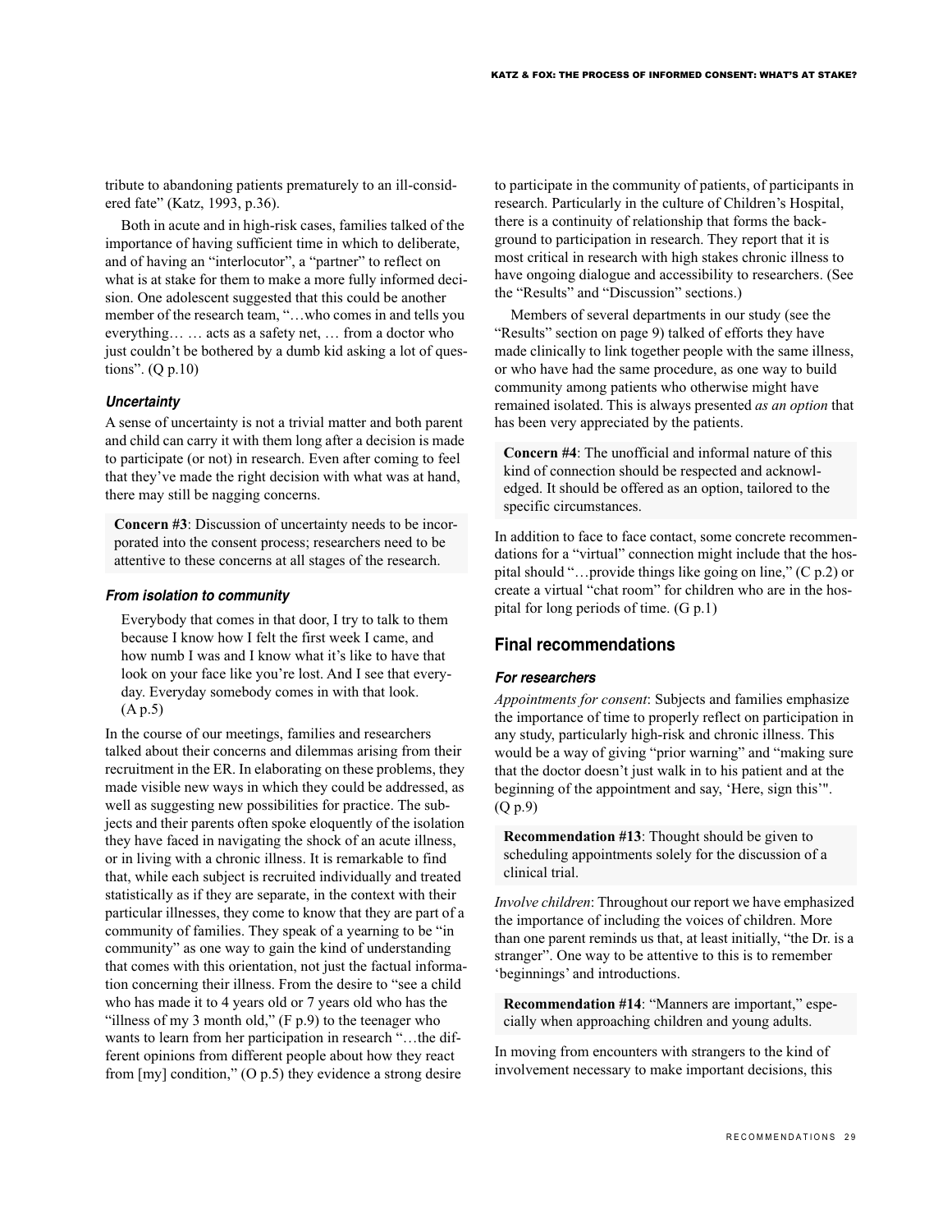tribute to abandoning patients prematurely to an ill-considered fate" (Katz, 1993, p.36).

Both in acute and in high-risk cases, families talked of the importance of having sufficient time in which to deliberate, and of having an "interlocutor", a "partner" to reflect on what is at stake for them to make a more fully informed decision. One adolescent suggested that this could be another member of the research team, "…who comes in and tells you everything… … acts as a safety net, … from a doctor who just couldn't be bothered by a dumb kid asking a lot of questions". (Q p.10)

### *Uncertainty*

A sense of uncertainty is not a trivial matter and both parent and child can carry it with them long after a decision is made to participate (or not) in research. Even after coming to feel that they've made the right decision with what was at hand, there may still be nagging concerns.

> **Concern #3**: Discussion of uncertainty needs to be incorporated into the consent process; researchers need to be attentive to these concerns at all stages of the research.

### *From isolation to community*

> Everybody that comes in that door, I try to talk to them because I know how I felt the first week I came, and how numb I was and I know what it's like to have that look on your face like you're lost. And I see that everyday. Everyday somebody comes in with that look. (A p.5)

In the course of our meetings, families and researchers talked about their concerns and dilemmas arising from their recruitment in the ER. In elaborating on these problems, they made visible new ways in which they could be addressed, as well as suggesting new possibilities for practice. The subjects and their parents often spoke eloquently of the isolation they have faced in navigating the shock of an acute illness, or in living with a chronic illness. It is remarkable to find that, while each subject is recruited individually and treated statistically as if they are separate, in the context with their particular illnesses, they come to know that they are part of a community of families. They speak of a yearning to be "in community" as one way to gain the kind of understanding that comes with this orientation, not just the factual information concerning their illness. From the desire to "see a child who has made it to 4 years old or 7 years old who has the "illness of my 3 month old," (F p.9) to the teenager who wants to learn from her participation in research "…the different opinions from different people about how they react from [my] condition," (O p.5) they evidence a strong desire to participate in the community of patients, of participants in research. Particularly in the culture of Children's Hospital, there is a continuity of relationship that forms the background to participation in research. They report that it is most critical in research with high stakes chronic illness to have ongoing dialogue and accessibility to researchers. (See the "Results" and "Discussion" sections.)

Members of several departments in our study (see the "Results" section on page 9) talked of efforts they have made clinically to link together people with the same illness, or who have had the same procedure, as one way to build community among patients who otherwise might have remained isolated. This is always presented *as an option* that has been very appreciated by the patients.

> **Concern #4**: The unofficial and informal nature of this kind of connection should be respected and acknowledged. It should be offered as an option, tailored to the specific circumstances.

In addition to face to face contact, some concrete recommendations for a "virtual" connection might include that the hospital should "…provide things like going on line," (C p.2) or create a virtual "chat room" for children who are in the hospital for long periods of time. (G p.1)

## Final recommendations

### *For researchers*

*Appointments for consent*: Subjects and families emphasize the importance of time to properly reflect on participation in any study, particularly high-risk and chronic illness. This would be a way of giving "prior warning" and "making sure that the doctor doesn't just walk in to his patient and at the beginning of the appointment and say, 'Here, sign this'". (Q p.9)

> **Recommendation #13**: Thought should be given to scheduling appointments solely for the discussion of a clinical trial.

*Involve children*: Throughout our report we have emphasized the importance of including the voices of children. More than one parent reminds us that, at least initially, "the Dr. is a stranger". One way to be attentive to this is to remember 'beginnings' and introductions.

> **Recommendation #14**: "Manners are important," especially when approaching children and young adults.

In moving from encounters with strangers to the kind of involvement necessary to make important decisions, this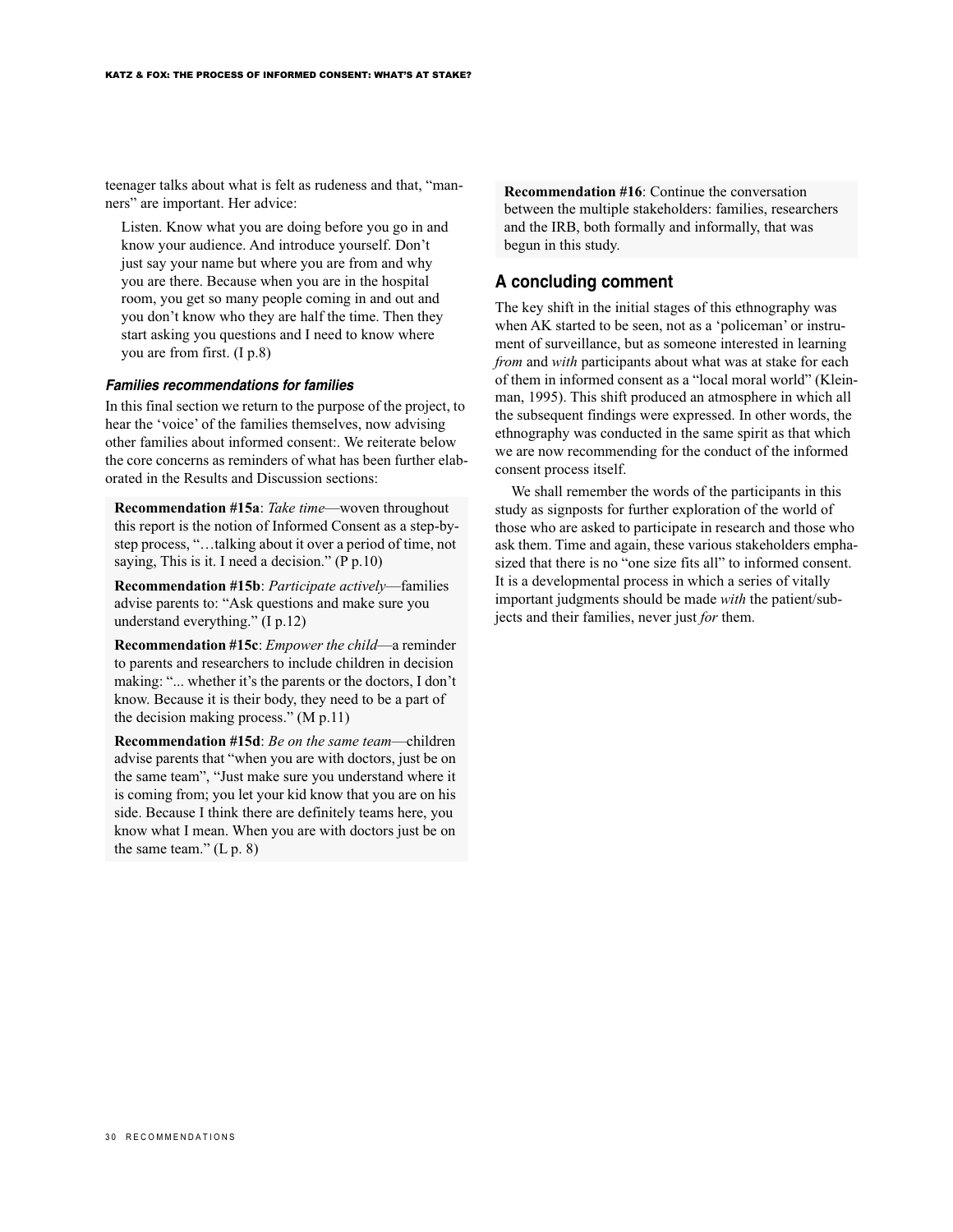teenager talks about what is felt as rudeness and that, "manners" are important. Her advice:

> Listen. Know what you are doing before you go in and know your audience. And introduce yourself. Don't just say your name but where you are from and why you are there. Because when you are in the hospital room, you get so many people coming in and out and you don't know who they are half the time. Then they start asking you questions and I need to know where you are from first. (I p.8)

### *Families recommendations for families*

In this final section we return to the purpose of the project, to hear the 'voice' of the families themselves, now advising other families about informed consent:. We reiterate below the core concerns as reminders of what has been further elaborated in the Results and Discussion sections:

**Recommendation #15a**: *Take time*—woven throughout this report is the notion of Informed Consent as a step-by-step process, "…talking about it over a period of time, not saying, This is it. I need a decision." (P p.10)

**Recommendation #15b**: *Participate actively*—families advise parents to: "Ask questions and make sure you understand everything." (I p.12)

**Recommendation #15c**: *Empower the child*—a reminder to parents and researchers to include children in decision making: "... whether it's the parents or the doctors, I don't know. Because it is their body, they need to be a part of the decision making process." (M p.11)

**Recommendation #15d**: *Be on the same team*—children advise parents that "when you are with doctors, just be on the same team", "Just make sure you understand where it is coming from; you let your kid know that you are on his side. Because I think there are definitely teams here, you know what I mean. When you are with doctors just be on the same team." (L p. 8)

**Recommendation #16**: Continue the conversation between the multiple stakeholders: families, researchers and the IRB, both formally and informally, that was begun in this study.

## A concluding comment

The key shift in the initial stages of this ethnography was when AK started to be seen, not as a 'policeman' or instrument of surveillance, but as someone interested in learning *from* and *with* participants about what was at stake for each of them in informed consent as a "local moral world" (Kleinman, 1995). This shift produced an atmosphere in which all the subsequent findings were expressed. In other words, the ethnography was conducted in the same spirit as that which we are now recommending for the conduct of the informed consent process itself.

We shall remember the words of the participants in this study as signposts for further exploration of the world of those who are asked to participate in research and those who ask them. Time and again, these various stakeholders emphasized that there is no "one size fits all" to informed consent. It is a developmental process in which a series of vitally important judgments should be made *with* the patient/subjects and their families, never just *for* them.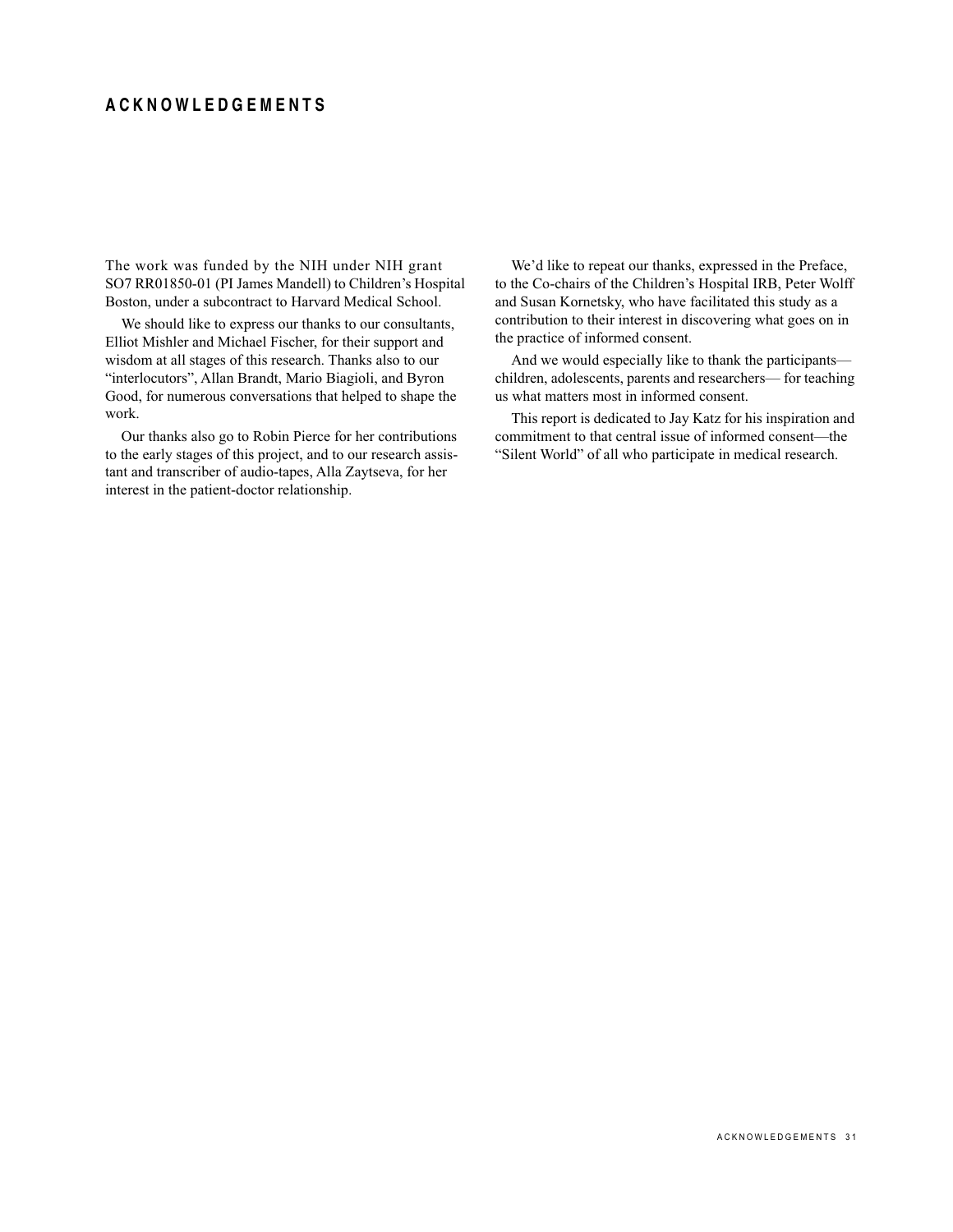# ACKNOWLEDGEMENTS

The work was funded by the NIH under NIH grant SO7 RR01850-01 (PI James Mandell) to Children's Hospital Boston, under a subcontract to Harvard Medical School.

We should like to express our thanks to our consultants, Elliot Mishler and Michael Fischer, for their support and wisdom at all stages of this research. Thanks also to our "interlocutors", Allan Brandt, Mario Biagioli, and Byron Good, for numerous conversations that helped to shape the work.

Our thanks also go to Robin Pierce for her contributions to the early stages of this project, and to our research assistant and transcriber of audio-tapes, Alla Zaytseva, for her interest in the patient-doctor relationship.

We'd like to repeat our thanks, expressed in the Preface, to the Co-chairs of the Children's Hospital IRB, Peter Wolff and Susan Kornetsky, who have facilitated this study as a contribution to their interest in discovering what goes on in the practice of informed consent.

And we would especially like to thank the participants—children, adolescents, parents and researchers— for teaching us what matters most in informed consent.

This report is dedicated to Jay Katz for his inspiration and commitment to that central issue of informed consent—the "Silent World" of all who participate in medical research.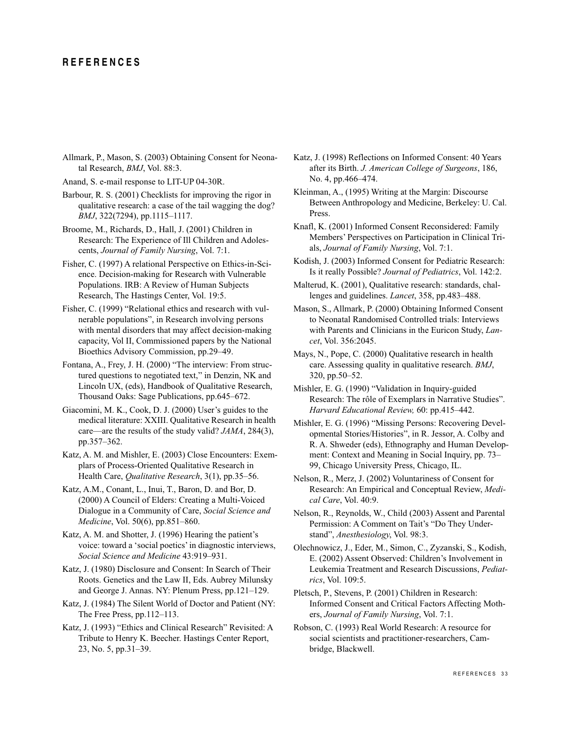# REFERENCES

Allmark, P., Mason, S. (2003) Obtaining Consent for Neonatal Research, *BMJ*, Vol. 88:3.

Anand, S. e-mail response to LIT-UP 04-30R.

Barbour, R. S. (2001) Checklists for improving the rigor in qualitative research: a case of the tail wagging the dog? *BMJ*, 322(7294), pp.1115–1117.

Broome, M., Richards, D., Hall, J. (2001) Children in Research: The Experience of Ill Children and Adolescents, *Journal of Family Nursing*, Vol. 7:1.

Fisher, C. (1997) A relational Perspective on Ethics-in-Science. Decision-making for Research with Vulnerable Populations. IRB: A Review of Human Subjects Research, The Hastings Center, Vol. 19:5.

Fisher, C. (1999) "Relational ethics and research with vulnerable populations", in Research involving persons with mental disorders that may affect decision-making capacity, Vol II, Commissioned papers by the National Bioethics Advisory Commission, pp.29–49.

Fontana, A., Frey, J. H. (2000) "The interview: From structured questions to negotiated text," in Denzin, NK and Lincoln UX, (eds), Handbook of Qualitative Research, Thousand Oaks: Sage Publications, pp.645–672.

Giacomini, M. K., Cook, D. J. (2000) User's guides to the medical literature: XXIII. Qualitative Research in health care—are the results of the study valid? *JAMA*, 284(3), pp.357–362.

Katz, A. M. and Mishler, E. (2003) Close Encounters: Exemplars of Process-Oriented Qualitative Research in Health Care, *Qualitative Research*, 3(1), pp.35–56.

Katz, A.M., Conant, L., Inui, T., Baron, D. and Bor, D. (2000) A Council of Elders: Creating a Multi-Voiced Dialogue in a Community of Care, *Social Science and Medicine*, Vol. 50(6), pp.851–860.

Katz, A. M. and Shotter, J. (1996) Hearing the patient's voice: toward a 'social poetics' in diagnostic interviews, *Social Science and Medicine* 43:919–931.

Katz, J. (1980) Disclosure and Consent: In Search of Their Roots. Genetics and the Law II, Eds. Aubrey Milunsky and George J. Annas. NY: Plenum Press, pp.121–129.

Katz, J. (1984) The Silent World of Doctor and Patient (NY: The Free Press, pp.112–113.

Katz, J. (1993) "Ethics and Clinical Research" Revisited: A Tribute to Henry K. Beecher. Hastings Center Report, 23, No. 5, pp.31–39.

Katz, J. (1998) Reflections on Informed Consent: 40 Years after its Birth. *J. American College of Surgeons*, 186, No. 4, pp.466–474.

Kleinman, A., (1995) Writing at the Margin: Discourse Between Anthropology and Medicine, Berkeley: U. Cal. Press.

Knafl, K. (2001) Informed Consent Reconsidered: Family Members' Perspectives on Participation in Clinical Trials, *Journal of Family Nursing*, Vol. 7:1.

Kodish, J. (2003) Informed Consent for Pediatric Research: Is it really Possible? *Journal of Pediatrics*, Vol. 142:2.

Malterud, K. (2001), Qualitative research: standards, challenges and guidelines. *Lancet*, 358, pp.483–488.

Mason, S., Allmark, P. (2000) Obtaining Informed Consent to Neonatal Randomised Controlled trials: Interviews with Parents and Clinicians in the Euricon Study, *Lancet*, Vol. 356:2045.

Mays, N., Pope, C. (2000) Qualitative research in health care. Assessing quality in qualitative research. *BMJ*, 320, pp.50–52.

Mishler, E. G. (1990) "Validation in Inquiry-guided Research: The rôle of Exemplars in Narrative Studies". *Harvard Educational Review,* 60: pp.415–442.

Mishler, E. G. (1996) "Missing Persons: Recovering Developmental Stories/Histories", in R. Jessor, A. Colby and R. A. Shweder (eds), Ethnography and Human Development: Context and Meaning in Social Inquiry, pp. 73–99, Chicago University Press, Chicago, IL.

Nelson, R., Merz, J. (2002) Voluntariness of Consent for Research: An Empirical and Conceptual Review, *Medical Care*, Vol. 40:9.

Nelson, R., Reynolds, W., Child (2003) Assent and Parental Permission: A Comment on Tait's "Do They Understand", *Anesthesiology*, Vol. 98:3.

Olechnowicz, J., Eder, M., Simon, C., Zyzanski, S., Kodish, E. (2002) Assent Observed: Children's Involvement in Leukemia Treatment and Research Discussions, *Pediatrics*, Vol. 109:5.

Pletsch, P., Stevens, P. (2001) Children in Research: Informed Consent and Critical Factors Affecting Mothers, *Journal of Family Nursing*, Vol. 7:1.

Robson, C. (1993) Real World Research: A resource for social scientists and practitioner-researchers, Cambridge, Blackwell.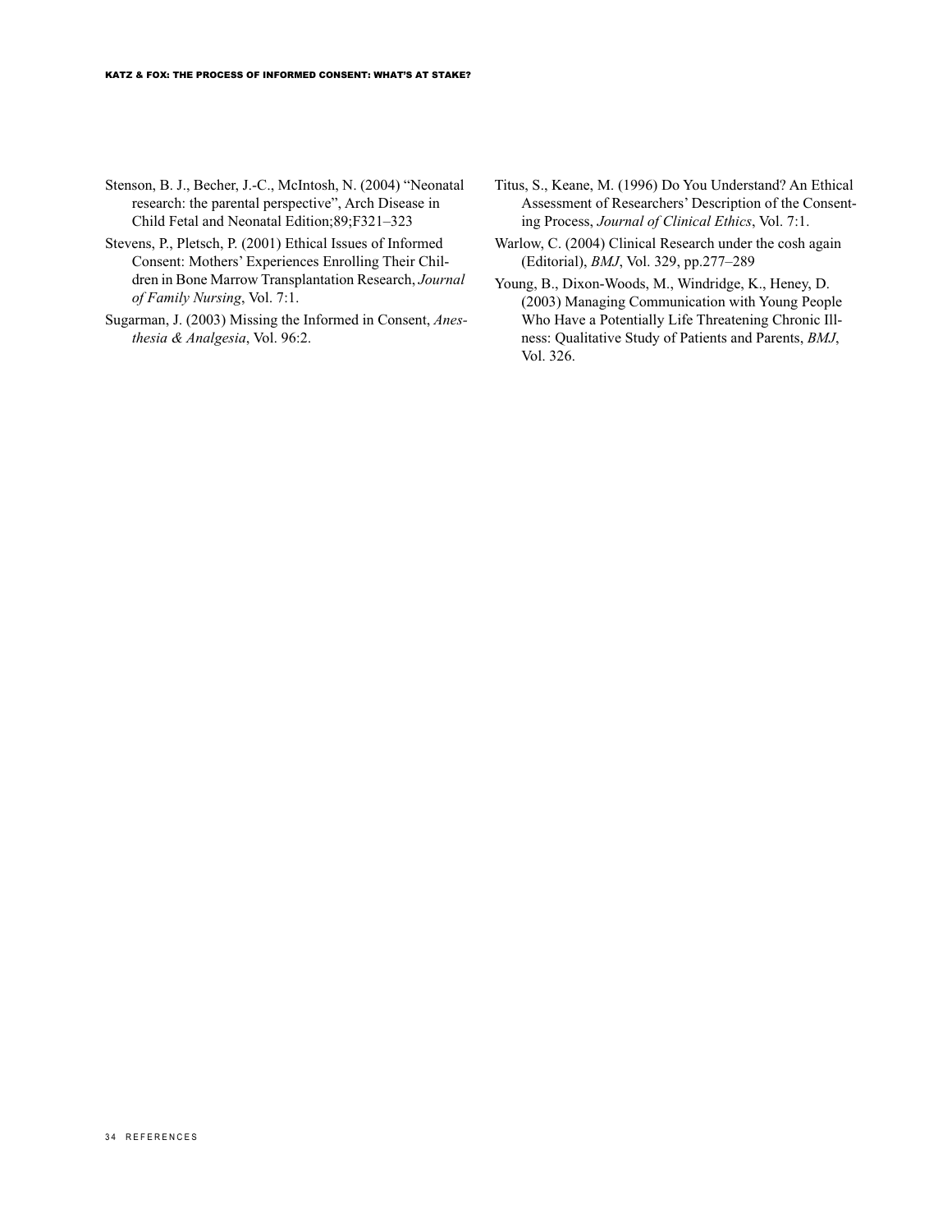Stenson, B. J., Becher, J.-C., McIntosh, N. (2004) "Neonatal research: the parental perspective", Arch Disease in Child Fetal and Neonatal Edition;89;F321–323

Stevens, P., Pletsch, P. (2001) Ethical Issues of Informed Consent: Mothers' Experiences Enrolling Their Children in Bone Marrow Transplantation Research, *Journal of Family Nursing*, Vol. 7:1.

Sugarman, J. (2003) Missing the Informed in Consent, *Anesthesia & Analgesia*, Vol. 96:2.

Titus, S., Keane, M. (1996) Do You Understand? An Ethical Assessment of Researchers' Description of the Consenting Process, *Journal of Clinical Ethics*, Vol. 7:1.

Warlow, C. (2004) Clinical Research under the cosh again (Editorial), *BMJ*, Vol. 329, pp.277–289

Young, B., Dixon-Woods, M., Windridge, K., Heney, D. (2003) Managing Communication with Young People Who Have a Potentially Life Threatening Chronic Illness: Qualitative Study of Patients and Parents, *BMJ*, Vol. 326.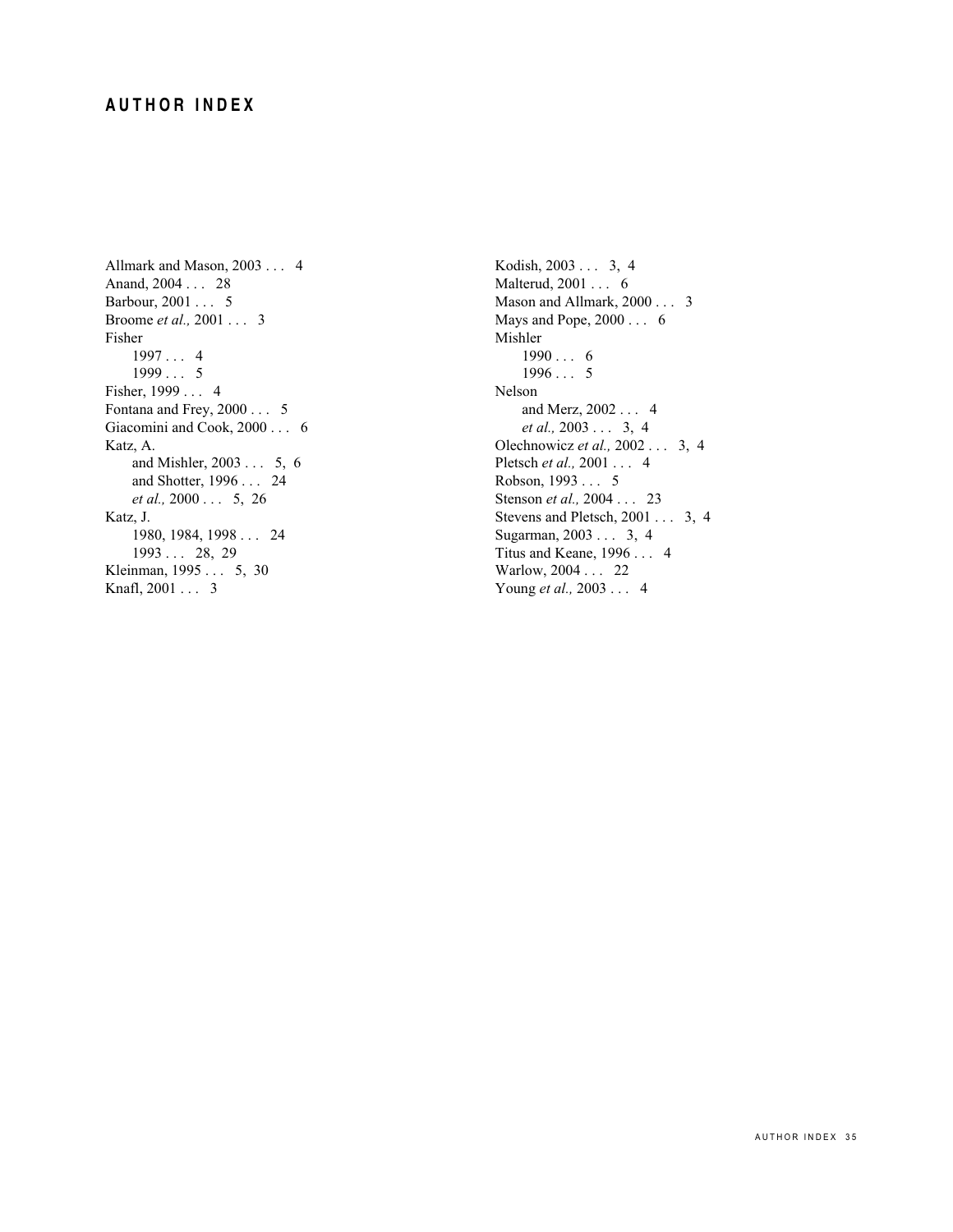## AUTHOR INDEX

Allmark and Mason, 2003 . . . 4
Anand, 2004 . . . 28
Barbour, 2001 . . . 5
Broome *et al.,* 2001 . . . 3
Fisher
    1997 . . . 4
    1999 . . . 5
Fisher, 1999 . . . 4
Fontana and Frey, 2000 . . . 5
Giacomini and Cook, 2000 . . . 6
Katz, A.
    and Mishler, 2003 . . . 5, 6
    and Shotter, 1996 . . . 24
    *et al.,* 2000 . . . 5, 26
Katz, J.
    1980, 1984, 1998 . . . 24
    1993 . . . 28, 29
Kleinman, 1995 . . . 5, 30
Knafl, 2001 . . . 3
Kodish, 2003 . . . 3, 4
Malterud, 2001 . . . 6
Mason and Allmark, 2000 . . . 3
Mays and Pope, 2000 . . . 6
Mishler
    1990 . . . 6
    1996 . . . 5
Nelson
    and Merz, 2002 . . . 4
    *et al.,* 2003 . . . 3, 4
Olechnowicz *et al.,* 2002 . . . 3, 4
Pletsch *et al.,* 2001 . . . 4
Robson, 1993 . . . 5
Stenson *et al.,* 2004 . . . 23
Stevens and Pletsch, 2001 . . . 3, 4
Sugarman, 2003 . . . 3, 4
Titus and Keane, 1996 . . . 4
Warlow, 2004 . . . 22
Young *et al.,* 2003 . . . 4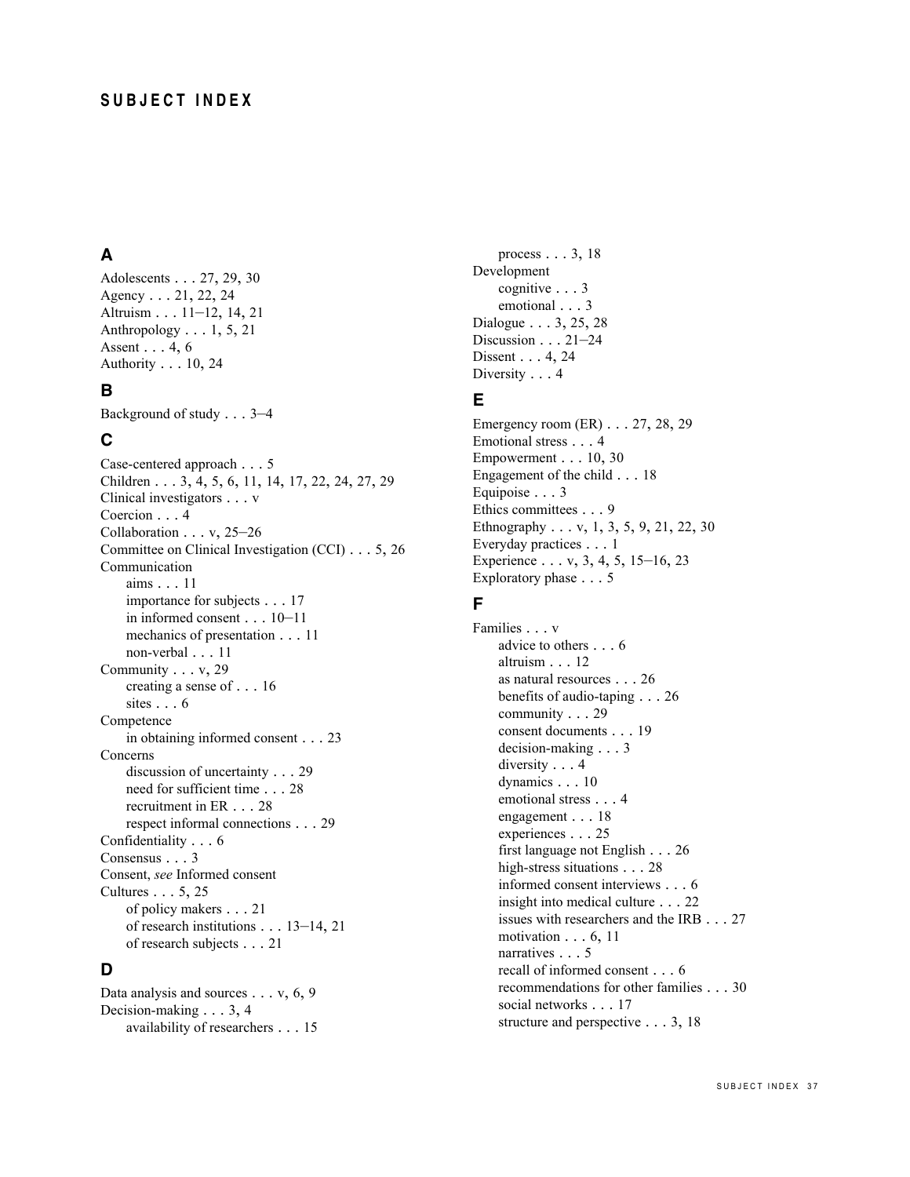# SUBJECT INDEX

## A

Adolescents . . . 27, 29, 30
Agency . . . 21, 22, 24
Altruism . . . 11–12, 14, 21
Anthropology . . . 1, 5, 21
Assent . . . 4, 6
Authority . . . 10, 24

## B

Background of study . . . 3–4

## C

Case-centered approach . . . 5
Children . . . 3, 4, 5, 6, 11, 14, 17, 22, 24, 27, 29
Clinical investigators . . . v
Coercion . . . 4
Collaboration . . . v, 25–26
Committee on Clinical Investigation (CCI) . . . 5, 26
Communication
- aims . . . 11
- importance for subjects . . . 17
- in informed consent . . . 10–11
- mechanics of presentation . . . 11
- non-verbal . . . 11

Community . . . v, 29
- creating a sense of . . . 16
- sites . . . 6

Competence
- in obtaining informed consent . . . 23

Concerns
- discussion of uncertainty . . . 29
- need for sufficient time . . . 28
- recruitment in ER . . . 28
- respect informal connections . . . 29

Confidentiality . . . 6
Consensus . . . 3
Consent, *see* Informed consent
Cultures . . . 5, 25
- of policy makers . . . 21
- of research institutions . . . 13–14, 21
- of research subjects . . . 21

## D

Data analysis and sources . . . v, 6, 9
Decision-making . . . 3, 4
- availability of researchers . . . 15
- process . . . 3, 18

Development
- cognitive . . . 3
- emotional . . . 3

Dialogue . . . 3, 25, 28
Discussion . . . 21–24
Dissent . . . 4, 24
Diversity . . . 4

## E

Emergency room (ER) . . . 27, 28, 29
Emotional stress . . . 4
Empowerment . . . 10, 30
Engagement of the child . . . 18
Equipoise . . . 3
Ethics committees . . . 9
Ethnography . . . v, 1, 3, 5, 9, 21, 22, 30
Everyday practices . . . 1
Experience . . . v, 3, 4, 5, 15–16, 23
Exploratory phase . . . 5

## F

Families . . . v
- advice to others . . . 6
- altruism . . . 12
- as natural resources . . . 26
- benefits of audio-taping . . . 26
- community . . . 29
- consent documents . . . 19
- decision-making . . . 3
- diversity . . . 4
- dynamics . . . 10
- emotional stress . . . 4
- engagement . . . 18
- experiences . . . 25
- first language not English . . . 26
- high-stress situations . . . 28
- informed consent interviews . . . 6
- insight into medical culture . . . 22
- issues with researchers and the IRB . . . 27
- motivation . . . 6, 11
- narratives . . . 5
- recall of informed consent . . . 6
- recommendations for other families . . . 30
- social networks . . . 17
- structure and perspective . . . 3, 18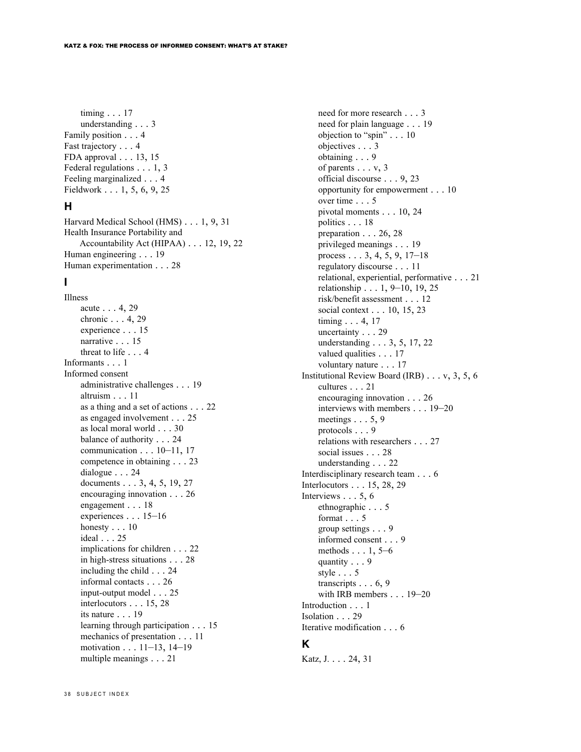timing . . . 17
understanding . . . 3

Family position . . . 4
Fast trajectory . . . 4
FDA approval . . . 13, 15
Federal regulations . . . 1, 3
Feeling marginalized . . . 4
Fieldwork . . . 1, 5, 6, 9, 25

## H

Harvard Medical School (HMS) . . . 1, 9, 31
Health Insurance Portability and Accountability Act (HIPAA) . . . 12, 19, 22
Human engineering . . . 19
Human experimentation . . . 28

## I

Illness
- acute . . . 4, 29
- chronic . . . 4, 29
- experience . . . 15
- narrative . . . 15
- threat to life . . . 4

Informants . . . 1
Informed consent
- administrative challenges . . . 19
- altruism . . . 11
- as a thing and a set of actions . . . 22
- as engaged involvement . . . 25
- as local moral world . . . 30
- balance of authority . . . 24
- communication . . . 10–11, 17
- competence in obtaining . . . 23
- dialogue . . . 24
- documents . . . 3, 4, 5, 19, 27
- encouraging innovation . . . 26
- engagement . . . 18
- experiences . . . 15–16
- honesty . . . 10
- ideal . . . 25
- implications for children . . . 22
- in high-stress situations . . . 28
- including the child . . . 24
- informal contacts . . . 26
- input-output model . . . 25
- interlocutors . . . 15, 28
- its nature . . . 19
- learning through participation . . . 15
- mechanics of presentation . . . 11
- motivation . . . 11–13, 14–19
- multiple meanings . . . 21
- need for more research . . . 3
- need for plain language . . . 19
- objection to "spin" . . . 10
- objectives . . . 3
- obtaining . . . 9
- of parents . . . v, 3
- official discourse . . . 9, 23
- opportunity for empowerment . . . 10
- over time . . . 5
- pivotal moments . . . 10, 24
- politics . . . 18
- preparation . . . 26, 28
- privileged meanings . . . 19
- process . . . 3, 4, 5, 9, 17–18
- regulatory discourse . . . 11
- relational, experiential, performative . . . 21
- relationship . . . 1, 9–10, 19, 25
- risk/benefit assessment . . . 12
- social context . . . 10, 15, 23
- timing . . . 4, 17
- uncertainty . . . 29
- understanding . . . 3, 5, 17, 22
- valued qualities . . . 17
- voluntary nature . . . 17

Institutional Review Board (IRB) . . . v, 3, 5, 6
- cultures . . . 21
- encouraging innovation . . . 26
- interviews with members . . . 19–20
- meetings . . . 5, 9
- protocols . . . 9
- relations with researchers . . . 27
- social issues . . . 28
- understanding . . . 22

Interdisciplinary research team . . . 6
Interlocutors . . . 15, 28, 29
Interviews . . . 5, 6
- ethnographic . . . 5
- format . . . 5
- group settings . . . 9
- informed consent . . . 9
- methods . . . 1, 5–6
- quantity . . . 9
- style . . . 5
- transcripts . . . 6, 9
- with IRB members . . . 19–20

Introduction . . . 1
Isolation . . . 29
Iterative modification . . . 6

## K

Katz, J. . . . 24, 31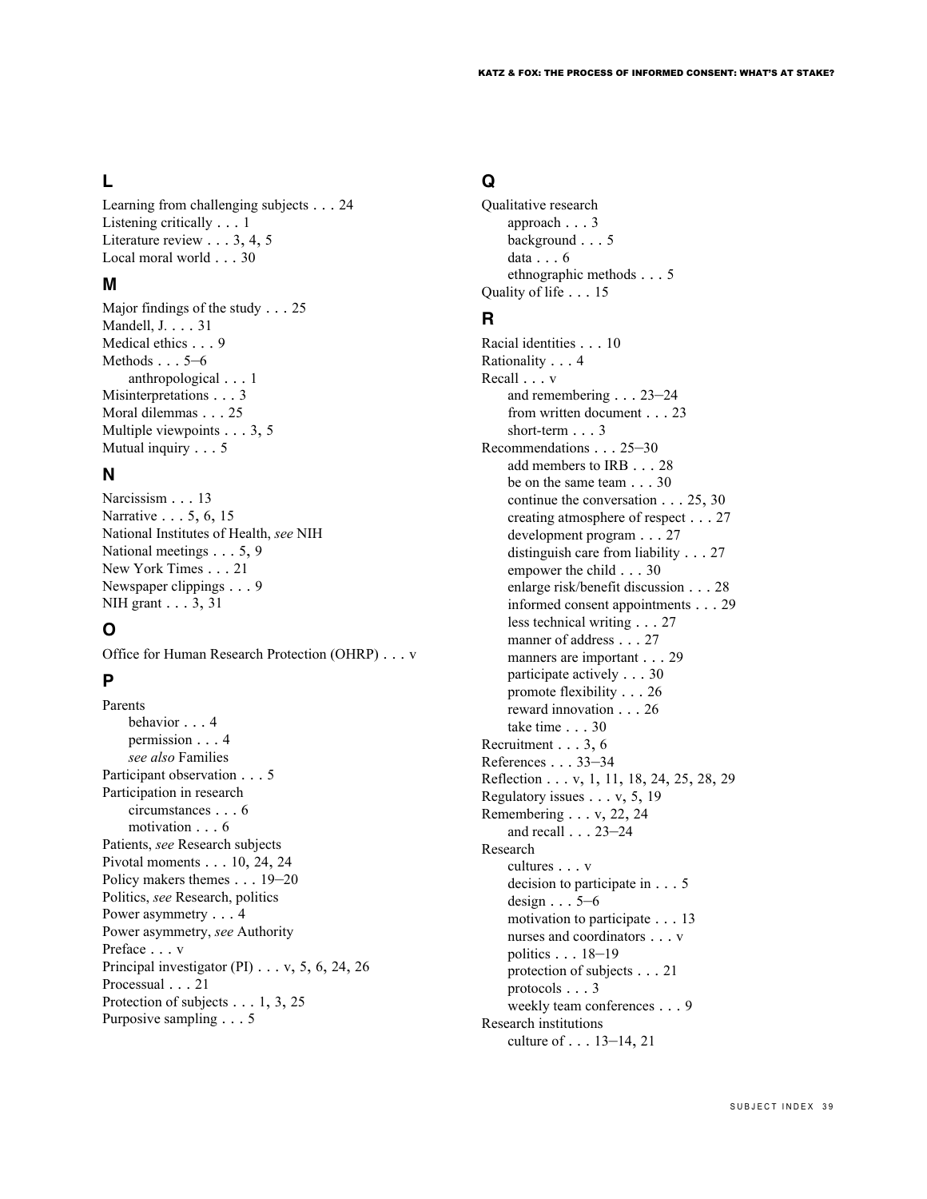## L

Learning from challenging subjects . . . 24
Listening critically . . . 1
Literature review . . . 3, 4, 5
Local moral world . . . 30

## M

Major findings of the study . . . 25
Mandell, J. . . . 31
Medical ethics . . . 9
Methods . . . 5–6
  anthropological . . . 1
Misinterpretations . . . 3
Moral dilemmas . . . 25
Multiple viewpoints . . . 3, 5
Mutual inquiry . . . 5

## N

Narcissism . . . 13
Narrative . . . 5, 6, 15
National Institutes of Health, *see* NIH
National meetings . . . 5, 9
New York Times . . . 21
Newspaper clippings . . . 9
NIH grant . . . 3, 31

## O

Office for Human Research Protection (OHRP) . . . v

## P

Parents
  behavior . . . 4
  permission . . . 4
  *see also* Families
Participant observation . . . 5
Participation in research
  circumstances . . . 6
  motivation . . . 6
Patients, *see* Research subjects
Pivotal moments . . . 10, 24, 24
Policy makers themes . . . 19–20
Politics, *see* Research, politics
Power asymmetry . . . 4
Power asymmetry, *see* Authority
Preface . . . v
Principal investigator (PI) . . . v, 5, 6, 24, 26
Processual . . . 21
Protection of subjects . . . 1, 3, 25
Purposive sampling . . . 5

## Q

Qualitative research
  approach . . . 3
  background . . . 5
  data . . . 6
  ethnographic methods . . . 5
Quality of life . . . 15

## R

Racial identities . . . 10
Rationality . . . 4
Recall . . . v
  and remembering . . . 23–24
  from written document . . . 23
  short-term . . . 3
Recommendations . . . 25–30
  add members to IRB . . . 28
  be on the same team . . . 30
  continue the conversation . . . 25, 30
  creating atmosphere of respect . . . 27
  development program . . . 27
  distinguish care from liability . . . 27
  empower the child . . . 30
  enlarge risk/benefit discussion . . . 28
  informed consent appointments . . . 29
  less technical writing . . . 27
  manner of address . . . 27
  manners are important . . . 29
  participate actively . . . 30
  promote flexibility . . . 26
  reward innovation . . . 26
  take time . . . 30
Recruitment . . . 3, 6
References . . . 33–34
Reflection . . . v, 1, 11, 18, 24, 25, 28, 29
Regulatory issues . . . v, 5, 19
Remembering . . . v, 22, 24
  and recall . . . 23–24
Research
  cultures . . . v
  decision to participate in . . . 5
  design . . . 5–6
  motivation to participate . . . 13
  nurses and coordinators . . . v
  politics . . . 18–19
  protection of subjects . . . 21
  protocols . . . 3
  weekly team conferences . . . 9
Research institutions
  culture of . . . 13–14, 21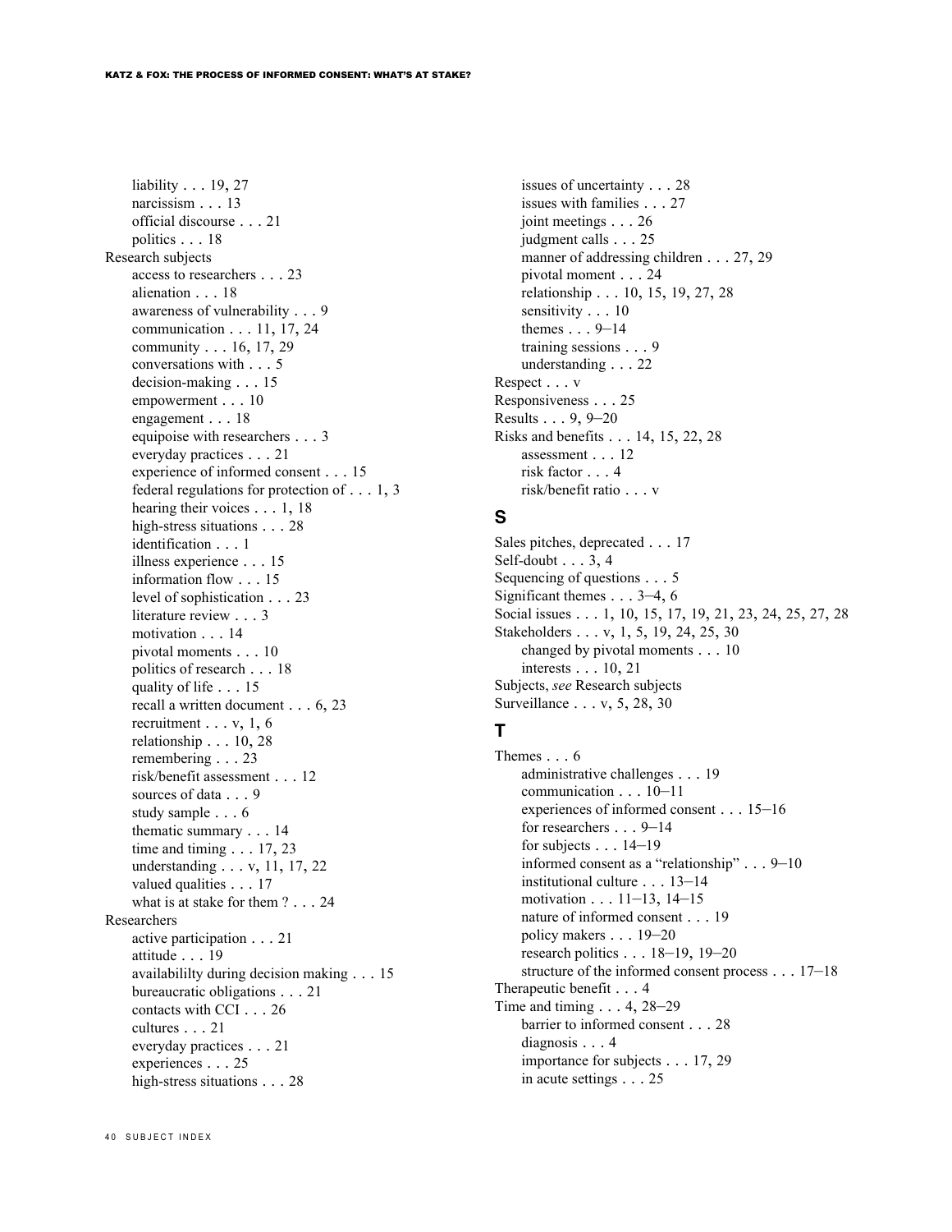liability . . . 19, 27
narcissism . . . 13
official discourse . . . 21
politics . . . 18

Research subjects
- access to researchers . . . 23
- alienation . . . 18
- awareness of vulnerability . . . 9
- communication . . . 11, 17, 24
- community . . . 16, 17, 29
- conversations with . . . 5
- decision-making . . . 15
- empowerment . . . 10
- engagement . . . 18
- equipoise with researchers . . . 3
- everyday practices . . . 21
- experience of informed consent . . . 15
- federal regulations for protection of . . . 1, 3
- hearing their voices . . . 1, 18
- high-stress situations . . . 28
- identification . . . 1
- illness experience . . . 15
- information flow . . . 15
- level of sophistication . . . 23
- literature review . . . 3
- motivation . . . 14
- pivotal moments . . . 10
- politics of research . . . 18
- quality of life . . . 15
- recall a written document . . . 6, 23
- recruitment . . . v, 1, 6
- relationship . . . 10, 28
- remembering . . . 23
- risk/benefit assessment . . . 12
- sources of data . . . 9
- study sample . . . 6
- thematic summary . . . 14
- time and timing . . . 17, 23
- understanding . . . v, 11, 17, 22
- valued qualities . . . 17
- what is at stake for them ? . . . 24

Researchers
- active participation . . . 21
- attitude . . . 19
- availabililty during decision making . . . 15
- bureaucratic obligations . . . 21
- contacts with CCI . . . 26
- cultures . . . 21
- everyday practices . . . 21
- experiences . . . 25
- high-stress situations . . . 28
- issues of uncertainty . . . 28
- issues with families . . . 27
- joint meetings . . . 26
- judgment calls . . . 25
- manner of addressing children . . . 27, 29
- pivotal moment . . . 24
- relationship . . . 10, 15, 19, 27, 28
- sensitivity . . . 10
- themes . . . 9–14
- training sessions . . . 9
- understanding . . . 22

Respect . . . v

Responsiveness . . . 25

Results . . . 9, 9–20

Risks and benefits . . . 14, 15, 22, 28
- assessment . . . 12
- risk factor . . . 4
- risk/benefit ratio . . . v

## S

Sales pitches, deprecated . . . 17

Self-doubt . . . 3, 4

Sequencing of questions . . . 5

Significant themes . . . 3–4, 6

Social issues . . . 1, 10, 15, 17, 19, 21, 23, 24, 25, 27, 28

Stakeholders . . . v, 1, 5, 19, 24, 25, 30
- changed by pivotal moments . . . 10
- interests . . . 10, 21

Subjects, *see* Research subjects

Surveillance . . . v, 5, 28, 30

## T

Themes . . . 6
- administrative challenges . . . 19
- communication . . . 10–11
- experiences of informed consent . . . 15–16
- for researchers . . . 9–14
- for subjects . . . 14–19
- informed consent as a “relationship” . . . 9–10
- institutional culture . . . 13–14
- motivation . . . 11–13, 14–15
- nature of informed consent . . . 19
- policy makers . . . 19–20
- research politics . . . 18–19, 19–20
- structure of the informed consent process . . . 17–18

Therapeutic benefit . . . 4

Time and timing . . . 4, 28–29
- barrier to informed consent . . . 28
- diagnosis . . . 4
- importance for subjects . . . 17, 29
- in acute settings . . . 25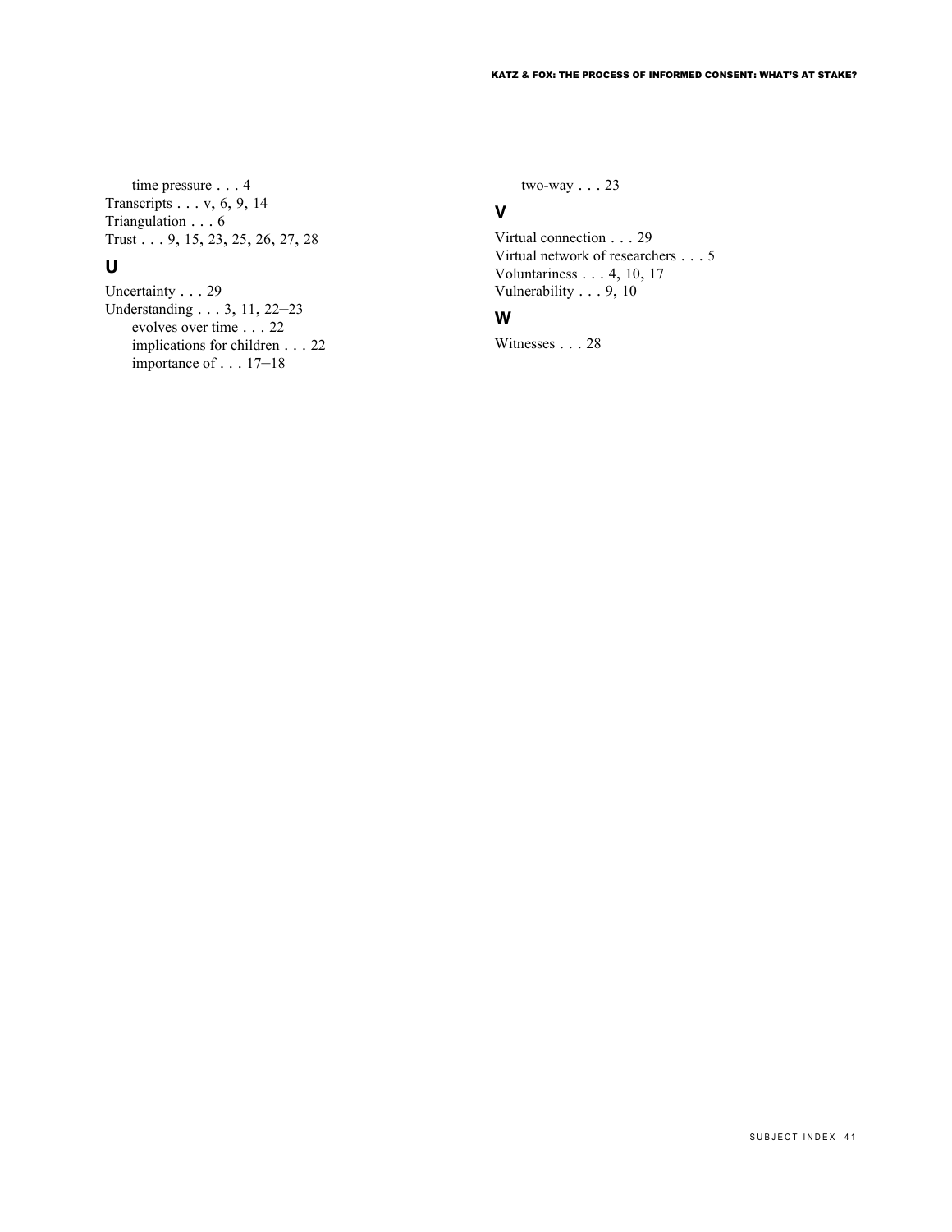time pressure . . . 4

Transcripts . . . v, 6, 9, 14

Triangulation . . . 6

Trust . . . 9, 15, 23, 25, 26, 27, 28

## U

Uncertainty . . . 29

Understanding . . . 3, 11, 22–23

evolves over time . . . 22

implications for children . . . 22

importance of . . . 17–18

two-way . . . 23

## V

Virtual connection . . . 29

Virtual network of researchers . . . 5

Voluntariness . . . 4, 10, 17

Vulnerability . . . 9, 10

## W

Witnesses . . . 28